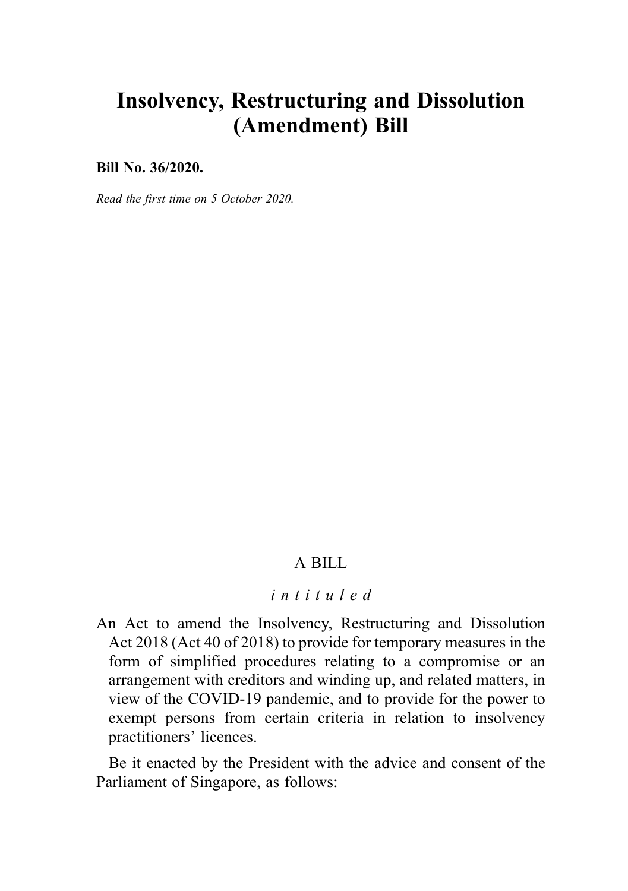# Insolvency, Restructuring and Dissolution (Amendment) Bill

**Bill No. 36/2020.**

*Read the first time on 5 October 2020.*

A BILL

*intituled*

An Act to amend the Insolvency, Restructuring and Dissolution Act 2018 (Act 40 of 2018) to provide for temporary measures in the form of simplified procedures relating to a compromise or an arrangement with creditors and winding up, and related matters, in view of the COVID-19 pandemic, and to provide for the power to exempt persons from certain criteria in relation to insolvency practitioners' licences.

Be it enacted by the President with the advice and consent of the Parliament of Singapore, as follows: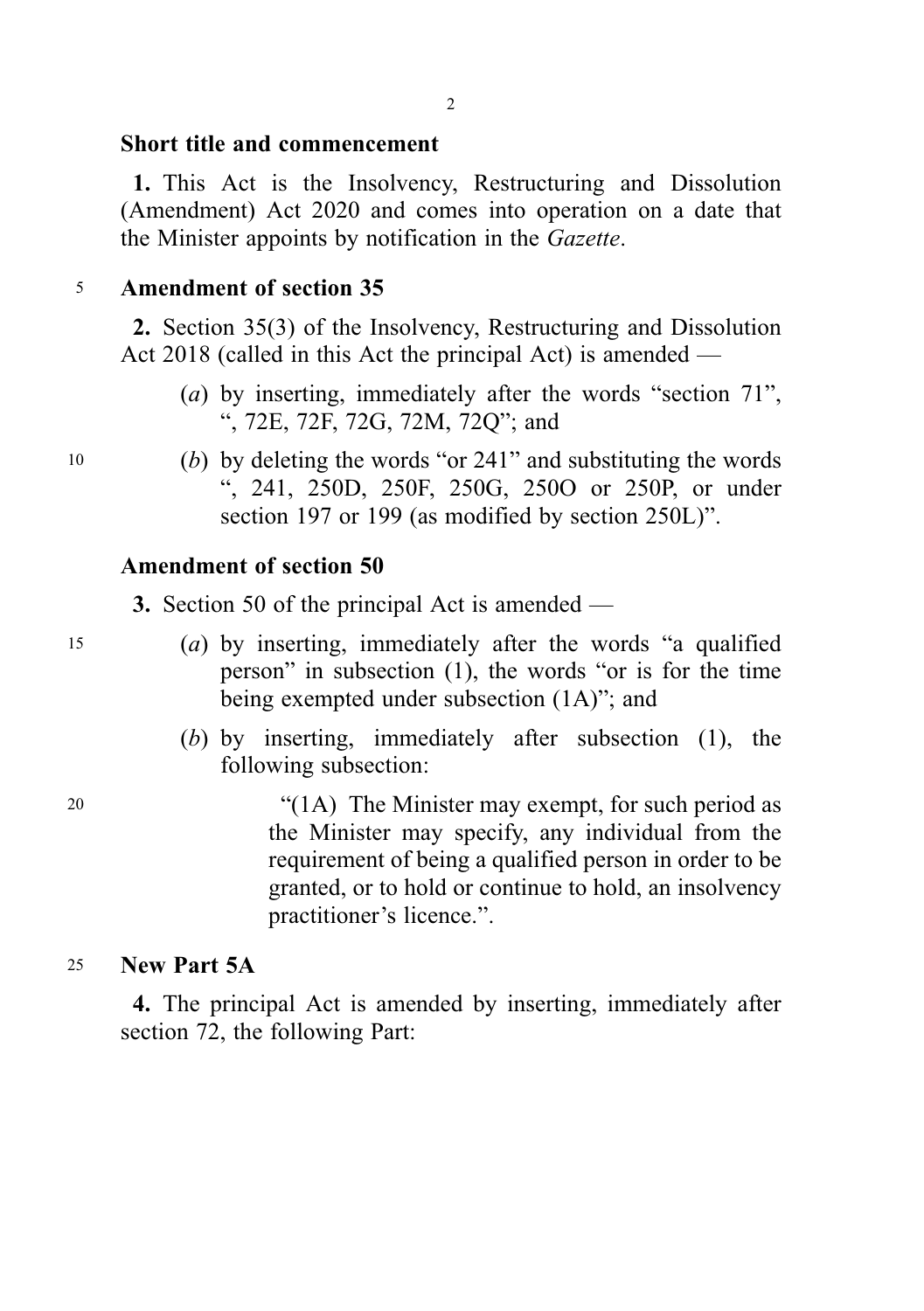## Short title and commencement

**1.** This Act is the Insolvency, Restructuring and Dissolution (Amendment) Act 2020 and comes into operation on a date that the Minister appoints by notification in the *Gazette*.

## Amendment of section 35

**2.** Section 35(3) of the Insolvency, Restructuring and Dissolution Act 2018 (called in this Act the principal Act) is amended —

(*a*) by inserting, immediately after the words "section 71", ", 72E, 72F, 72G, 72M, 72Q"; and

(*b*) by deleting the words "or 241" and substituting the words ", 241, 250D, 250F, 250G, 250O or 250P, or under section 197 or 199 (as modified by section 250L)".

## Amendment of section 50

**3.** Section 50 of the principal Act is amended —

(*a*) by inserting, immediately after the words "a qualified person" in subsection (1), the words "or is for the time being exempted under subsection (1A)"; and

(*b*) by inserting, immediately after subsection (1), the following subsection:

"(1A) The Minister may exempt, for such period as the Minister may specify, any individual from the requirement of being a qualified person in order to be granted, or to hold or continue to hold, an insolvency practitioner's licence.".

## New Part 5A

**4.** The principal Act is amended by inserting, immediately after section 72, the following Part: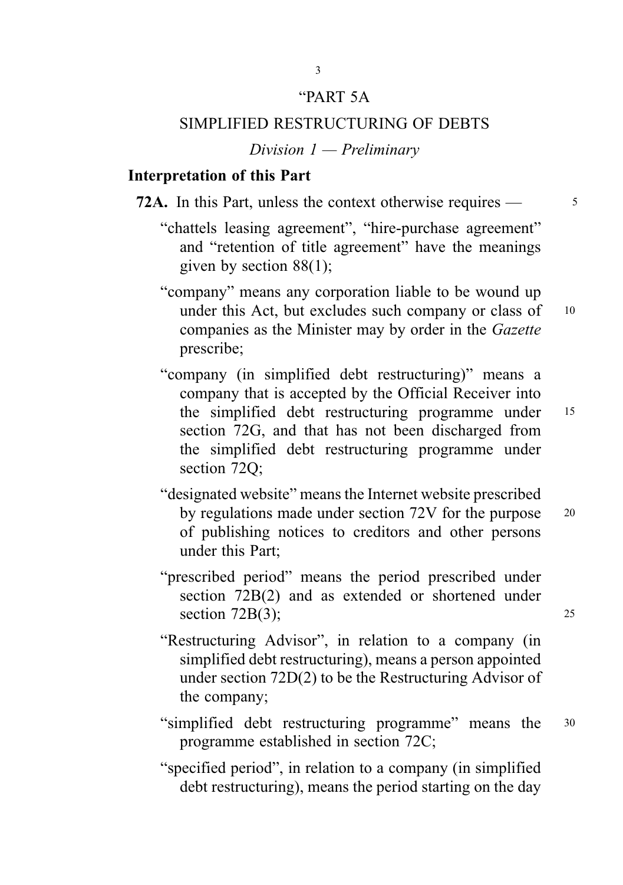"PART 5A

SIMPLIFIED RESTRUCTURING OF DEBTS

*Division 1 — Preliminary*

**Interpretation of this Part**

**72A.** In this Part, unless the context otherwise requires —

"chattels leasing agreement", "hire-purchase agreement" and "retention of title agreement" have the meanings given by section 88(1);

"company" means any corporation liable to be wound up under this Act, but excludes such company or class of companies as the Minister may by order in the *Gazette* prescribe;

"company (in simplified debt restructuring)" means a company that is accepted by the Official Receiver into the simplified debt restructuring programme under section 72G, and that has not been discharged from the simplified debt restructuring programme under section 72Q;

"designated website" means the Internet website prescribed by regulations made under section 72V for the purpose of publishing notices to creditors and other persons under this Part;

"prescribed period" means the period prescribed under section 72B(2) and as extended or shortened under section 72B(3);

"Restructuring Advisor", in relation to a company (in simplified debt restructuring), means a person appointed under section 72D(2) to be the Restructuring Advisor of the company;

"simplified debt restructuring programme" means the programme established in section 72C;

"specified period", in relation to a company (in simplified debt restructuring), means the period starting on the day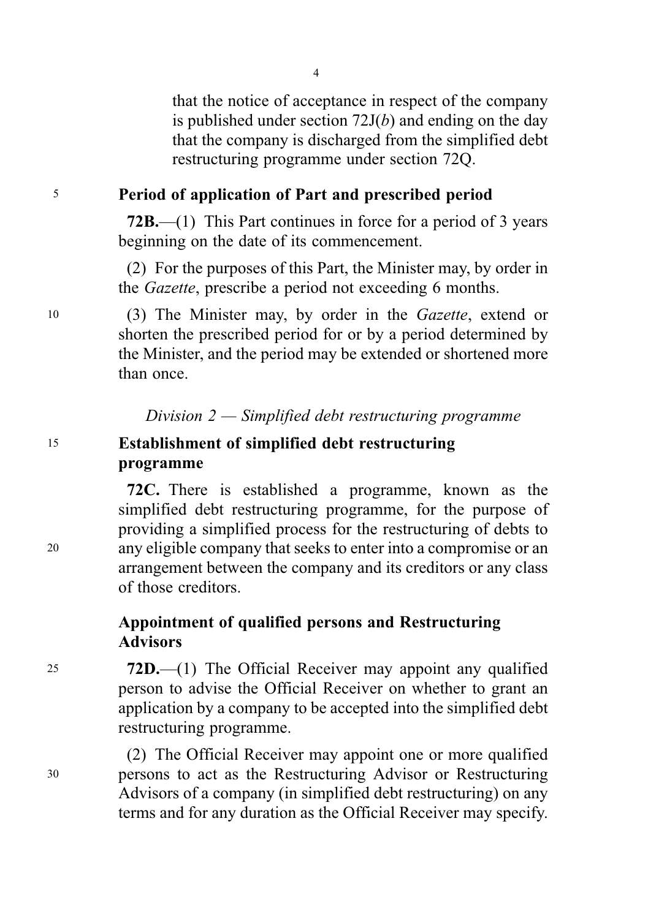that the notice of acceptance in respect of the company is published under section 72J(*b*) and ending on the day that the company is discharged from the simplified debt restructuring programme under section 72Q.

### Period of application of Part and prescribed period

**72B.**—(1) This Part continues in force for a period of 3 years beginning on the date of its commencement.

(2) For the purposes of this Part, the Minister may, by order in the *Gazette*, prescribe a period not exceeding 6 months.

(3) The Minister may, by order in the *Gazette*, extend or shorten the prescribed period for or by a period determined by the Minister, and the period may be extended or shortened more than once.

*Division 2 — Simplified debt restructuring programme*

### Establishment of simplified debt restructuring programme

**72C.** There is established a programme, known as the simplified debt restructuring programme, for the purpose of providing a simplified process for the restructuring of debts to any eligible company that seeks to enter into a compromise or an arrangement between the company and its creditors or any class of those creditors.

### Appointment of qualified persons and Restructuring Advisors

**72D.**—(1) The Official Receiver may appoint any qualified person to advise the Official Receiver on whether to grant an application by a company to be accepted into the simplified debt restructuring programme.

(2) The Official Receiver may appoint one or more qualified persons to act as the Restructuring Advisor or Restructuring Advisors of a company (in simplified debt restructuring) on any terms and for any duration as the Official Receiver may specify.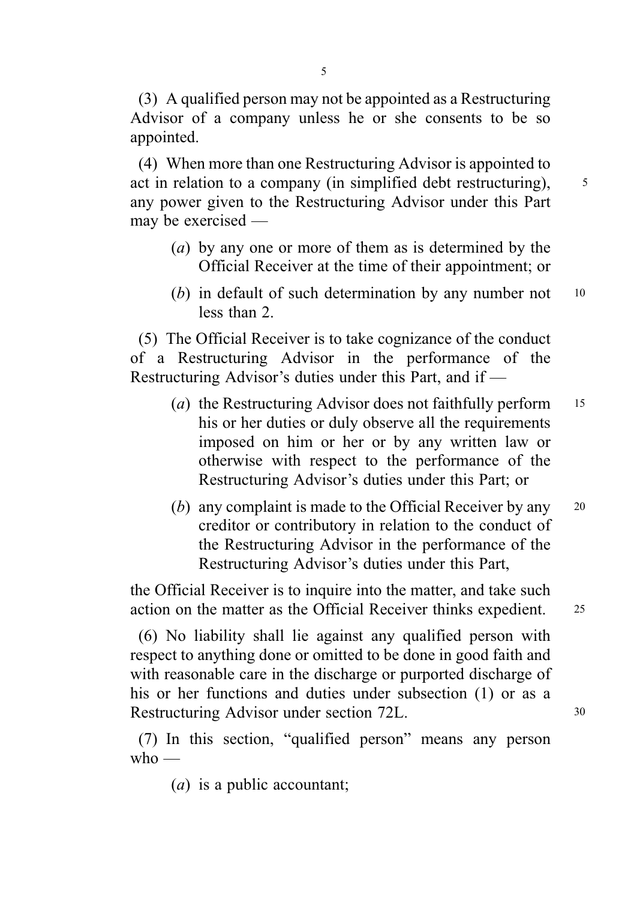(3) A qualified person may not be appointed as a Restructuring Advisor of a company unless he or she consents to be so appointed.

(4) When more than one Restructuring Advisor is appointed to act in relation to a company (in simplified debt restructuring), any power given to the Restructuring Advisor under this Part may be exercised —

(*a*) by any one or more of them as is determined by the Official Receiver at the time of their appointment; or

(*b*) in default of such determination by any number not less than 2.

(5) The Official Receiver is to take cognizance of the conduct of a Restructuring Advisor in the performance of the Restructuring Advisor's duties under this Part, and if —

(*a*) the Restructuring Advisor does not faithfully perform his or her duties or duly observe all the requirements imposed on him or her or by any written law or otherwise with respect to the performance of the Restructuring Advisor's duties under this Part; or

(*b*) any complaint is made to the Official Receiver by any creditor or contributory in relation to the conduct of the Restructuring Advisor in the performance of the Restructuring Advisor's duties under this Part,

the Official Receiver is to inquire into the matter, and take such action on the matter as the Official Receiver thinks expedient.

(6) No liability shall lie against any qualified person with respect to anything done or omitted to be done in good faith and with reasonable care in the discharge or purported discharge of his or her functions and duties under subsection (1) or as a Restructuring Advisor under section 72L.

(7) In this section, "qualified person" means any person who —

(*a*) is a public accountant;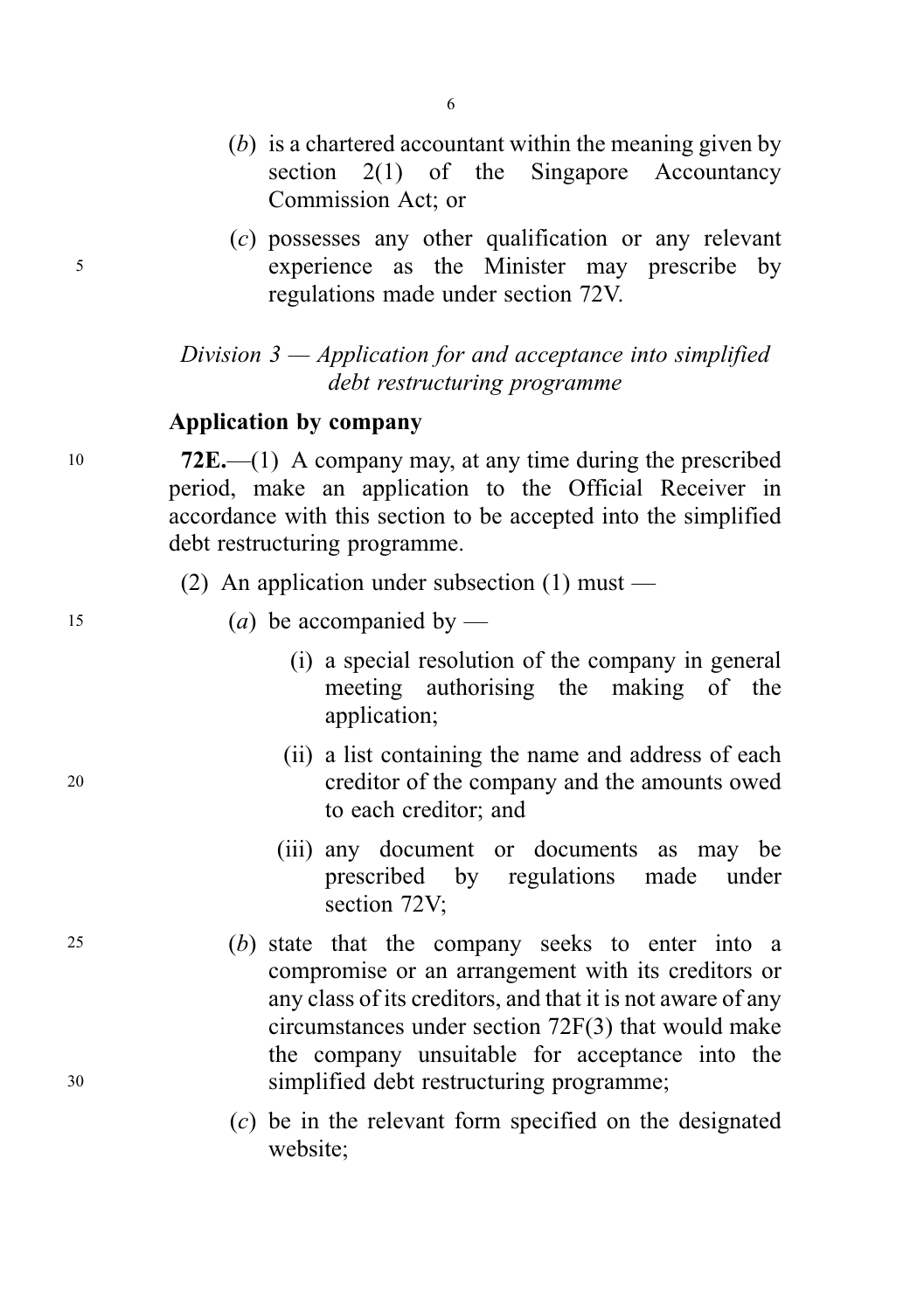(*b*) is a chartered accountant within the meaning given by section 2(1) of the Singapore Accountancy Commission Act; or

(*c*) possesses any other qualification or any relevant experience as the Minister may prescribe by regulations made under section 72V.

*Division 3 — Application for and acceptance into simplified debt restructuring programme*

**Application by company**

**72E.**—(1) A company may, at any time during the prescribed period, make an application to the Official Receiver in accordance with this section to be accepted into the simplified debt restructuring programme.

(2) An application under subsection (1) must —

(*a*) be accompanied by —

(i) a special resolution of the company in general meeting authorising the making of the application;

(ii) a list containing the name and address of each creditor of the company and the amounts owed to each creditor; and

(iii) any document or documents as may be prescribed by regulations made under section 72V;

(*b*) state that the company seeks to enter into a compromise or an arrangement with its creditors or any class of its creditors, and that it is not aware of any circumstances under section 72F(3) that would make the company unsuitable for acceptance into the simplified debt restructuring programme;

(*c*) be in the relevant form specified on the designated website;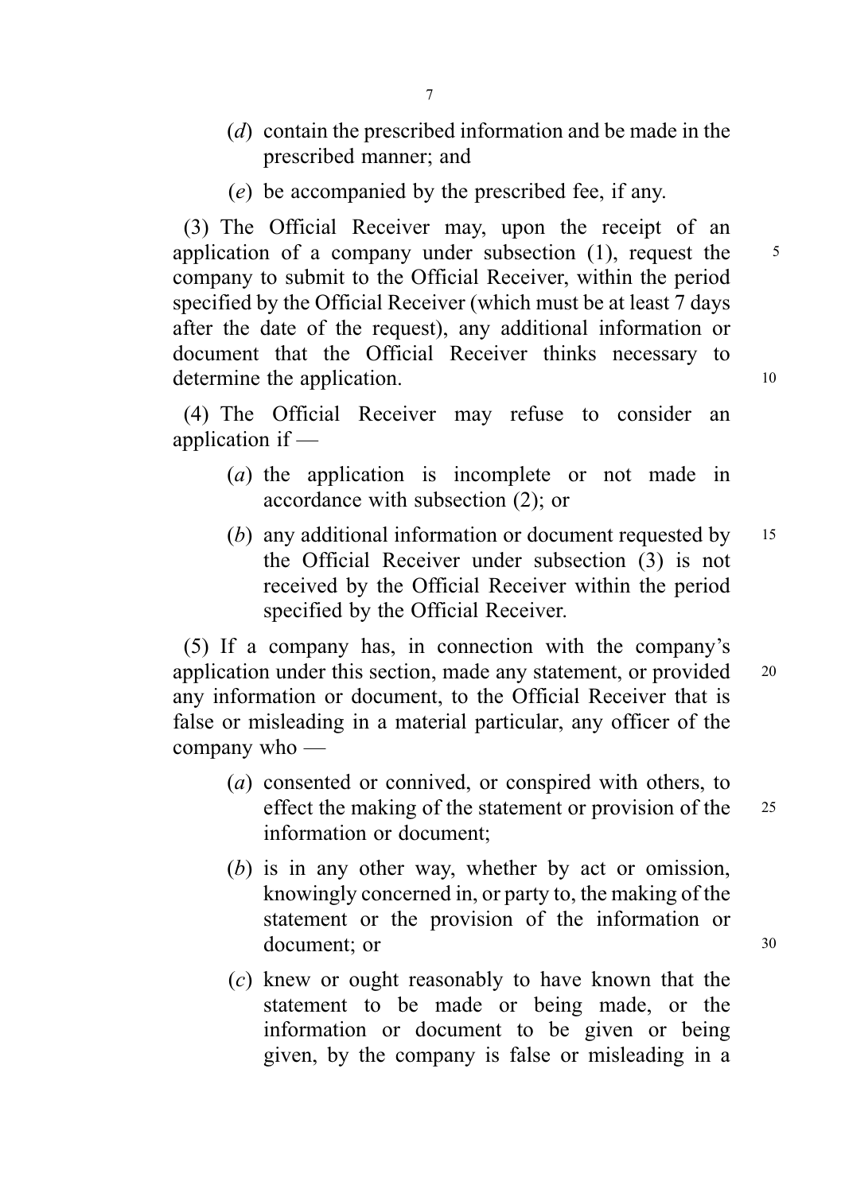(*d*) contain the prescribed information and be made in the prescribed manner; and

(*e*) be accompanied by the prescribed fee, if any.

(3) The Official Receiver may, upon the receipt of an application of a company under subsection (1), request the company to submit to the Official Receiver, within the period specified by the Official Receiver (which must be at least 7 days after the date of the request), any additional information or document that the Official Receiver thinks necessary to determine the application.

(4) The Official Receiver may refuse to consider an application if —

(*a*) the application is incomplete or not made in accordance with subsection (2); or

(*b*) any additional information or document requested by the Official Receiver under subsection (3) is not received by the Official Receiver within the period specified by the Official Receiver.

(5) If a company has, in connection with the company's application under this section, made any statement, or provided any information or document, to the Official Receiver that is false or misleading in a material particular, any officer of the company who —

(*a*) consented or connived, or conspired with others, to effect the making of the statement or provision of the information or document;

(*b*) is in any other way, whether by act or omission, knowingly concerned in, or party to, the making of the statement or the provision of the information or document; or

(*c*) knew or ought reasonably to have known that the statement to be made or being made, or the information or document to be given or being given, by the company is false or misleading in a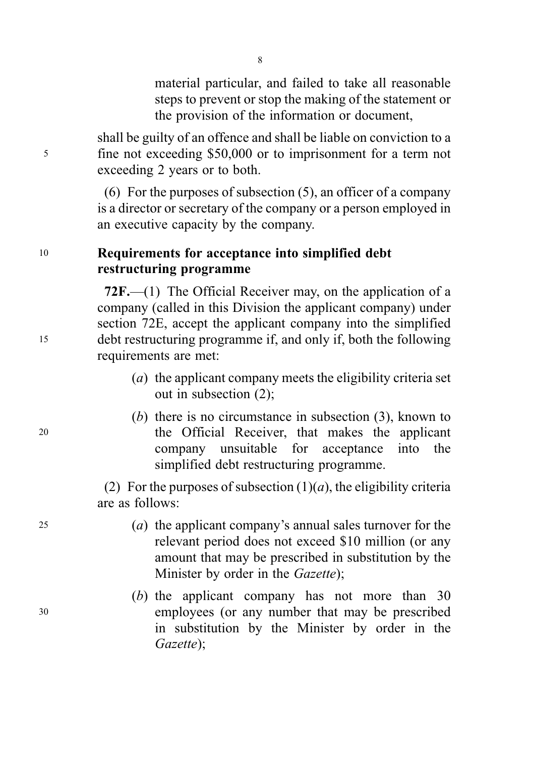material particular, and failed to take all reasonable steps to prevent or stop the making of the statement or the provision of the information or document,

shall be guilty of an offence and shall be liable on conviction to a fine not exceeding $50,000 or to imprisonment for a term not exceeding 2 years or to both.

(6) For the purposes of subsection (5), an officer of a company is a director or secretary of the company or a person employed in an executive capacity by the company.

**Requirements for acceptance into simplified debt restructuring programme**

**72F.**—(1) The Official Receiver may, on the application of a company (called in this Division the applicant company) under section 72E, accept the applicant company into the simplified debt restructuring programme if, and only if, both the following requirements are met:

(*a*) the applicant company meets the eligibility criteria set out in subsection (2);

(*b*) there is no circumstance in subsection (3), known to the Official Receiver, that makes the applicant company unsuitable for acceptance into the simplified debt restructuring programme.

(2) For the purposes of subsection (1)(*a*), the eligibility criteria are as follows:

(*a*) the applicant company's annual sales turnover for the relevant period does not exceed $10 million (or any amount that may be prescribed in substitution by the Minister by order in the *Gazette*);

(*b*) the applicant company has not more than 30 employees (or any number that may be prescribed in substitution by the Minister by order in the *Gazette*);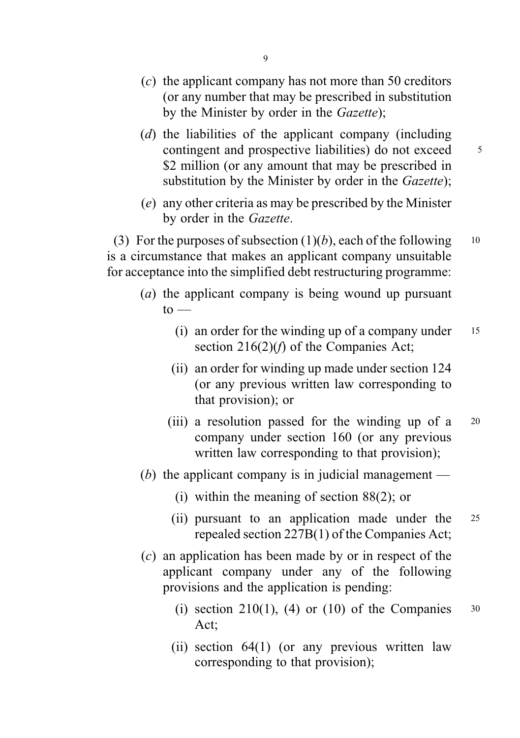(*c*) the applicant company has not more than 50 creditors (or any number that may be prescribed in substitution by the Minister by order in the *Gazette*);

(*d*) the liabilities of the applicant company (including contingent and prospective liabilities) do not exceed \$2 million (or any amount that may be prescribed in substitution by the Minister by order in the *Gazette*);

(*e*) any other criteria as may be prescribed by the Minister by order in the *Gazette*.

(3) For the purposes of subsection (1)(*b*), each of the following is a circumstance that makes an applicant company unsuitable for acceptance into the simplified debt restructuring programme:

(*a*) the applicant company is being wound up pursuant to —

(i) an order for the winding up of a company under section 216(2)(*f*) of the Companies Act;

(ii) an order for winding up made under section 124 (or any previous written law corresponding to that provision); or

(iii) a resolution passed for the winding up of a company under section 160 (or any previous written law corresponding to that provision);

(*b*) the applicant company is in judicial management —

(i) within the meaning of section 88(2); or

(ii) pursuant to an application made under the repealed section 227B(1) of the Companies Act;

(*c*) an application has been made by or in respect of the applicant company under any of the following provisions and the application is pending:

(i) section 210(1), (4) or (10) of the Companies Act;

(ii) section 64(1) (or any previous written law corresponding to that provision);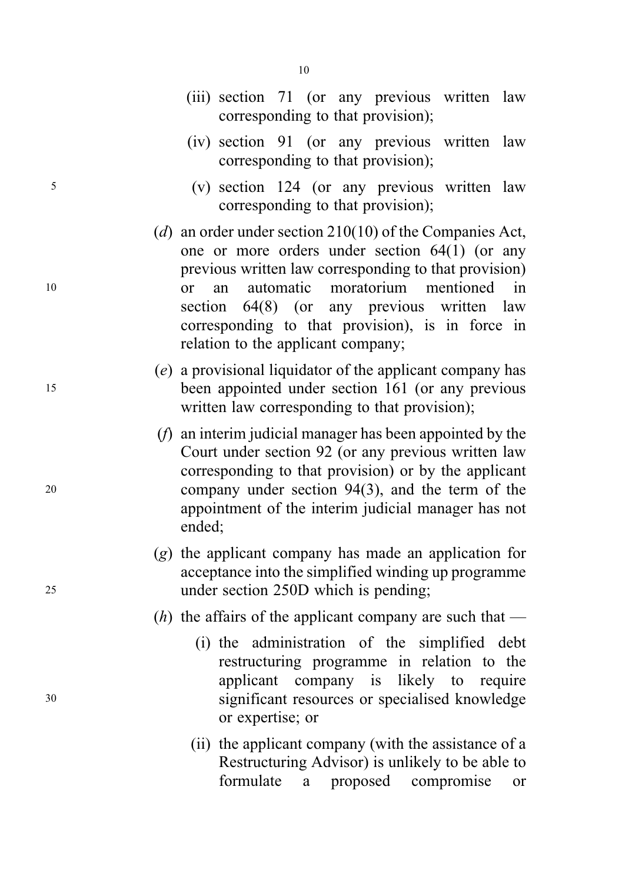(iii) section 71 (or any previous written law corresponding to that provision);

(iv) section 91 (or any previous written law corresponding to that provision);

(v) section 124 (or any previous written law corresponding to that provision);

(*d*) an order under section 210(10) of the Companies Act, one or more orders under section 64(1) (or any previous written law corresponding to that provision) or an automatic moratorium mentioned in section 64(8) (or any previous written law corresponding to that provision), is in force in relation to the applicant company;

(*e*) a provisional liquidator of the applicant company has been appointed under section 161 (or any previous written law corresponding to that provision);

(*f*) an interim judicial manager has been appointed by the Court under section 92 (or any previous written law corresponding to that provision) or by the applicant company under section 94(3), and the term of the appointment of the interim judicial manager has not ended;

(*g*) the applicant company has made an application for acceptance into the simplified winding up programme under section 250D which is pending;

(*h*) the affairs of the applicant company are such that —

(i) the administration of the simplified debt restructuring programme in relation to the applicant company is likely to require significant resources or specialised knowledge or expertise; or

(ii) the applicant company (with the assistance of a Restructuring Advisor) is unlikely to be able to formulate a proposed compromise or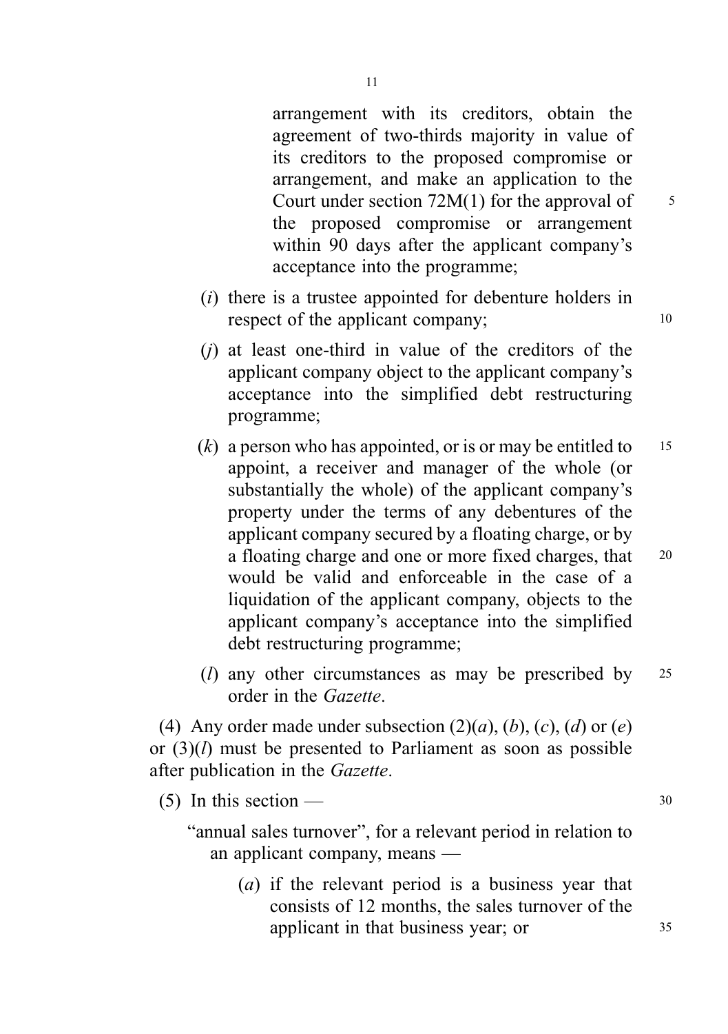arrangement with its creditors, obtain the agreement of two-thirds majority in value of its creditors to the proposed compromise or arrangement, and make an application to the Court under section 72M(1) for the approval of the proposed compromise or arrangement within 90 days after the applicant company's acceptance into the programme;

(*i*) there is a trustee appointed for debenture holders in respect of the applicant company;

(*j*) at least one-third in value of the creditors of the applicant company object to the applicant company's acceptance into the simplified debt restructuring programme;

(*k*) a person who has appointed, or is or may be entitled to appoint, a receiver and manager of the whole (or substantially the whole) of the applicant company's property under the terms of any debentures of the applicant company secured by a floating charge, or by a floating charge and one or more fixed charges, that would be valid and enforceable in the case of a liquidation of the applicant company, objects to the applicant company's acceptance into the simplified debt restructuring programme;

(*l*) any other circumstances as may be prescribed by order in the *Gazette*.

(4) Any order made under subsection (2)(*a*), (*b*), (*c*), (*d*) or (*e*) or (3)(*l*) must be presented to Parliament as soon as possible after publication in the *Gazette*.

(5) In this section —

"annual sales turnover", for a relevant period in relation to an applicant company, means —

(*a*) if the relevant period is a business year that consists of 12 months, the sales turnover of the applicant in that business year; or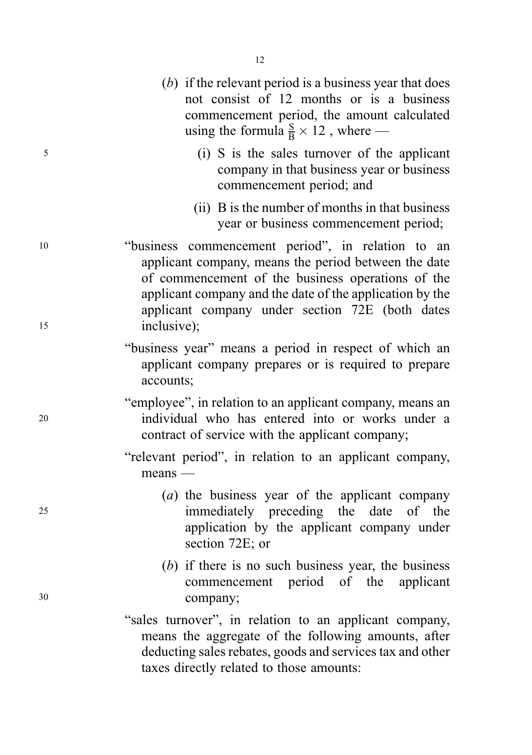(*b*) if the relevant period is a business year that does not consist of 12 months or is a business commencement period, the amount calculated using the formula $\frac{S}{B} \times 12$ , where —

(i) S is the sales turnover of the applicant company in that business year or business commencement period; and

(ii) B is the number of months in that business year or business commencement period;

"business commencement period", in relation to an applicant company, means the period between the date of commencement of the business operations of the applicant company and the date of the application by the applicant company under section 72E (both dates inclusive);

"business year" means a period in respect of which an applicant company prepares or is required to prepare accounts;

"employee", in relation to an applicant company, means an individual who has entered into or works under a contract of service with the applicant company;

"relevant period", in relation to an applicant company, means —

(*a*) the business year of the applicant company immediately preceding the date of the application by the applicant company under section 72E; or

(*b*) if there is no such business year, the business commencement period of the applicant company;

"sales turnover", in relation to an applicant company, means the aggregate of the following amounts, after deducting sales rebates, goods and services tax and other taxes directly related to those amounts: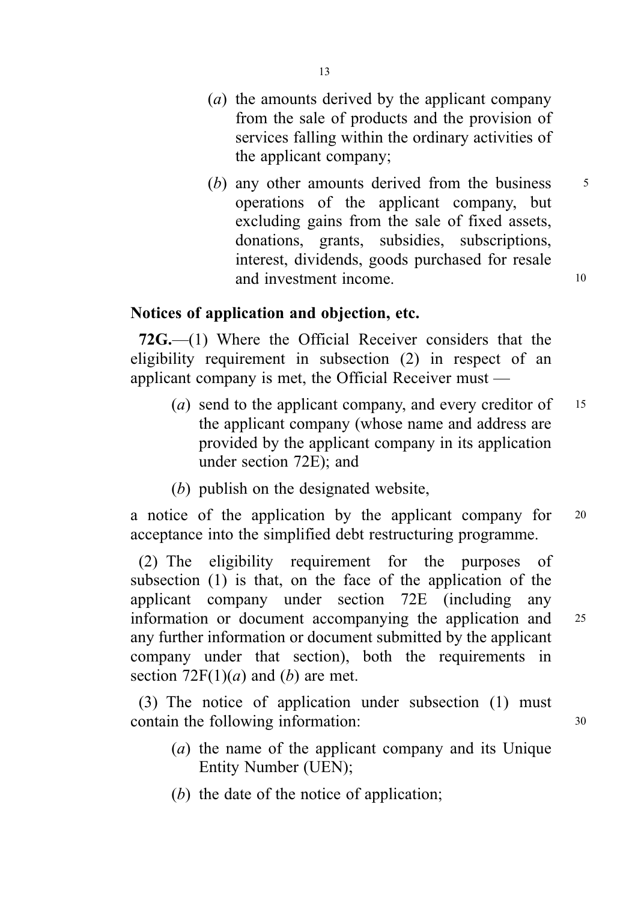(*a*) the amounts derived by the applicant company from the sale of products and the provision of services falling within the ordinary activities of the applicant company;

(*b*) any other amounts derived from the business operations of the applicant company, but excluding gains from the sale of fixed assets, donations, grants, subsidies, subscriptions, interest, dividends, goods purchased for resale and investment income.

**Notices of application and objection, etc.**

**72G.**—(1) Where the Official Receiver considers that the eligibility requirement in subsection (2) in respect of an applicant company is met, the Official Receiver must —

(*a*) send to the applicant company, and every creditor of the applicant company (whose name and address are provided by the applicant company in its application under section 72E); and

(*b*) publish on the designated website,

a notice of the application by the applicant company for acceptance into the simplified debt restructuring programme.

(2) The eligibility requirement for the purposes of subsection (1) is that, on the face of the application of the applicant company under section 72E (including any information or document accompanying the application and any further information or document submitted by the applicant company under that section), both the requirements in section 72F(1)(*a*) and (*b*) are met.

(3) The notice of application under subsection (1) must contain the following information:

(*a*) the name of the applicant company and its Unique Entity Number (UEN);

(*b*) the date of the notice of application;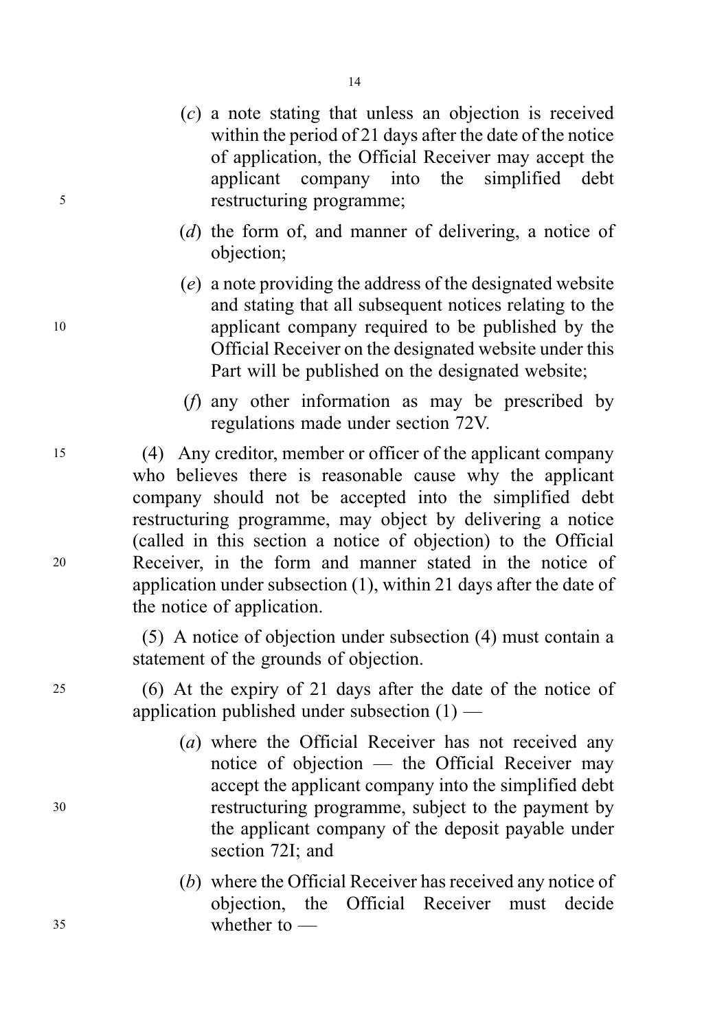(*c*) a note stating that unless an objection is received within the period of 21 days after the date of the notice of application, the Official Receiver may accept the applicant company into the simplified debt restructuring programme;

(*d*) the form of, and manner of delivering, a notice of objection;

(*e*) a note providing the address of the designated website and stating that all subsequent notices relating to the applicant company required to be published by the Official Receiver on the designated website under this Part will be published on the designated website;

(*f*) any other information as may be prescribed by regulations made under section 72V.

(4) Any creditor, member or officer of the applicant company who believes there is reasonable cause why the applicant company should not be accepted into the simplified debt restructuring programme, may object by delivering a notice (called in this section a notice of objection) to the Official Receiver, in the form and manner stated in the notice of application under subsection (1), within 21 days after the date of the notice of application.

(5) A notice of objection under subsection (4) must contain a statement of the grounds of objection.

(6) At the expiry of 21 days after the date of the notice of application published under subsection (1) —

(*a*) where the Official Receiver has not received any notice of objection — the Official Receiver may accept the applicant company into the simplified debt restructuring programme, subject to the payment by the applicant company of the deposit payable under section 72I; and

(*b*) where the Official Receiver has received any notice of objection, the Official Receiver must decide whether to —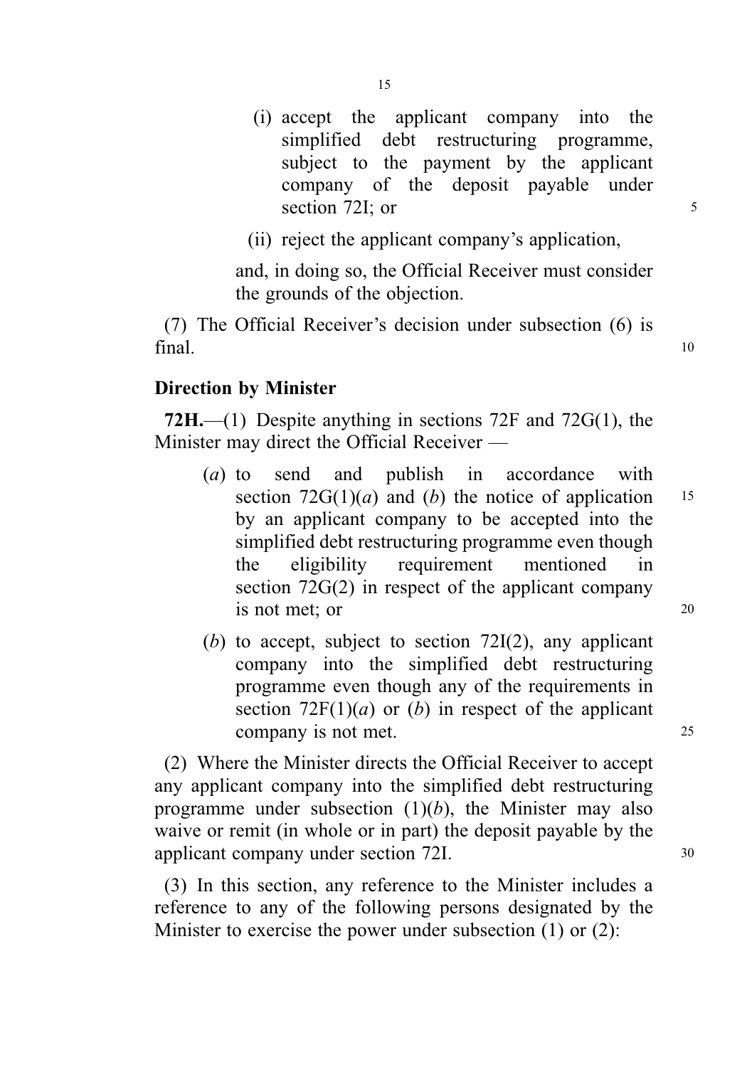(i) accept the applicant company into the simplified debt restructuring programme, subject to the payment by the applicant company of the deposit payable under section 72I; or

(ii) reject the applicant company's application,

and, in doing so, the Official Receiver must consider the grounds of the objection.

(7) The Official Receiver's decision under subsection (6) is final.

**Direction by Minister**

**72H.**—(1) Despite anything in sections 72F and 72G(1), the Minister may direct the Official Receiver —

(*a*) to send and publish in accordance with section 72G(1)(*a*) and (*b*) the notice of application by an applicant company to be accepted into the simplified debt restructuring programme even though the eligibility requirement mentioned in section 72G(2) in respect of the applicant company is not met; or

(*b*) to accept, subject to section 72I(2), any applicant company into the simplified debt restructuring programme even though any of the requirements in section 72F(1)(*a*) or (*b*) in respect of the applicant company is not met.

(2) Where the Minister directs the Official Receiver to accept any applicant company into the simplified debt restructuring programme under subsection (1)(*b*), the Minister may also waive or remit (in whole or in part) the deposit payable by the applicant company under section 72I.

(3) In this section, any reference to the Minister includes a reference to any of the following persons designated by the Minister to exercise the power under subsection (1) or (2):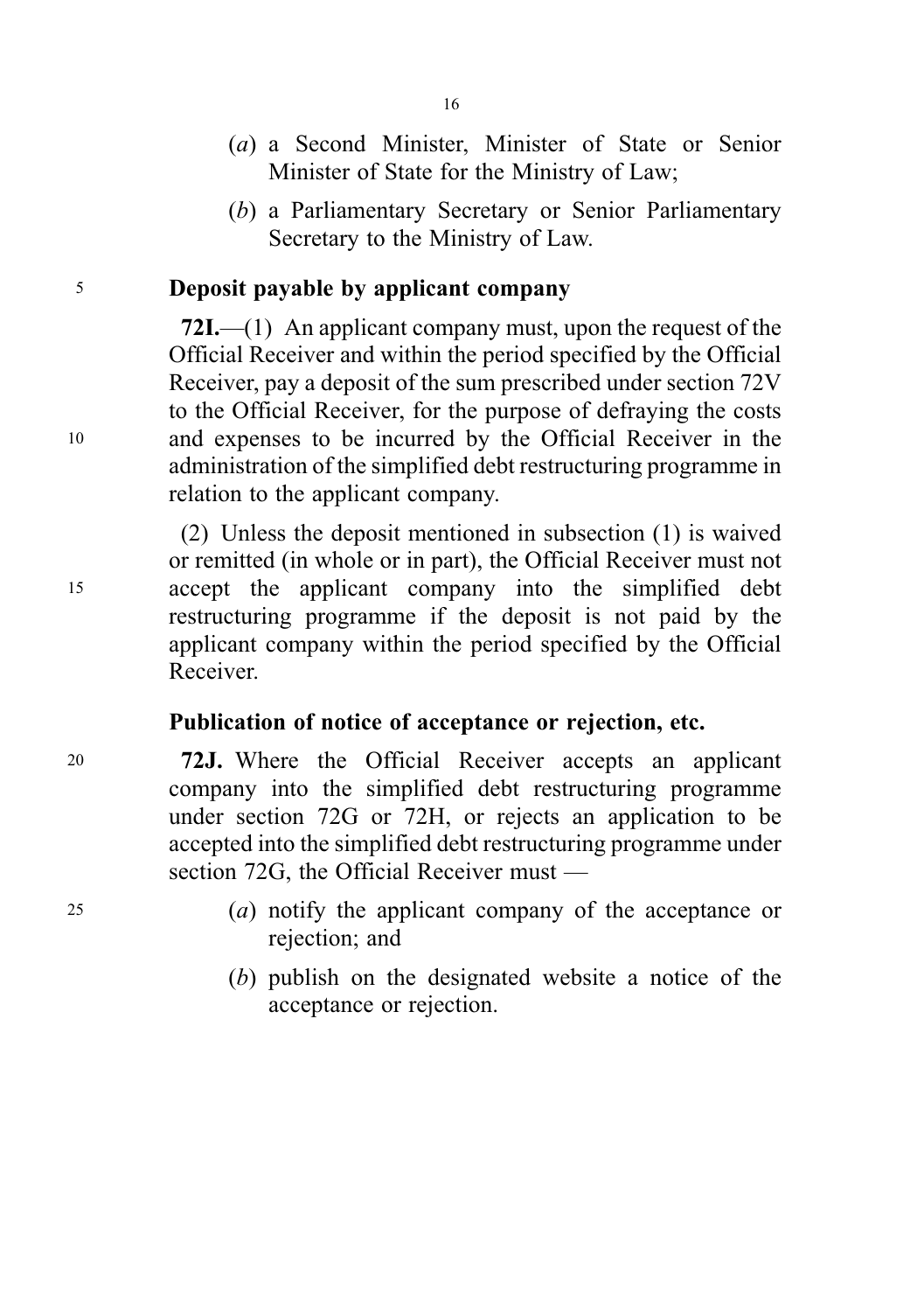(*a*) a Second Minister, Minister of State or Senior Minister of State for the Ministry of Law;

(*b*) a Parliamentary Secretary or Senior Parliamentary Secretary to the Ministry of Law.

**Deposit payable by applicant company**

**72I.**—(1) An applicant company must, upon the request of the Official Receiver and within the period specified by the Official Receiver, pay a deposit of the sum prescribed under section 72V to the Official Receiver, for the purpose of defraying the costs and expenses to be incurred by the Official Receiver in the administration of the simplified debt restructuring programme in relation to the applicant company.

(2) Unless the deposit mentioned in subsection (1) is waived or remitted (in whole or in part), the Official Receiver must not accept the applicant company into the simplified debt restructuring programme if the deposit is not paid by the applicant company within the period specified by the Official Receiver.

**Publication of notice of acceptance or rejection, etc.**

**72J.** Where the Official Receiver accepts an applicant company into the simplified debt restructuring programme under section 72G or 72H, or rejects an application to be accepted into the simplified debt restructuring programme under section 72G, the Official Receiver must —

(*a*) notify the applicant company of the acceptance or rejection; and

(*b*) publish on the designated website a notice of the acceptance or rejection.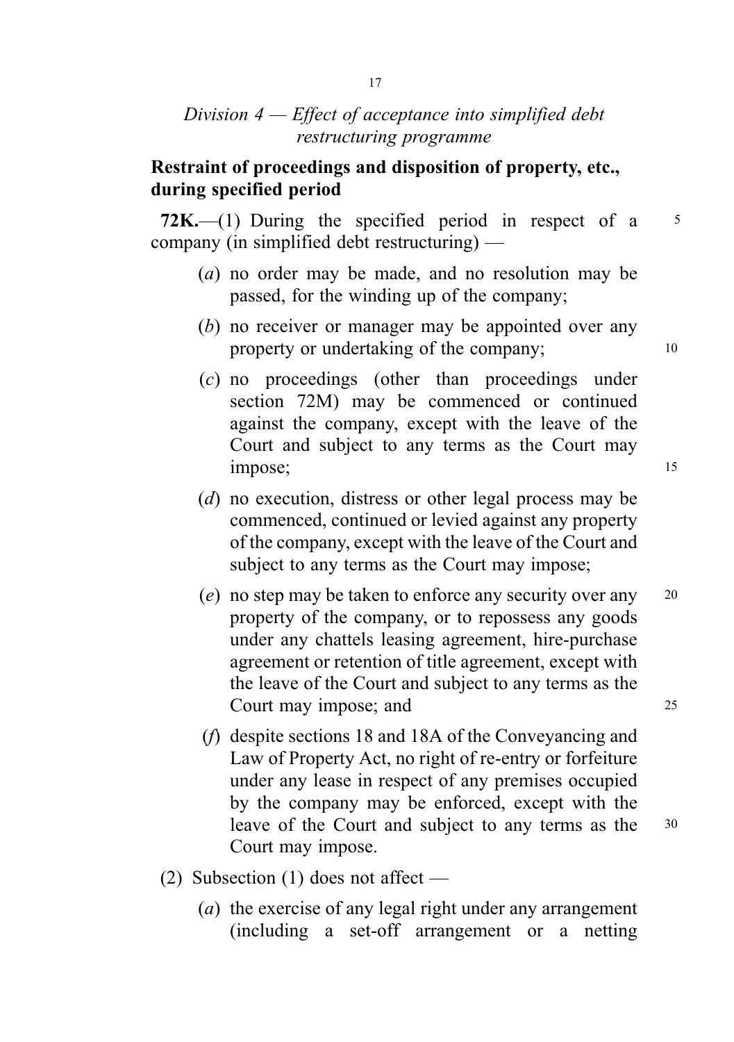*Division 4 — Effect of acceptance into simplified debt restructuring programme*

**Restraint of proceedings and disposition of property, etc., during specified period**

**72K.**—(1) During the specified period in respect of a company (in simplified debt restructuring) —

(*a*) no order may be made, and no resolution may be passed, for the winding up of the company;

(*b*) no receiver or manager may be appointed over any property or undertaking of the company;

(*c*) no proceedings (other than proceedings under section 72M) may be commenced or continued against the company, except with the leave of the Court and subject to any terms as the Court may impose;

(*d*) no execution, distress or other legal process may be commenced, continued or levied against any property of the company, except with the leave of the Court and subject to any terms as the Court may impose;

(*e*) no step may be taken to enforce any security over any property of the company, or to repossess any goods under any chattels leasing agreement, hire-purchase agreement or retention of title agreement, except with the leave of the Court and subject to any terms as the Court may impose; and

(*f*) despite sections 18 and 18A of the Conveyancing and Law of Property Act, no right of re-entry or forfeiture under any lease in respect of any premises occupied by the company may be enforced, except with the leave of the Court and subject to any terms as the Court may impose.

(2) Subsection (1) does not affect —

(*a*) the exercise of any legal right under any arrangement (including a set-off arrangement or a netting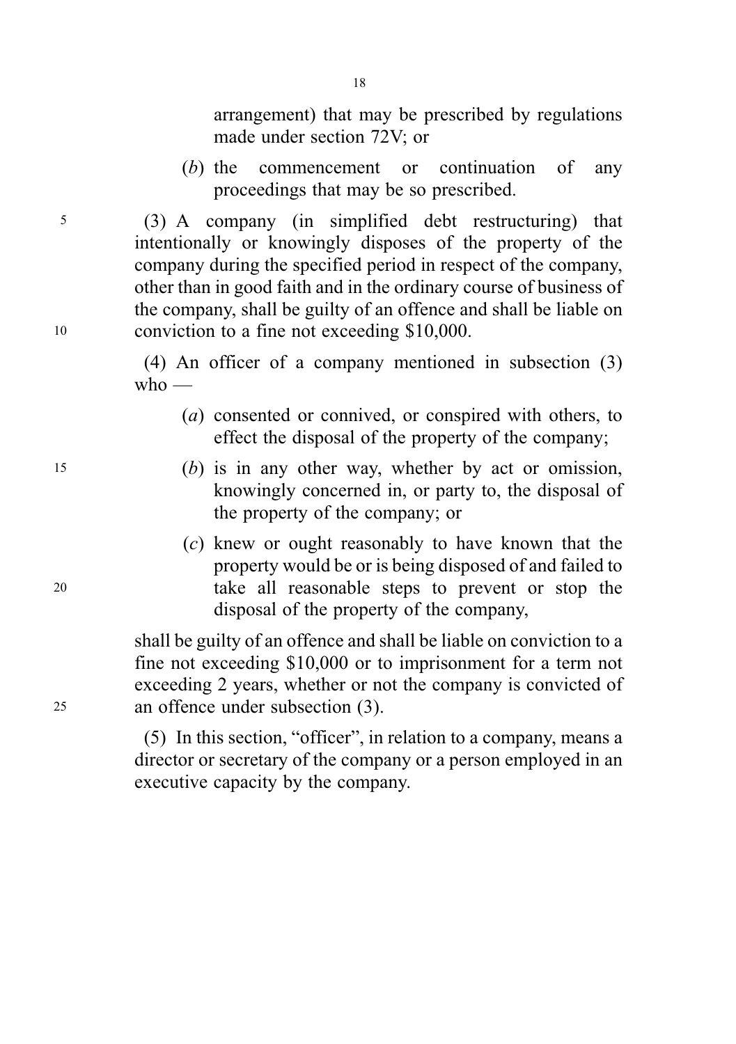arrangement) that may be prescribed by regulations made under section 72V; or

(*b*) the commencement or continuation of any proceedings that may be so prescribed.

(3) A company (in simplified debt restructuring) that intentionally or knowingly disposes of the property of the company during the specified period in respect of the company, other than in good faith and in the ordinary course of business of the company, shall be guilty of an offence and shall be liable on conviction to a fine not exceeding $10,000.

(4) An officer of a company mentioned in subsection (3) who —

(*a*) consented or connived, or conspired with others, to effect the disposal of the property of the company;

(*b*) is in any other way, whether by act or omission, knowingly concerned in, or party to, the disposal of the property of the company; or

(*c*) knew or ought reasonably to have known that the property would be or is being disposed of and failed to take all reasonable steps to prevent or stop the disposal of the property of the company,

shall be guilty of an offence and shall be liable on conviction to a fine not exceeding $10,000 or to imprisonment for a term not exceeding 2 years, whether or not the company is convicted of an offence under subsection (3).

(5) In this section, "officer", in relation to a company, means a director or secretary of the company or a person employed in an executive capacity by the company.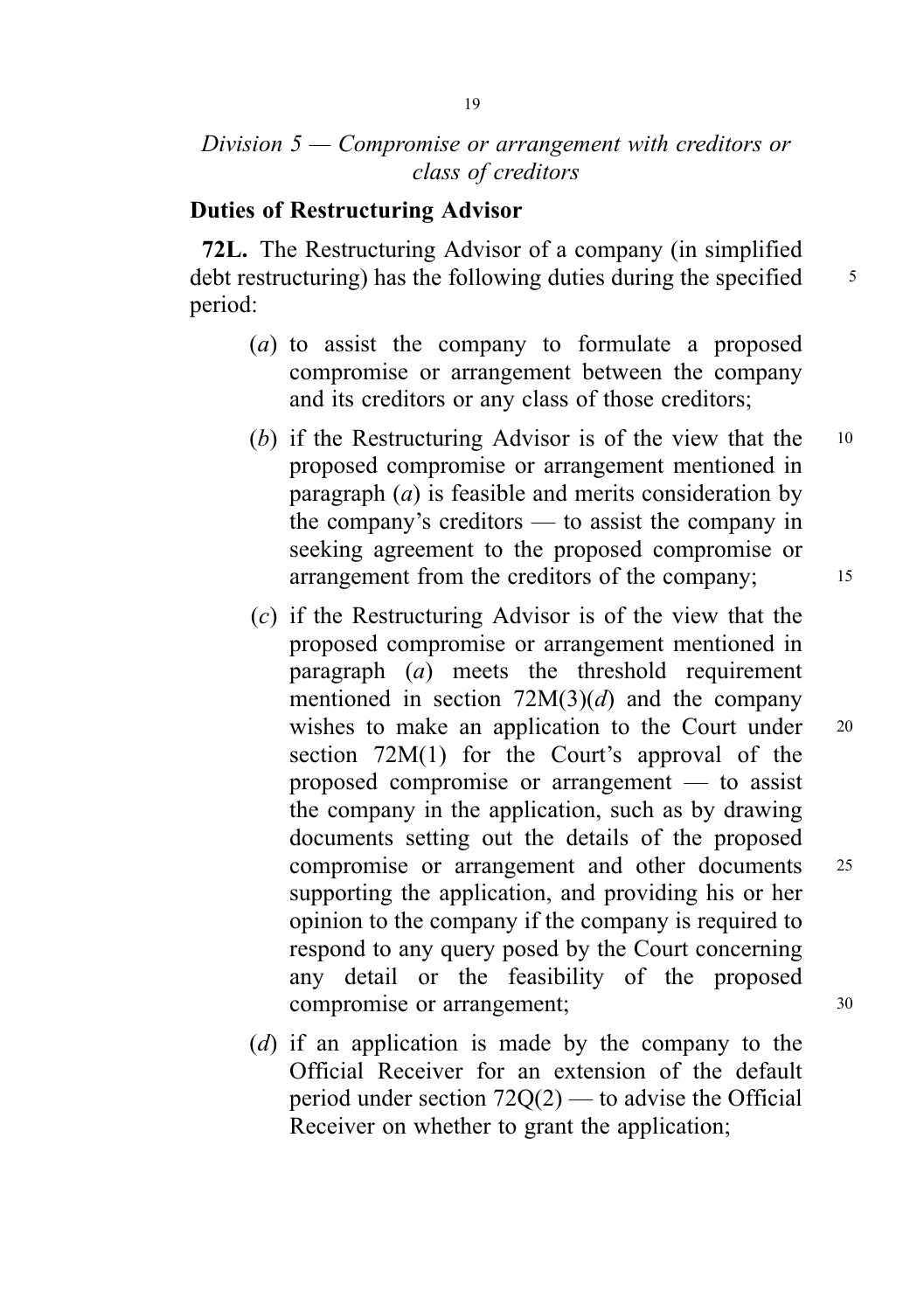*Division 5 — Compromise or arrangement with creditors or class of creditors*

**Duties of Restructuring Advisor**

**72L.** The Restructuring Advisor of a company (in simplified debt restructuring) has the following duties during the specified period:

(*a*) to assist the company to formulate a proposed compromise or arrangement between the company and its creditors or any class of those creditors;

(*b*) if the Restructuring Advisor is of the view that the proposed compromise or arrangement mentioned in paragraph (*a*) is feasible and merits consideration by the company's creditors — to assist the company in seeking agreement to the proposed compromise or arrangement from the creditors of the company;

(*c*) if the Restructuring Advisor is of the view that the proposed compromise or arrangement mentioned in paragraph (*a*) meets the threshold requirement mentioned in section 72M(3)(*d*) and the company wishes to make an application to the Court under section 72M(1) for the Court's approval of the proposed compromise or arrangement — to assist the company in the application, such as by drawing documents setting out the details of the proposed compromise or arrangement and other documents supporting the application, and providing his or her opinion to the company if the company is required to respond to any query posed by the Court concerning any detail or the feasibility of the proposed compromise or arrangement;

(*d*) if an application is made by the company to the Official Receiver for an extension of the default period under section 72Q(2) — to advise the Official Receiver on whether to grant the application;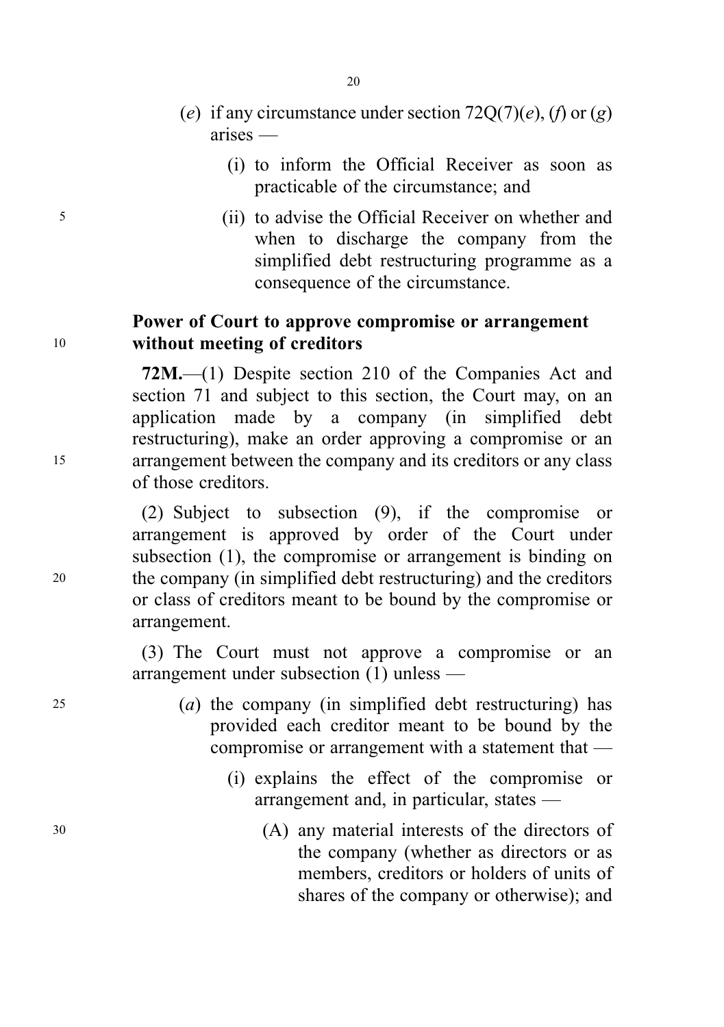(*e*) if any circumstance under section 72Q(7)(*e*), (*f*) or (*g*) arises —

(i) to inform the Official Receiver as soon as practicable of the circumstance; and

(ii) to advise the Official Receiver on whether and when to discharge the company from the simplified debt restructuring programme as a consequence of the circumstance.

**Power of Court to approve compromise or arrangement without meeting of creditors**

**72M.**—(1) Despite section 210 of the Companies Act and section 71 and subject to this section, the Court may, on an application made by a company (in simplified debt restructuring), make an order approving a compromise or an arrangement between the company and its creditors or any class of those creditors.

(2) Subject to subsection (9), if the compromise or arrangement is approved by order of the Court under subsection (1), the compromise or arrangement is binding on the company (in simplified debt restructuring) and the creditors or class of creditors meant to be bound by the compromise or arrangement.

(3) The Court must not approve a compromise or an arrangement under subsection (1) unless —

(*a*) the company (in simplified debt restructuring) has provided each creditor meant to be bound by the compromise or arrangement with a statement that —

(i) explains the effect of the compromise or arrangement and, in particular, states —

(A) any material interests of the directors of the company (whether as directors or as members, creditors or holders of units of shares of the company or otherwise); and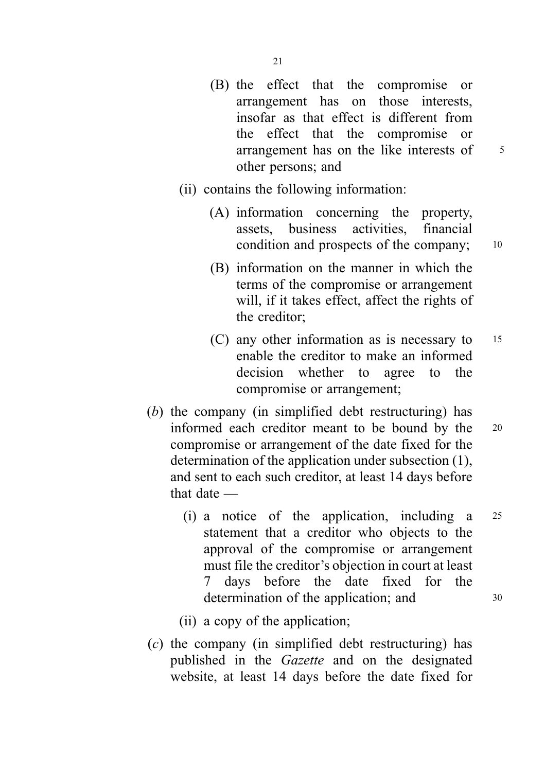(B) the effect that the compromise or arrangement has on those interests, insofar as that effect is different from the effect that the compromise or arrangement has on the like interests of other persons; and

(ii) contains the following information:

(A) information concerning the property, assets, business activities, financial condition and prospects of the company;

(B) information on the manner in which the terms of the compromise or arrangement will, if it takes effect, affect the rights of the creditor;

(C) any other information as is necessary to enable the creditor to make an informed decision whether to agree to the compromise or arrangement;

(*b*) the company (in simplified debt restructuring) has informed each creditor meant to be bound by the compromise or arrangement of the date fixed for the determination of the application under subsection (1), and sent to each such creditor, at least 14 days before that date —

(i) a notice of the application, including a statement that a creditor who objects to the approval of the compromise or arrangement must file the creditor's objection in court at least 7 days before the date fixed for the determination of the application; and

(ii) a copy of the application;

(*c*) the company (in simplified debt restructuring) has published in the *Gazette* and on the designated website, at least 14 days before the date fixed for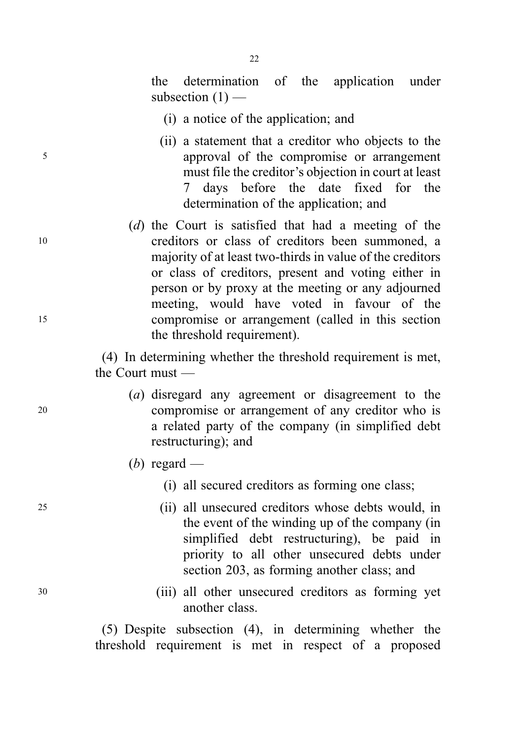the determination of the application under subsection (1) —

(i) a notice of the application; and

(ii) a statement that a creditor who objects to the approval of the compromise or arrangement must file the creditor's objection in court at least 7 days before the date fixed for the determination of the application; and

(*d*) the Court is satisfied that had a meeting of the creditors or class of creditors been summoned, a majority of at least two-thirds in value of the creditors or class of creditors, present and voting either in person or by proxy at the meeting or any adjourned meeting, would have voted in favour of the compromise or arrangement (called in this section the threshold requirement).

(4) In determining whether the threshold requirement is met, the Court must —

(*a*) disregard any agreement or disagreement to the compromise or arrangement of any creditor who is a related party of the company (in simplified debt restructuring); and

(*b*) regard —

(i) all secured creditors as forming one class;

(ii) all unsecured creditors whose debts would, in the event of the winding up of the company (in simplified debt restructuring), be paid in priority to all other unsecured debts under section 203, as forming another class; and

(iii) all other unsecured creditors as forming yet another class.

(5) Despite subsection (4), in determining whether the threshold requirement is met in respect of a proposed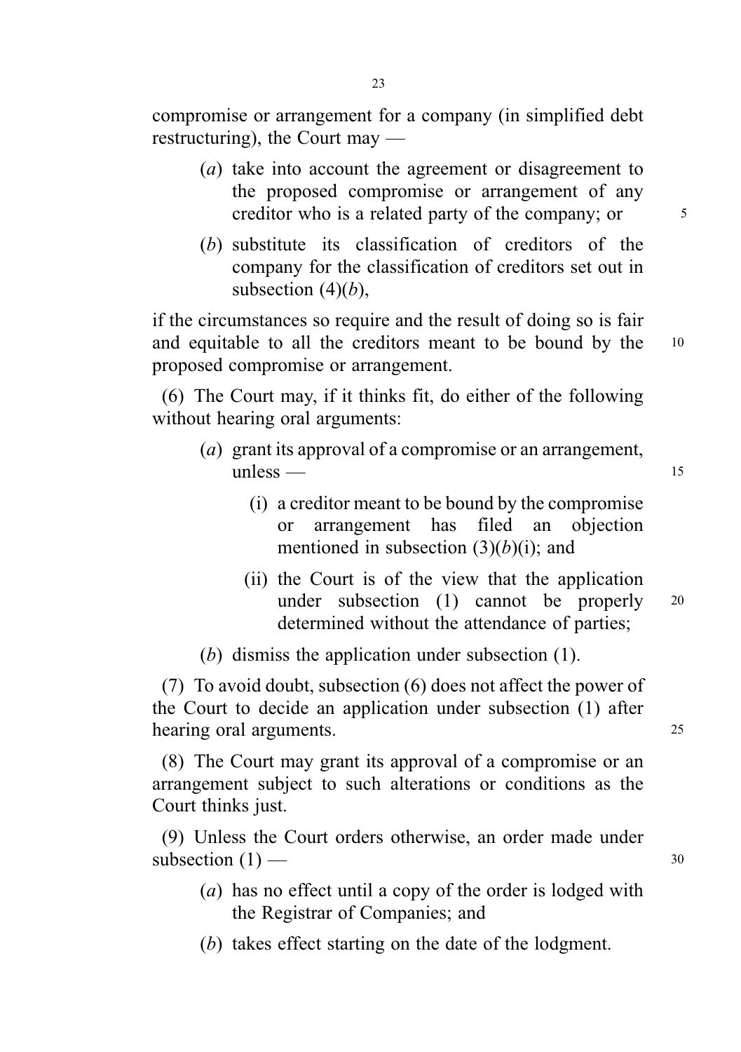compromise or arrangement for a company (in simplified debt restructuring), the Court may —

(*a*) take into account the agreement or disagreement to the proposed compromise or arrangement of any creditor who is a related party of the company; or

(*b*) substitute its classification of creditors of the company for the classification of creditors set out in subsection (4)(*b*),

if the circumstances so require and the result of doing so is fair and equitable to all the creditors meant to be bound by the proposed compromise or arrangement.

(6) The Court may, if it thinks fit, do either of the following without hearing oral arguments:

(*a*) grant its approval of a compromise or an arrangement, unless —

(i) a creditor meant to be bound by the compromise or arrangement has filed an objection mentioned in subsection (3)(*b*)(i); and

(ii) the Court is of the view that the application under subsection (1) cannot be properly determined without the attendance of parties;

(*b*) dismiss the application under subsection (1).

(7) To avoid doubt, subsection (6) does not affect the power of the Court to decide an application under subsection (1) after hearing oral arguments.

(8) The Court may grant its approval of a compromise or an arrangement subject to such alterations or conditions as the Court thinks just.

(9) Unless the Court orders otherwise, an order made under subsection (1) —

(*a*) has no effect until a copy of the order is lodged with the Registrar of Companies; and

(*b*) takes effect starting on the date of the lodgment.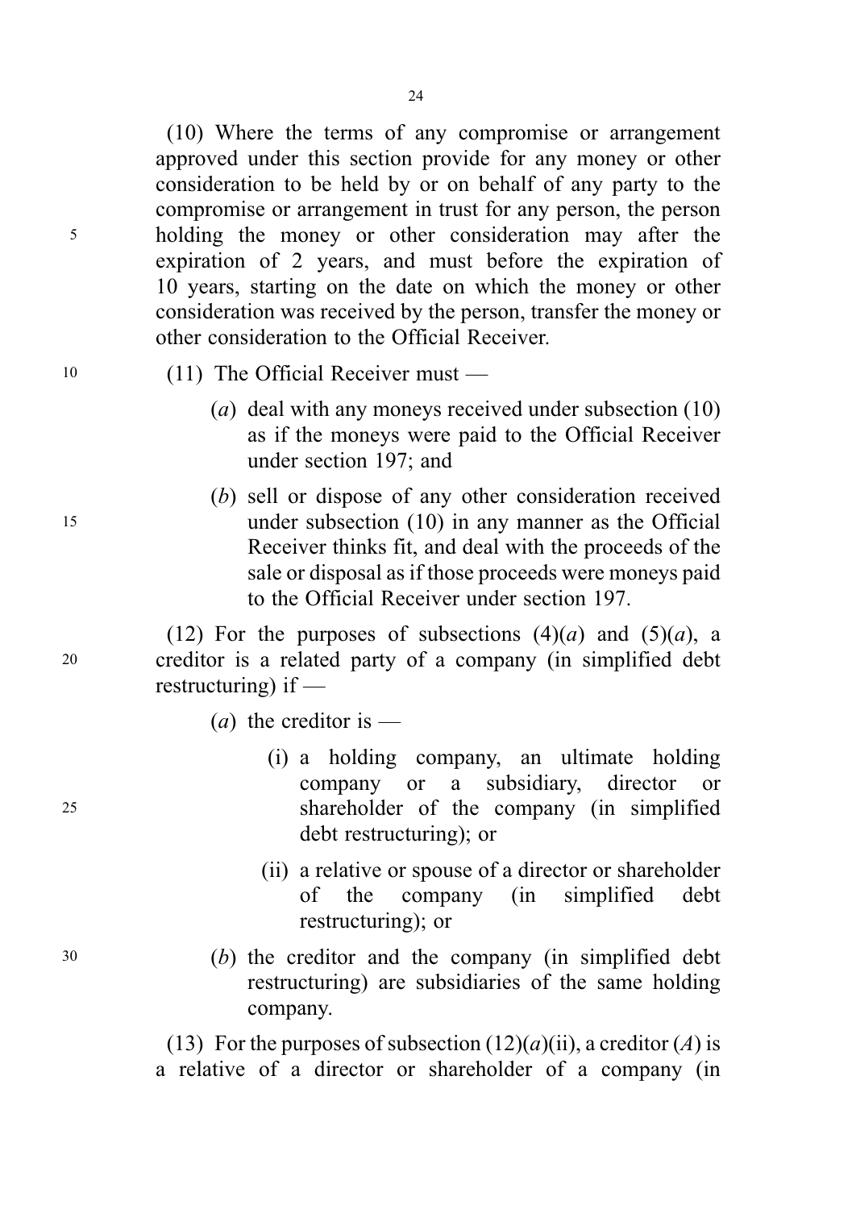(10) Where the terms of any compromise or arrangement approved under this section provide for any money or other consideration to be held by or on behalf of any party to the compromise or arrangement in trust for any person, the person holding the money or other consideration may after the expiration of 2 years, and must before the expiration of 10 years, starting on the date on which the money or other consideration was received by the person, transfer the money or other consideration to the Official Receiver.

(11) The Official Receiver must —

(*a*) deal with any moneys received under subsection (10) as if the moneys were paid to the Official Receiver under section 197; and

(*b*) sell or dispose of any other consideration received under subsection (10) in any manner as the Official Receiver thinks fit, and deal with the proceeds of the sale or disposal as if those proceeds were moneys paid to the Official Receiver under section 197.

(12) For the purposes of subsections (4)(*a*) and (5)(*a*), a creditor is a related party of a company (in simplified debt restructuring) if —

(*a*) the creditor is —

(i) a holding company, an ultimate holding company or a subsidiary, director or shareholder of the company (in simplified debt restructuring); or

(ii) a relative or spouse of a director or shareholder of the company (in simplified debt restructuring); or

(*b*) the creditor and the company (in simplified debt restructuring) are subsidiaries of the same holding company.

(13) For the purposes of subsection (12)(*a*)(ii), a creditor (*A*) is a relative of a director or shareholder of a company (in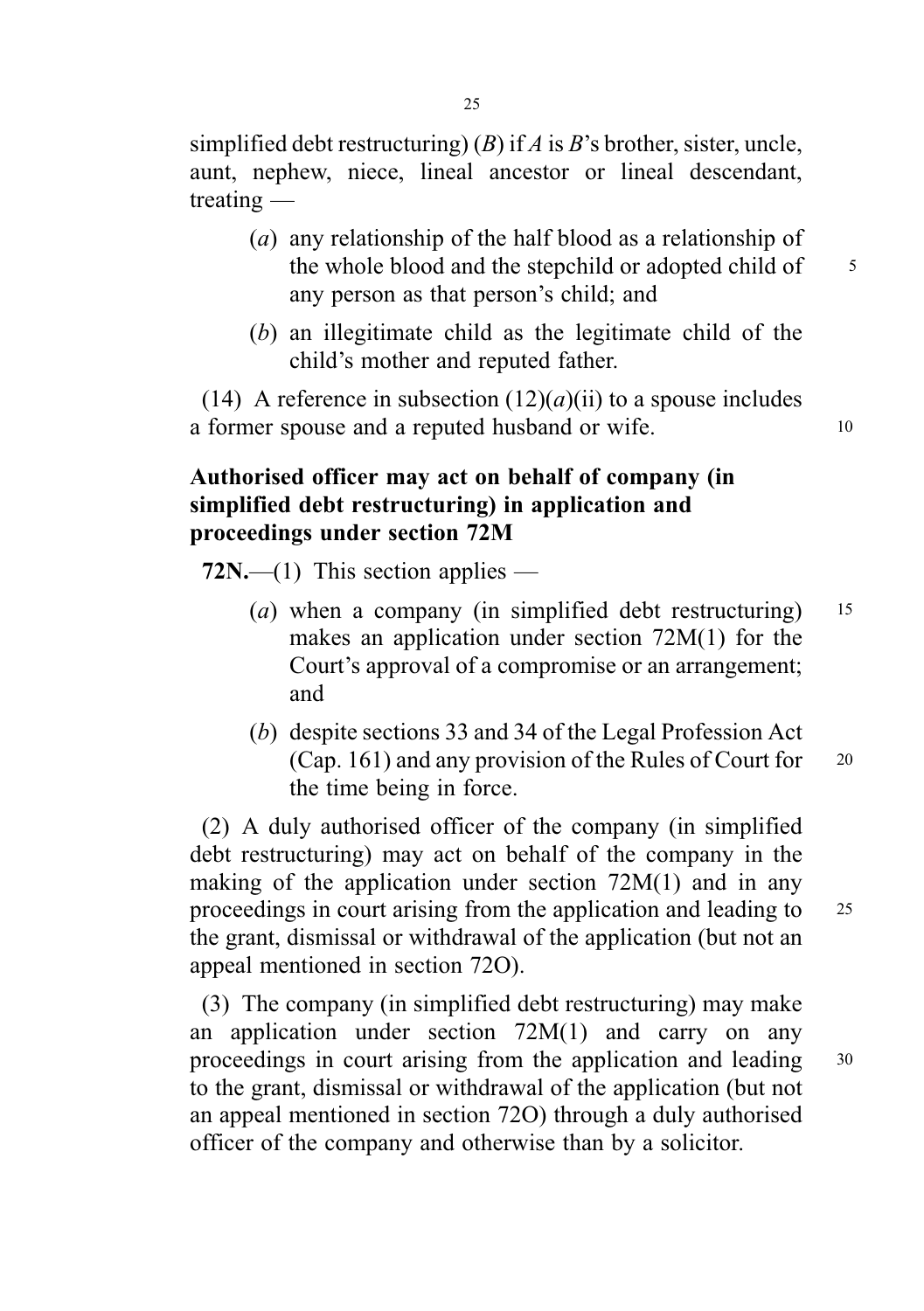simplified debt restructuring) (*B*) if *A* is *B*'s brother, sister, uncle, aunt, nephew, niece, lineal ancestor or lineal descendant, treating —

(*a*) any relationship of the half blood as a relationship of the whole blood and the stepchild or adopted child of any person as that person's child; and

(*b*) an illegitimate child as the legitimate child of the child's mother and reputed father.

(14) A reference in subsection (12)(*a*)(ii) to a spouse includes a former spouse and a reputed husband or wife.

**Authorised officer may act on behalf of company (in simplified debt restructuring) in application and proceedings under section 72M**

**72N.**—(1) This section applies —

(*a*) when a company (in simplified debt restructuring) makes an application under section 72M(1) for the Court's approval of a compromise or an arrangement; and

(*b*) despite sections 33 and 34 of the Legal Profession Act (Cap. 161) and any provision of the Rules of Court for the time being in force.

(2) A duly authorised officer of the company (in simplified debt restructuring) may act on behalf of the company in the making of the application under section 72M(1) and in any proceedings in court arising from the application and leading to the grant, dismissal or withdrawal of the application (but not an appeal mentioned in section 72O).

(3) The company (in simplified debt restructuring) may make an application under section 72M(1) and carry on any proceedings in court arising from the application and leading to the grant, dismissal or withdrawal of the application (but not an appeal mentioned in section 72O) through a duly authorised officer of the company and otherwise than by a solicitor.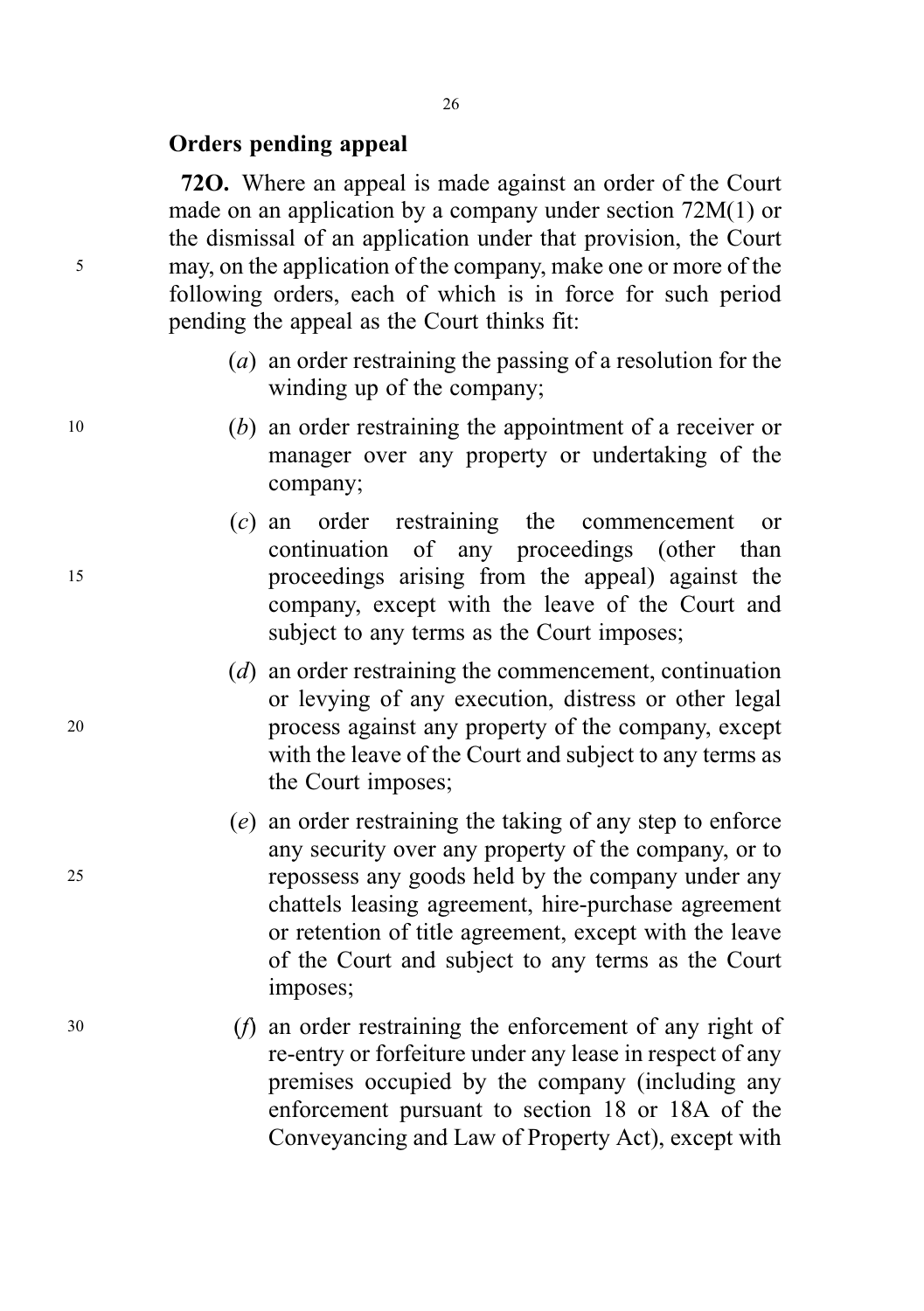**Orders pending appeal**

**72O.** Where an appeal is made against an order of the Court made on an application by a company under section 72M(1) or the dismissal of an application under that provision, the Court may, on the application of the company, make one or more of the following orders, each of which is in force for such period pending the appeal as the Court thinks fit:

(*a*) an order restraining the passing of a resolution for the winding up of the company;

(*b*) an order restraining the appointment of a receiver or manager over any property or undertaking of the company;

(*c*) an order restraining the commencement or continuation of any proceedings (other than proceedings arising from the appeal) against the company, except with the leave of the Court and subject to any terms as the Court imposes;

(*d*) an order restraining the commencement, continuation or levying of any execution, distress or other legal process against any property of the company, except with the leave of the Court and subject to any terms as the Court imposes;

(*e*) an order restraining the taking of any step to enforce any security over any property of the company, or to repossess any goods held by the company under any chattels leasing agreement, hire-purchase agreement or retention of title agreement, except with the leave of the Court and subject to any terms as the Court imposes;

(*f*) an order restraining the enforcement of any right of re-entry or forfeiture under any lease in respect of any premises occupied by the company (including any enforcement pursuant to section 18 or 18A of the Conveyancing and Law of Property Act), except with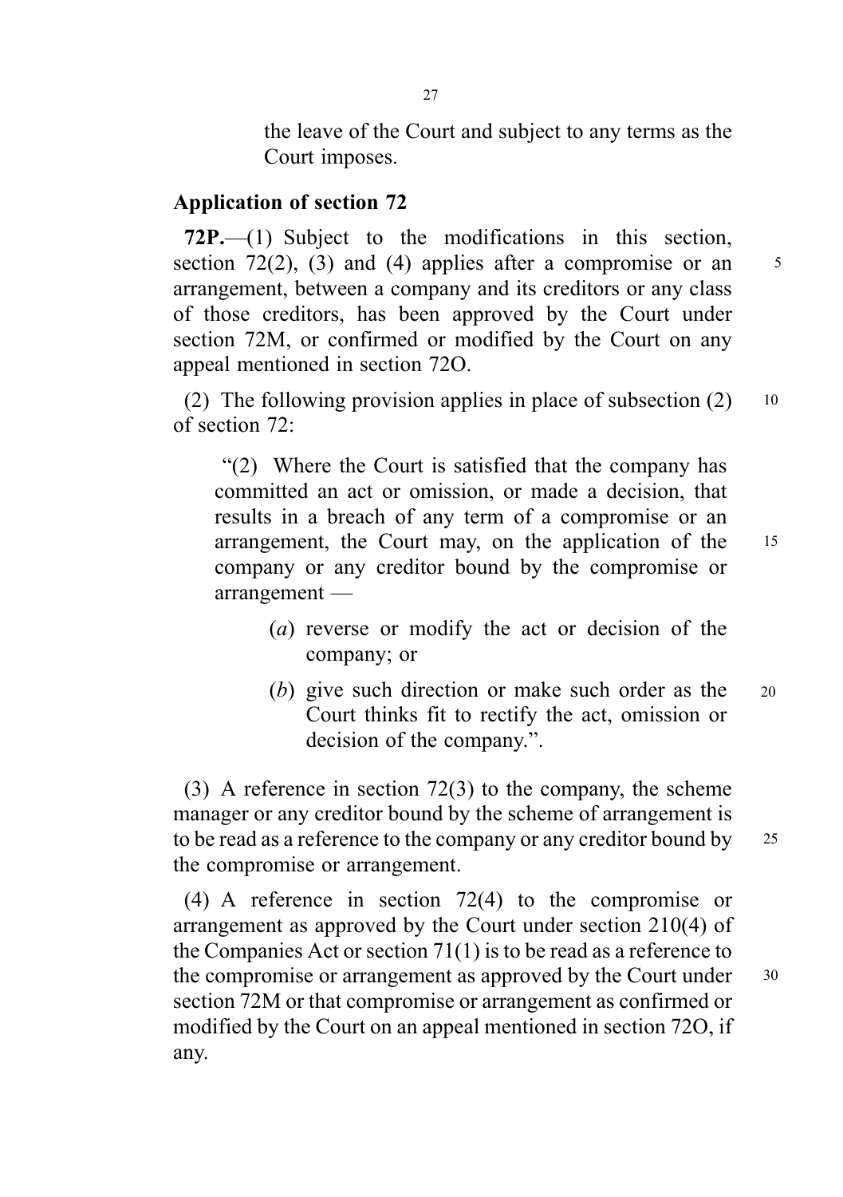the leave of the Court and subject to any terms as the Court imposes.

## Application of section 72

**72P.**—(1) Subject to the modifications in this section, section 72(2), (3) and (4) applies after a compromise or an arrangement, between a company and its creditors or any class of those creditors, has been approved by the Court under section 72M, or confirmed or modified by the Court on any appeal mentioned in section 72O.

(2) The following provision applies in place of subsection (2) of section 72:

> "(2) Where the Court is satisfied that the company has committed an act or omission, or made a decision, that results in a breach of any term of a compromise or an arrangement, the Court may, on the application of the company or any creditor bound by the compromise or arrangement —
>
> (*a*) reverse or modify the act or decision of the company; or
>
> (*b*) give such direction or make such order as the Court thinks fit to rectify the act, omission or decision of the company.".

(3) A reference in section 72(3) to the company, the scheme manager or any creditor bound by the scheme of arrangement is to be read as a reference to the company or any creditor bound by the compromise or arrangement.

(4) A reference in section 72(4) to the compromise or arrangement as approved by the Court under section 210(4) of the Companies Act or section 71(1) is to be read as a reference to the compromise or arrangement as approved by the Court under section 72M or that compromise or arrangement as confirmed or modified by the Court on an appeal mentioned in section 72O, if any.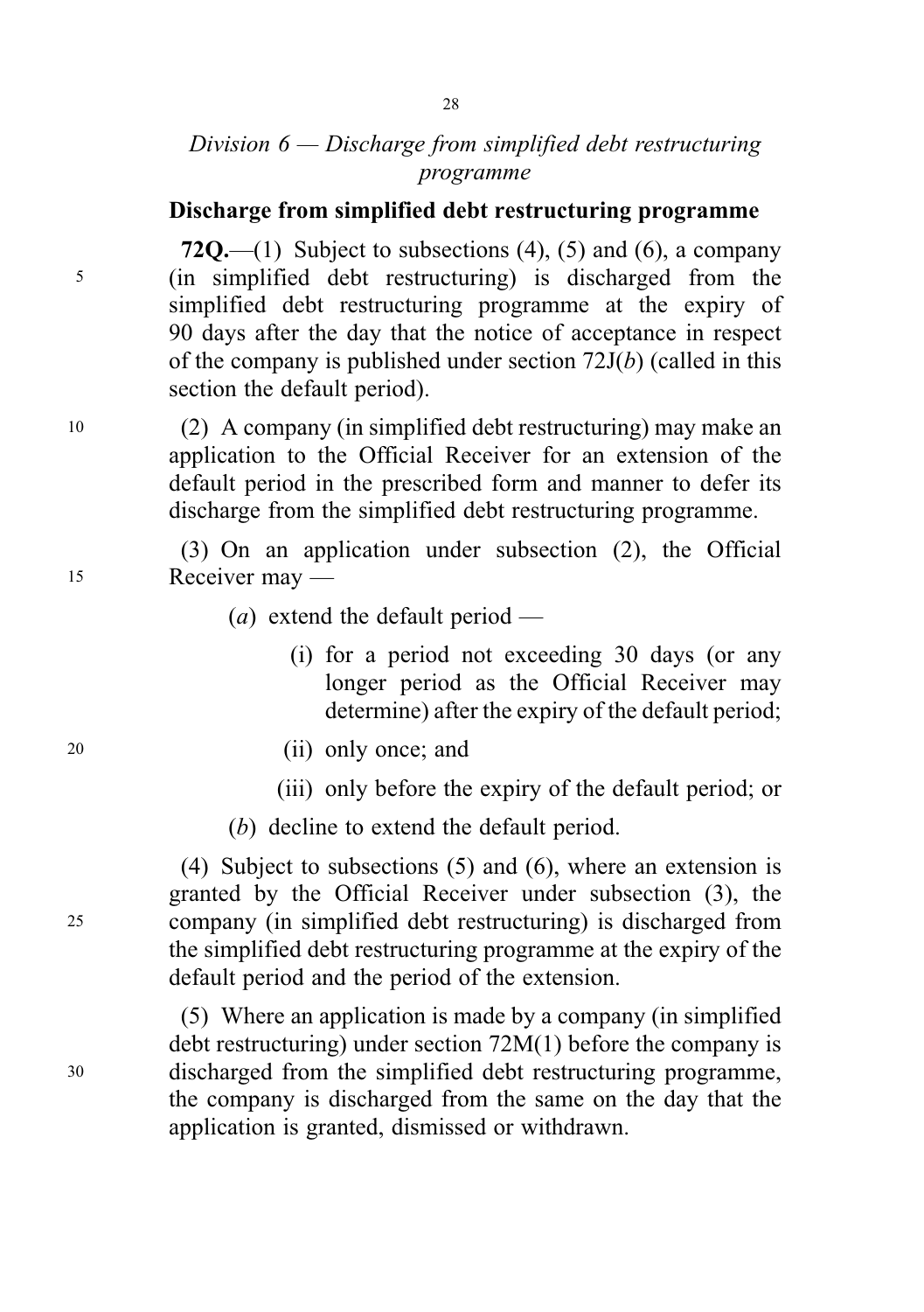*Division 6 — Discharge from simplified debt restructuring programme*

**Discharge from simplified debt restructuring programme**

**72Q.**—(1) Subject to subsections (4), (5) and (6), a company (in simplified debt restructuring) is discharged from the simplified debt restructuring programme at the expiry of 90 days after the day that the notice of acceptance in respect of the company is published under section 72J(*b*) (called in this section the default period).

(2) A company (in simplified debt restructuring) may make an application to the Official Receiver for an extension of the default period in the prescribed form and manner to defer its discharge from the simplified debt restructuring programme.

(3) On an application under subsection (2), the Official Receiver may —

(*a*) extend the default period —

(i) for a period not exceeding 30 days (or any longer period as the Official Receiver may determine) after the expiry of the default period;

(ii) only once; and

(iii) only before the expiry of the default period; or

(*b*) decline to extend the default period.

(4) Subject to subsections (5) and (6), where an extension is granted by the Official Receiver under subsection (3), the company (in simplified debt restructuring) is discharged from the simplified debt restructuring programme at the expiry of the default period and the period of the extension.

(5) Where an application is made by a company (in simplified debt restructuring) under section 72M(1) before the company is discharged from the simplified debt restructuring programme, the company is discharged from the same on the day that the application is granted, dismissed or withdrawn.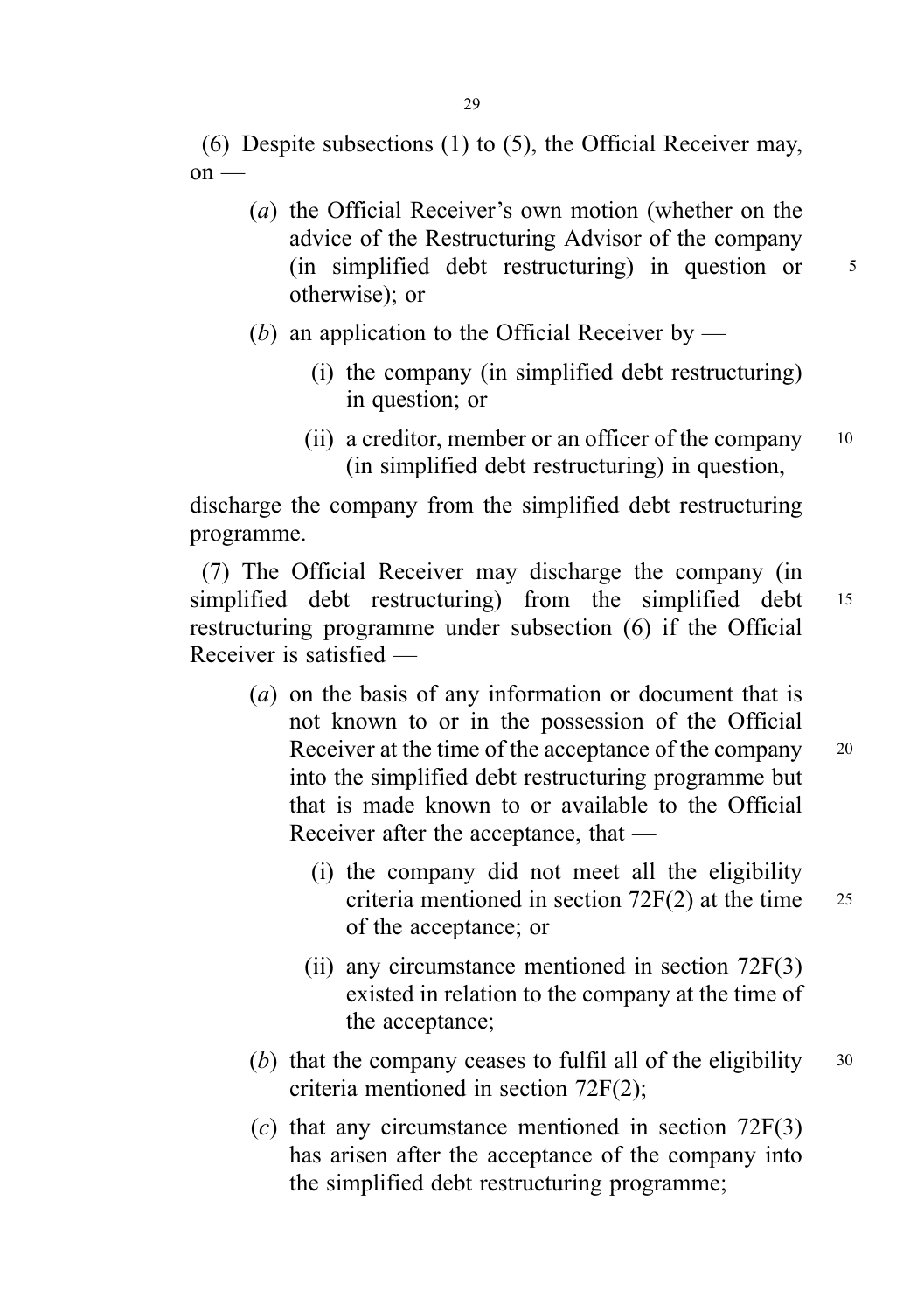(6) Despite subsections (1) to (5), the Official Receiver may, on —

(*a*) the Official Receiver's own motion (whether on the advice of the Restructuring Advisor of the company (in simplified debt restructuring) in question or otherwise); or

(*b*) an application to the Official Receiver by —

(i) the company (in simplified debt restructuring) in question; or

(ii) a creditor, member or an officer of the company (in simplified debt restructuring) in question,

discharge the company from the simplified debt restructuring programme.

(7) The Official Receiver may discharge the company (in simplified debt restructuring) from the simplified debt restructuring programme under subsection (6) if the Official Receiver is satisfied —

(*a*) on the basis of any information or document that is not known to or in the possession of the Official Receiver at the time of the acceptance of the company into the simplified debt restructuring programme but that is made known to or available to the Official Receiver after the acceptance, that —

(i) the company did not meet all the eligibility criteria mentioned in section 72F(2) at the time of the acceptance; or

(ii) any circumstance mentioned in section 72F(3) existed in relation to the company at the time of the acceptance;

(*b*) that the company ceases to fulfil all of the eligibility criteria mentioned in section 72F(2);

(*c*) that any circumstance mentioned in section 72F(3) has arisen after the acceptance of the company into the simplified debt restructuring programme;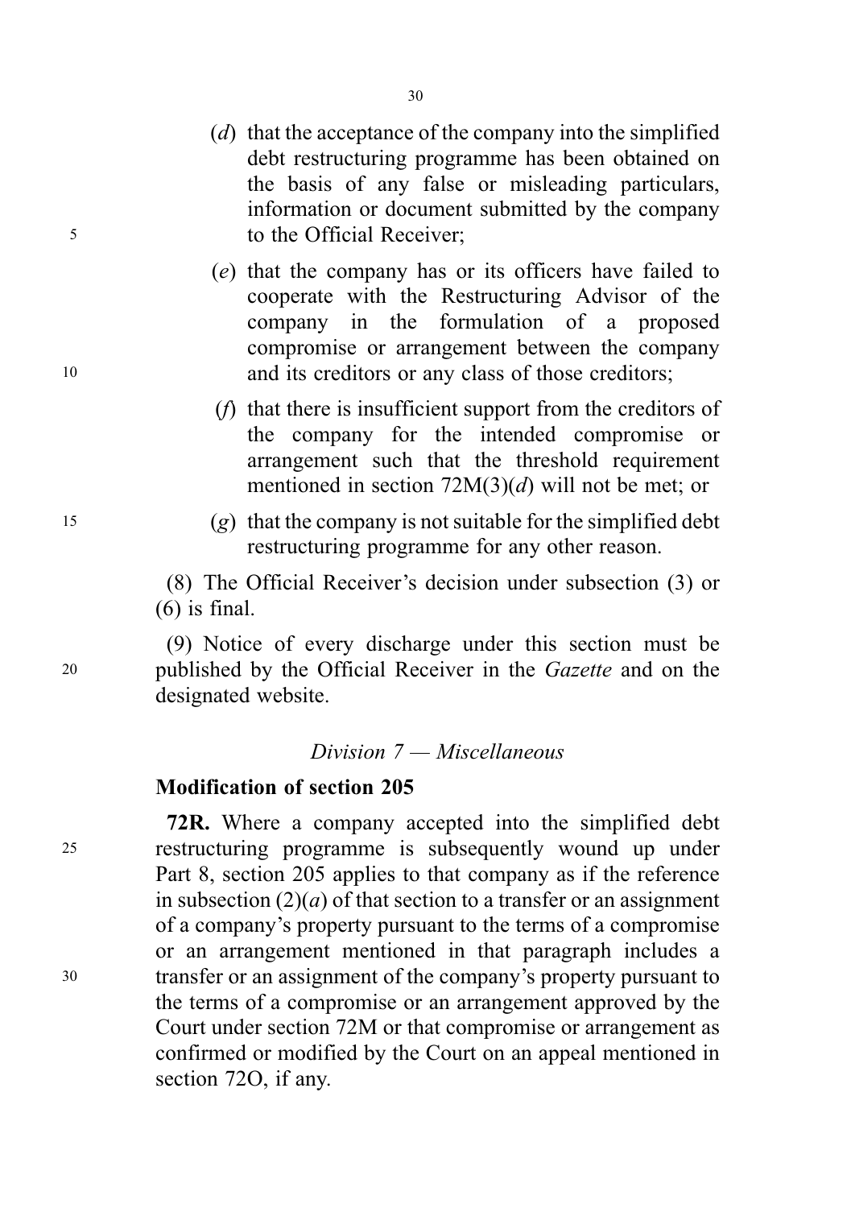(*d*) that the acceptance of the company into the simplified debt restructuring programme has been obtained on the basis of any false or misleading particulars, information or document submitted by the company to the Official Receiver;

(*e*) that the company has or its officers have failed to cooperate with the Restructuring Advisor of the company in the formulation of a proposed compromise or arrangement between the company and its creditors or any class of those creditors;

(*f*) that there is insufficient support from the creditors of the company for the intended compromise or arrangement such that the threshold requirement mentioned in section 72M(3)(*d*) will not be met; or

(*g*) that the company is not suitable for the simplified debt restructuring programme for any other reason.

(8) The Official Receiver's decision under subsection (3) or (6) is final.

(9) Notice of every discharge under this section must be published by the Official Receiver in the *Gazette* and on the designated website.

*Division 7 — Miscellaneous*

**Modification of section 205**

**72R.** Where a company accepted into the simplified debt restructuring programme is subsequently wound up under Part 8, section 205 applies to that company as if the reference in subsection (2)(*a*) of that section to a transfer or an assignment of a company's property pursuant to the terms of a compromise or an arrangement mentioned in that paragraph includes a transfer or an assignment of the company's property pursuant to the terms of a compromise or an arrangement approved by the Court under section 72M or that compromise or arrangement as confirmed or modified by the Court on an appeal mentioned in section 72O, if any.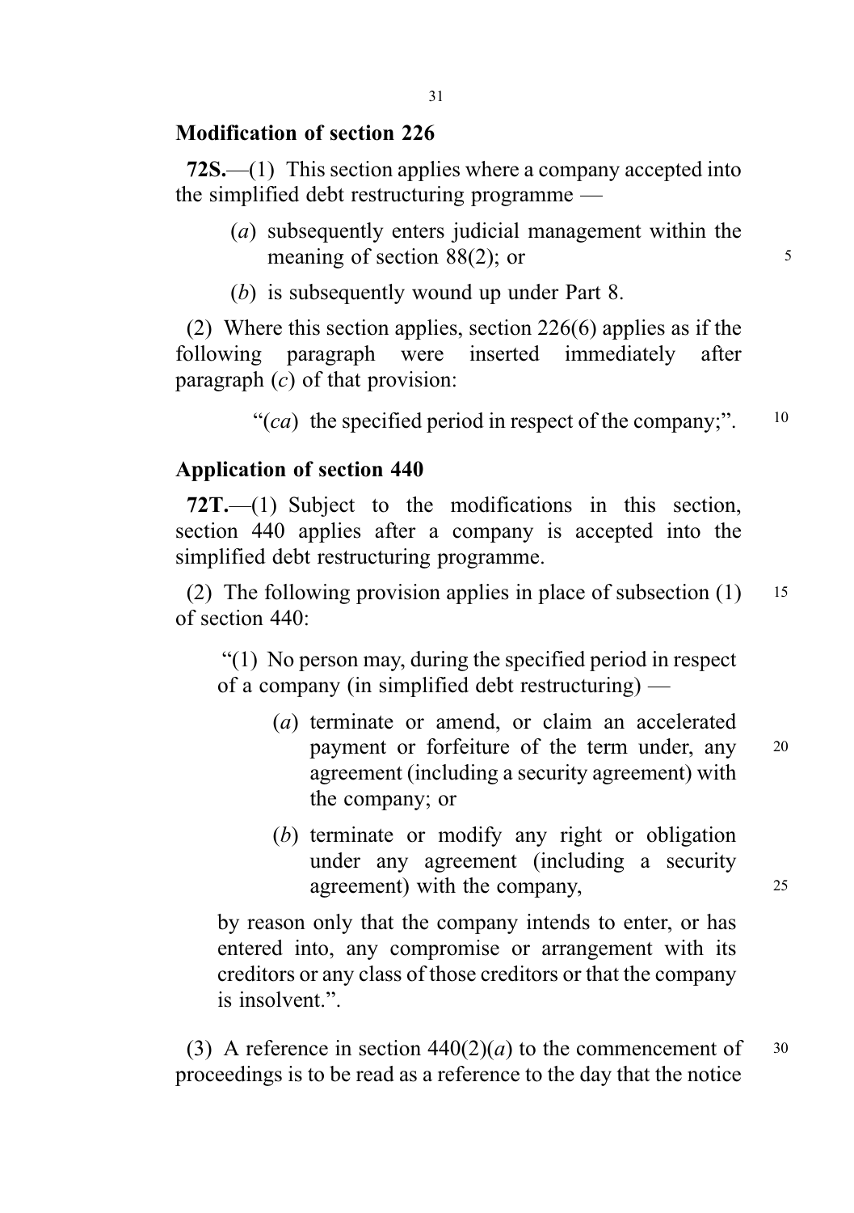**Modification of section 226**

**72S.**—(1) This section applies where a company accepted into the simplified debt restructuring programme —

(*a*) subsequently enters judicial management within the meaning of section 88(2); or

(*b*) is subsequently wound up under Part 8.

(2) Where this section applies, section 226(6) applies as if the following paragraph were inserted immediately after paragraph (*c*) of that provision:

"(*ca*) the specified period in respect of the company;".

**Application of section 440**

**72T.**—(1) Subject to the modifications in this section, section 440 applies after a company is accepted into the simplified debt restructuring programme.

(2) The following provision applies in place of subsection (1) of section 440:

"(1) No person may, during the specified period in respect of a company (in simplified debt restructuring) —

(*a*) terminate or amend, or claim an accelerated payment or forfeiture of the term under, any agreement (including a security agreement) with the company; or

(*b*) terminate or modify any right or obligation under any agreement (including a security agreement) with the company,

by reason only that the company intends to enter, or has entered into, any compromise or arrangement with its creditors or any class of those creditors or that the company is insolvent.".

(3) A reference in section 440(2)(*a*) to the commencement of proceedings is to be read as a reference to the day that the notice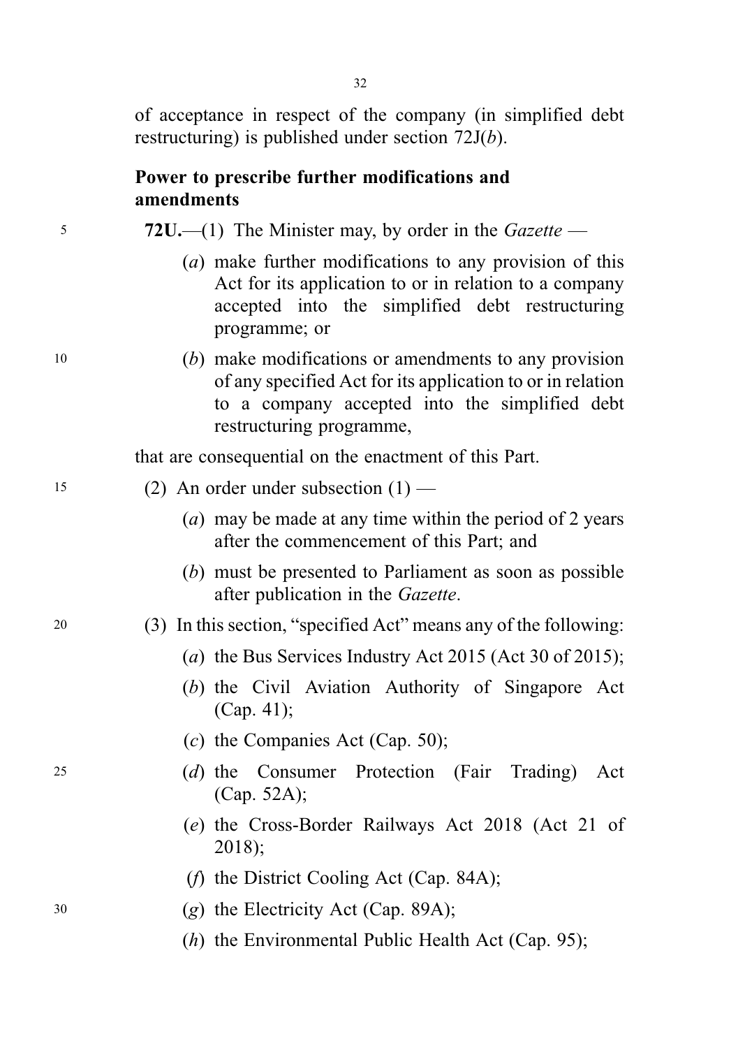of acceptance in respect of the company (in simplified debt restructuring) is published under section 72J(*b*).

**Power to prescribe further modifications and amendments**

**72U.**—(1) The Minister may, by order in the *Gazette* —

(*a*) make further modifications to any provision of this Act for its application to or in relation to a company accepted into the simplified debt restructuring programme; or

(*b*) make modifications or amendments to any provision of any specified Act for its application to or in relation to a company accepted into the simplified debt restructuring programme,

that are consequential on the enactment of this Part.

(2) An order under subsection (1) —

(*a*) may be made at any time within the period of 2 years after the commencement of this Part; and

(*b*) must be presented to Parliament as soon as possible after publication in the *Gazette*.

(3) In this section, "specified Act" means any of the following:

(*a*) the Bus Services Industry Act 2015 (Act 30 of 2015);

(*b*) the Civil Aviation Authority of Singapore Act (Cap. 41);

(*c*) the Companies Act (Cap. 50);

(*d*) the Consumer Protection (Fair Trading) Act (Cap. 52A);

(*e*) the Cross-Border Railways Act 2018 (Act 21 of 2018);

(*f*) the District Cooling Act (Cap. 84A);

(*g*) the Electricity Act (Cap. 89A);

(*h*) the Environmental Public Health Act (Cap. 95);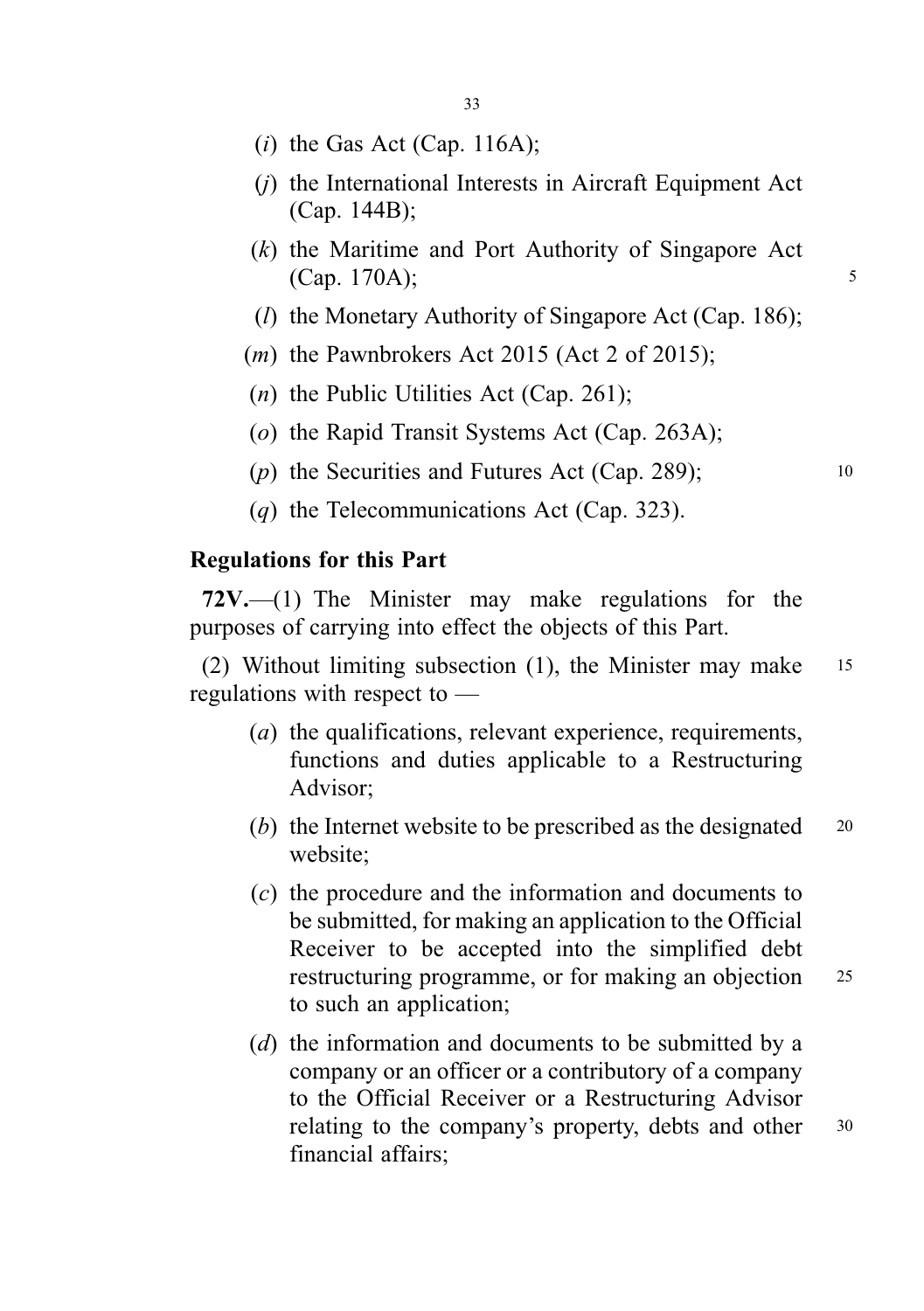(*i*) the Gas Act (Cap. 116A);

(*j*) the International Interests in Aircraft Equipment Act (Cap. 144B);

(*k*) the Maritime and Port Authority of Singapore Act (Cap. 170A);

(*l*) the Monetary Authority of Singapore Act (Cap. 186);

(*m*) the Pawnbrokers Act 2015 (Act 2 of 2015);

(*n*) the Public Utilities Act (Cap. 261);

(*o*) the Rapid Transit Systems Act (Cap. 263A);

(*p*) the Securities and Futures Act (Cap. 289);

(*q*) the Telecommunications Act (Cap. 323).

**Regulations for this Part**

**72V.**—(1) The Minister may make regulations for the purposes of carrying into effect the objects of this Part.

(2) Without limiting subsection (1), the Minister may make regulations with respect to —

(*a*) the qualifications, relevant experience, requirements, functions and duties applicable to a Restructuring Advisor;

(*b*) the Internet website to be prescribed as the designated website;

(*c*) the procedure and the information and documents to be submitted, for making an application to the Official Receiver to be accepted into the simplified debt restructuring programme, or for making an objection to such an application;

(*d*) the information and documents to be submitted by a company or an officer or a contributory of a company to the Official Receiver or a Restructuring Advisor relating to the company's property, debts and other financial affairs;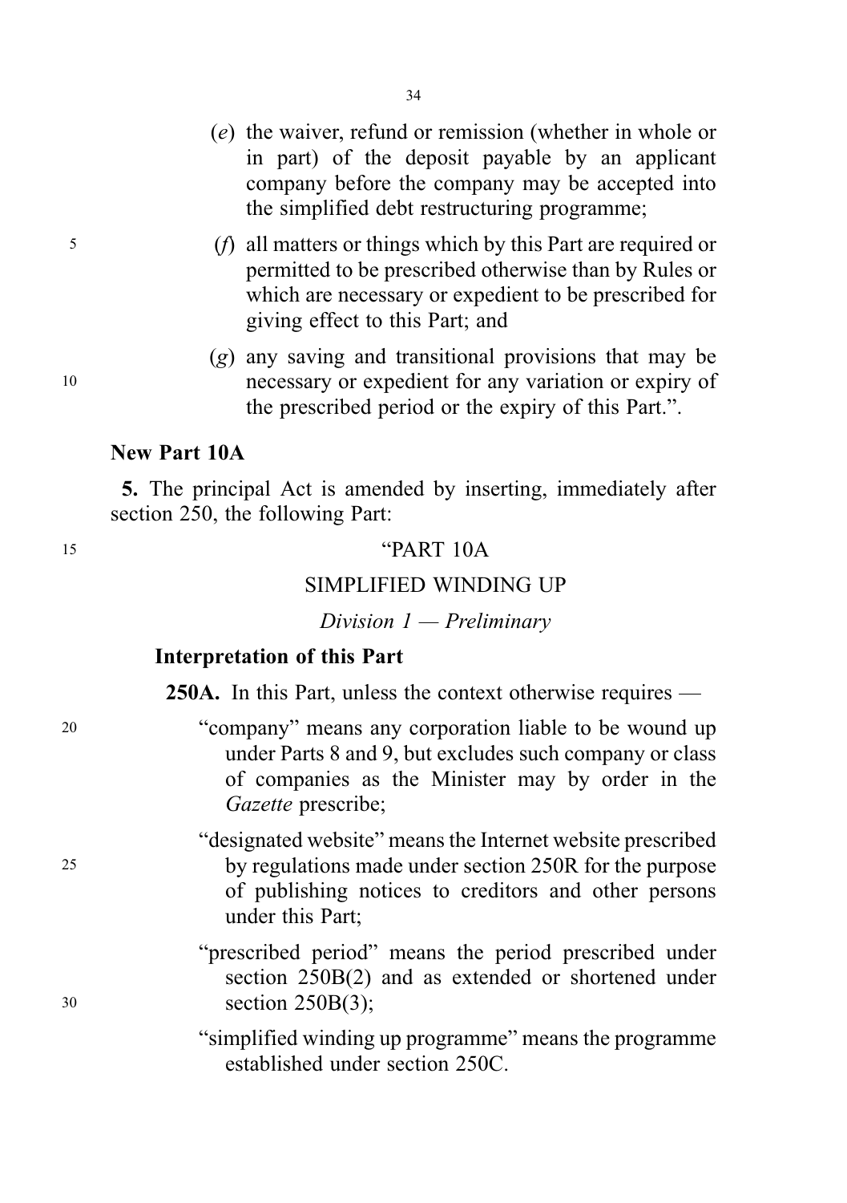(*e*) the waiver, refund or remission (whether in whole or in part) of the deposit payable by an applicant company before the company may be accepted into the simplified debt restructuring programme;

(*f*) all matters or things which by this Part are required or permitted to be prescribed otherwise than by Rules or which are necessary or expedient to be prescribed for giving effect to this Part; and

(*g*) any saving and transitional provisions that may be necessary or expedient for any variation or expiry of the prescribed period or the expiry of this Part.".

### New Part 10A

**5.** The principal Act is amended by inserting, immediately after section 250, the following Part:

"PART 10A

SIMPLIFIED WINDING UP

*Division 1 — Preliminary*

**Interpretation of this Part**

**250A.** In this Part, unless the context otherwise requires —

"company" means any corporation liable to be wound up under Parts 8 and 9, but excludes such company or class of companies as the Minister may by order in the *Gazette* prescribe;

"designated website" means the Internet website prescribed by regulations made under section 250R for the purpose of publishing notices to creditors and other persons under this Part;

"prescribed period" means the period prescribed under section 250B(2) and as extended or shortened under section 250B(3);

"simplified winding up programme" means the programme established under section 250C.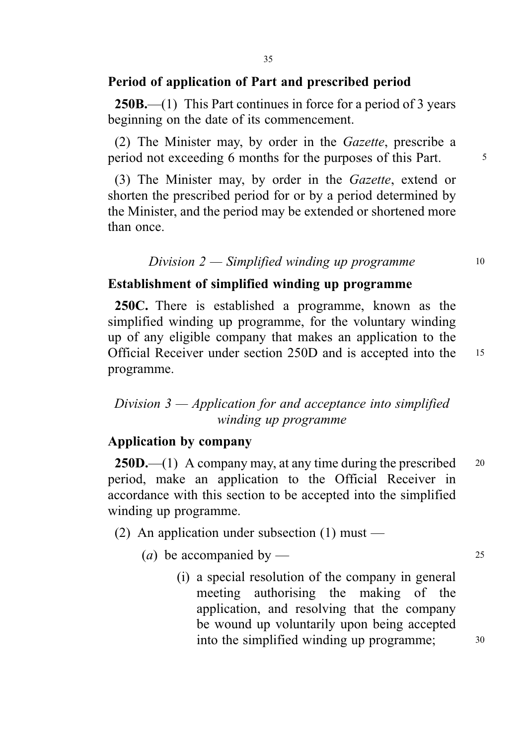### Period of application of Part and prescribed period

**250B.**—(1) This Part continues in force for a period of 3 years beginning on the date of its commencement.

(2) The Minister may, by order in the *Gazette*, prescribe a period not exceeding 6 months for the purposes of this Part.

(3) The Minister may, by order in the *Gazette*, extend or shorten the prescribed period for or by a period determined by the Minister, and the period may be extended or shortened more than once.

*Division 2 — Simplified winding up programme*

### Establishment of simplified winding up programme

**250C.** There is established a programme, known as the simplified winding up programme, for the voluntary winding up of any eligible company that makes an application to the Official Receiver under section 250D and is accepted into the programme.

*Division 3 — Application for and acceptance into simplified winding up programme*

### Application by company

**250D.**—(1) A company may, at any time during the prescribed period, make an application to the Official Receiver in accordance with this section to be accepted into the simplified winding up programme.

(2) An application under subsection (1) must —

(*a*) be accompanied by —

(i) a special resolution of the company in general meeting authorising the making of the application, and resolving that the company be wound up voluntarily upon being accepted into the simplified winding up programme;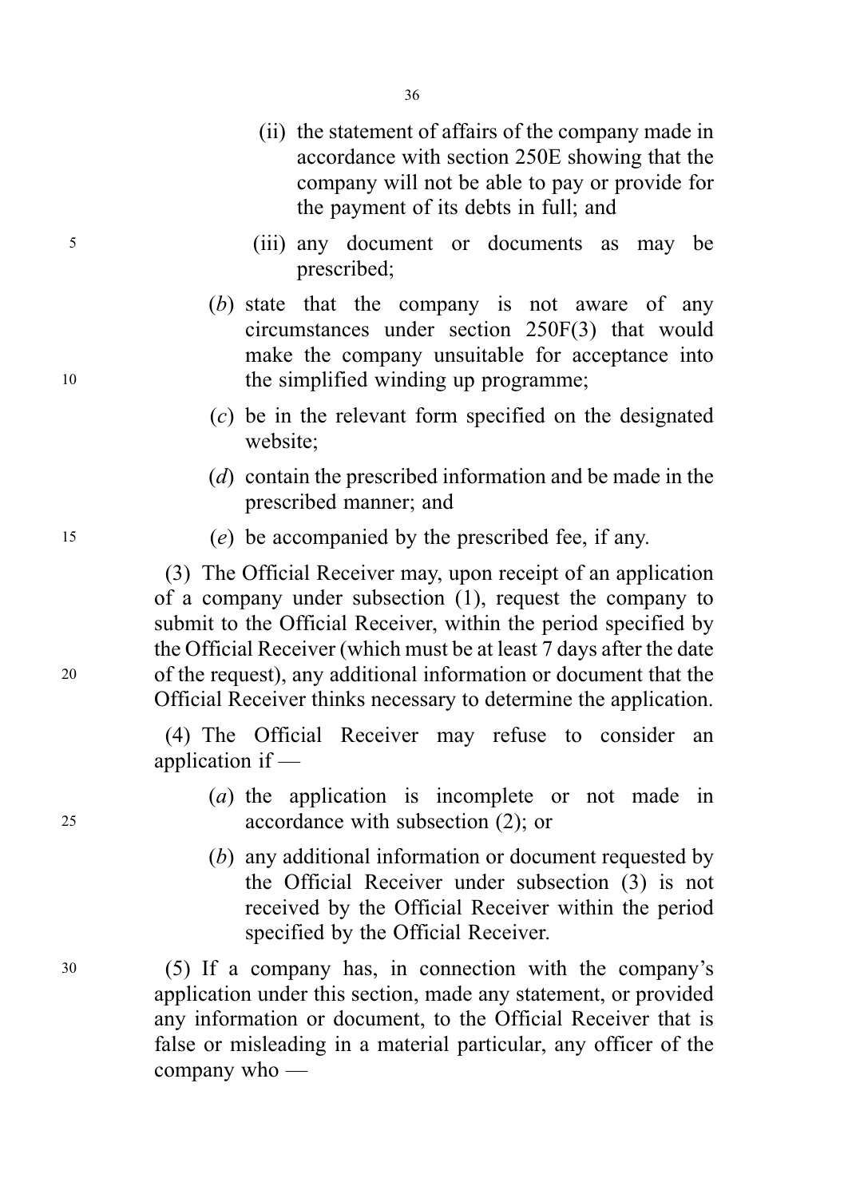(ii) the statement of affairs of the company made in accordance with section 250E showing that the company will not be able to pay or provide for the payment of its debts in full; and

(iii) any document or documents as may be prescribed;

(*b*) state that the company is not aware of any circumstances under section 250F(3) that would make the company unsuitable for acceptance into the simplified winding up programme;

(*c*) be in the relevant form specified on the designated website;

(*d*) contain the prescribed information and be made in the prescribed manner; and

(*e*) be accompanied by the prescribed fee, if any.

(3) The Official Receiver may, upon receipt of an application of a company under subsection (1), request the company to submit to the Official Receiver, within the period specified by the Official Receiver (which must be at least 7 days after the date of the request), any additional information or document that the Official Receiver thinks necessary to determine the application.

(4) The Official Receiver may refuse to consider an application if —

(*a*) the application is incomplete or not made in accordance with subsection (2); or

(*b*) any additional information or document requested by the Official Receiver under subsection (3) is not received by the Official Receiver within the period specified by the Official Receiver.

(5) If a company has, in connection with the company's application under this section, made any statement, or provided any information or document, to the Official Receiver that is false or misleading in a material particular, any officer of the company who —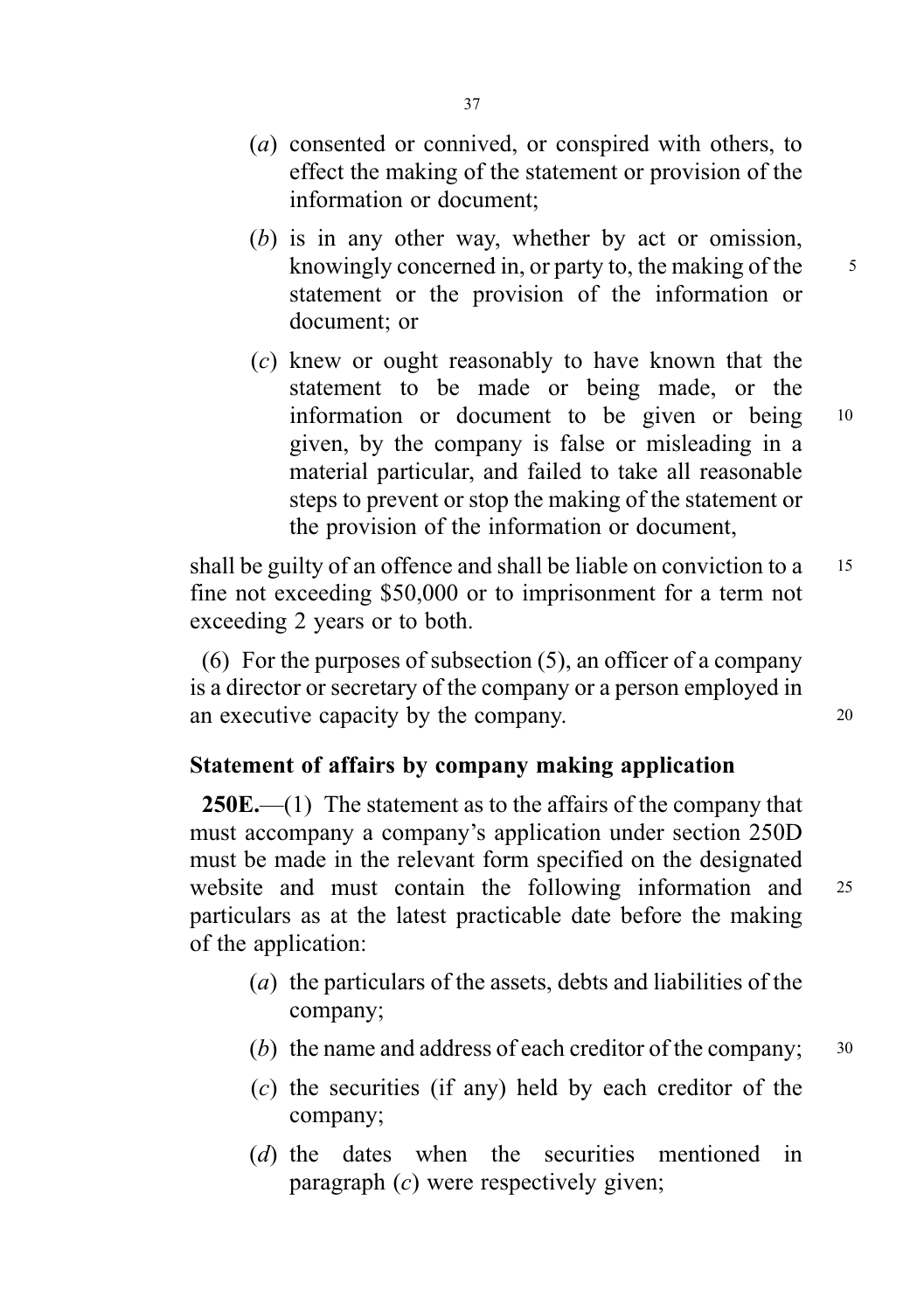(*a*) consented or connived, or conspired with others, to effect the making of the statement or provision of the information or document;

(*b*) is in any other way, whether by act or omission, knowingly concerned in, or party to, the making of the statement or the provision of the information or document; or

(*c*) knew or ought reasonably to have known that the statement to be made or being made, or the information or document to be given or being given, by the company is false or misleading in a material particular, and failed to take all reasonable steps to prevent or stop the making of the statement or the provision of the information or document,

shall be guilty of an offence and shall be liable on conviction to a fine not exceeding $50,000 or to imprisonment for a term not exceeding 2 years or to both.

(6) For the purposes of subsection (5), an officer of a company is a director or secretary of the company or a person employed in an executive capacity by the company.

**Statement of affairs by company making application**

**250E.**—(1) The statement as to the affairs of the company that must accompany a company's application under section 250D must be made in the relevant form specified on the designated website and must contain the following information and particulars as at the latest practicable date before the making of the application:

(*a*) the particulars of the assets, debts and liabilities of the company;

(*b*) the name and address of each creditor of the company;

(*c*) the securities (if any) held by each creditor of the company;

(*d*) the dates when the securities mentioned in paragraph (*c*) were respectively given;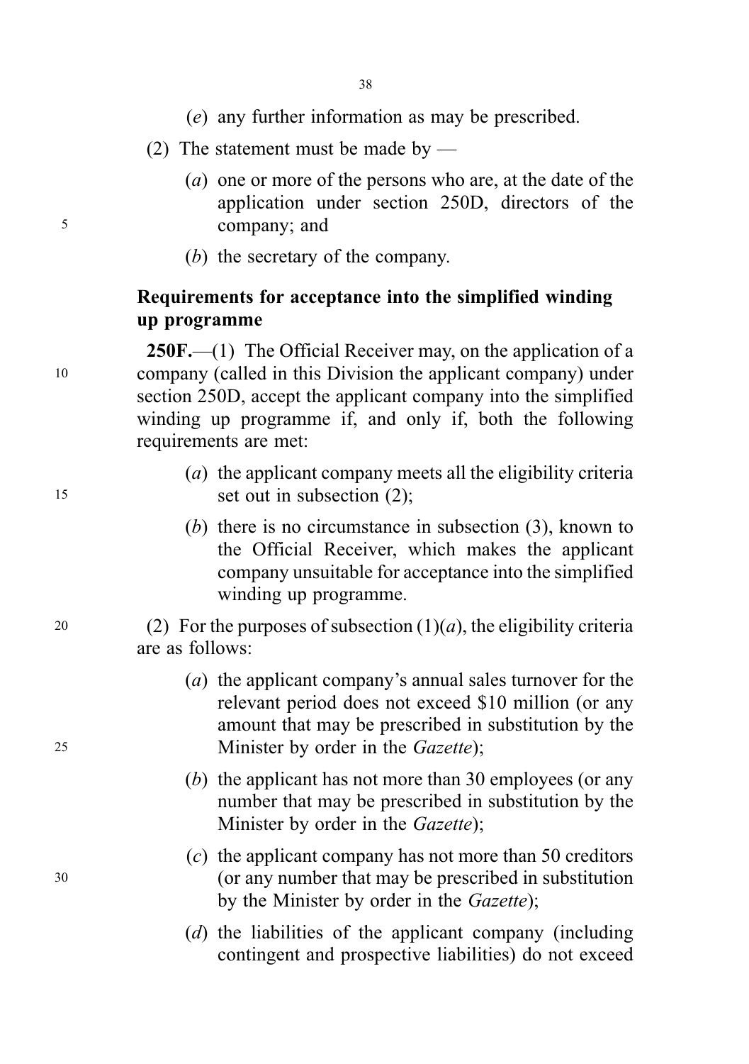(*e*) any further information as may be prescribed.

(2) The statement must be made by —

(*a*) one or more of the persons who are, at the date of the application under section 250D, directors of the company; and

(*b*) the secretary of the company.

**Requirements for acceptance into the simplified winding up programme**

**250F.**—(1) The Official Receiver may, on the application of a company (called in this Division the applicant company) under section 250D, accept the applicant company into the simplified winding up programme if, and only if, both the following requirements are met:

(*a*) the applicant company meets all the eligibility criteria set out in subsection (2);

(*b*) there is no circumstance in subsection (3), known to the Official Receiver, which makes the applicant company unsuitable for acceptance into the simplified winding up programme.

(2) For the purposes of subsection (1)(*a*), the eligibility criteria are as follows:

(*a*) the applicant company's annual sales turnover for the relevant period does not exceed $10 million (or any amount that may be prescribed in substitution by the Minister by order in the *Gazette*);

(*b*) the applicant has not more than 30 employees (or any number that may be prescribed in substitution by the Minister by order in the *Gazette*);

(*c*) the applicant company has not more than 50 creditors (or any number that may be prescribed in substitution by the Minister by order in the *Gazette*);

(*d*) the liabilities of the applicant company (including contingent and prospective liabilities) do not exceed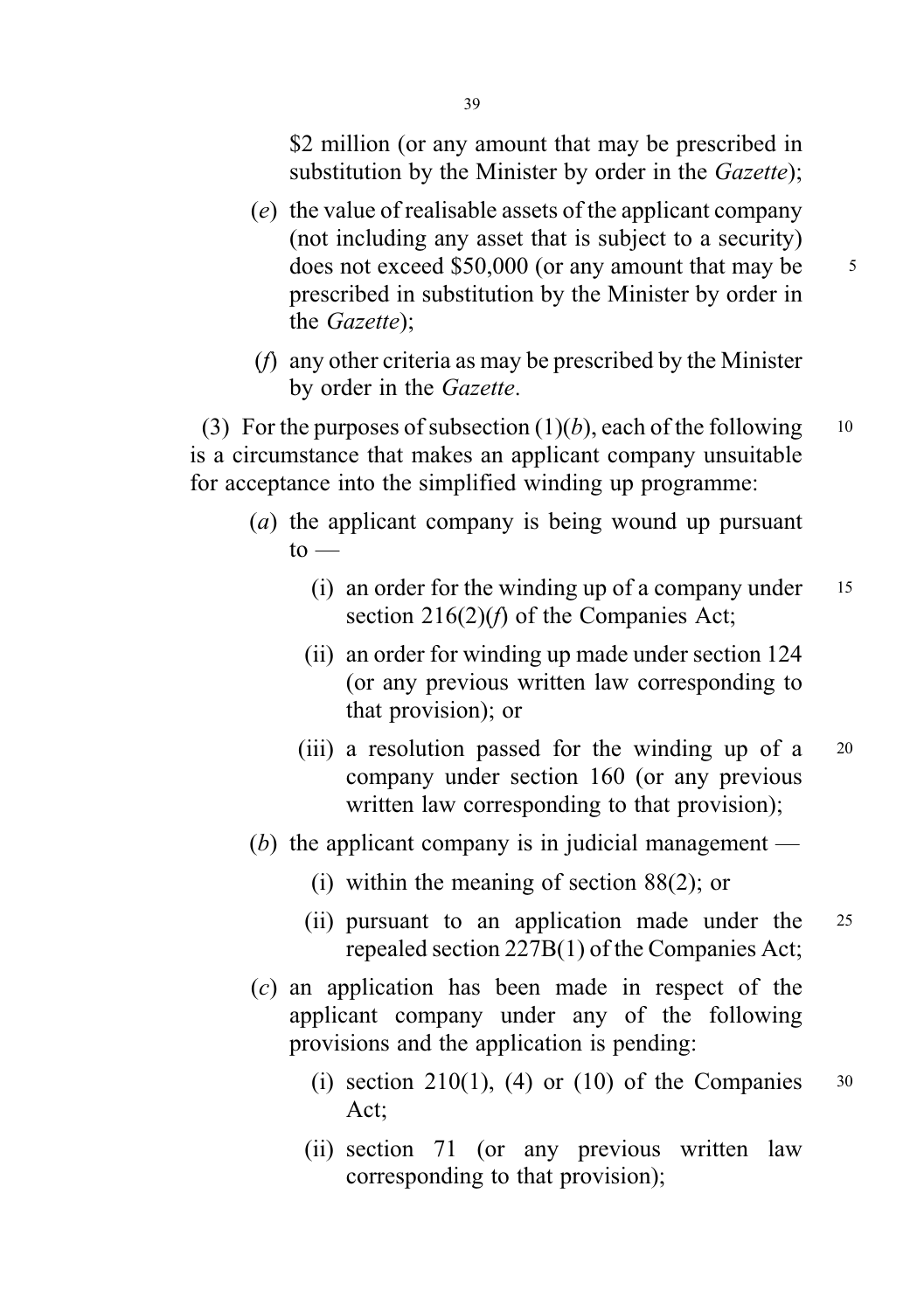$2 million (or any amount that may be prescribed in substitution by the Minister by order in the *Gazette*);

(*e*) the value of realisable assets of the applicant company (not including any asset that is subject to a security) does not exceed $50,000 (or any amount that may be prescribed in substitution by the Minister by order in the *Gazette*);

(*f*) any other criteria as may be prescribed by the Minister by order in the *Gazette*.

(3) For the purposes of subsection (1)(*b*), each of the following is a circumstance that makes an applicant company unsuitable for acceptance into the simplified winding up programme:

(*a*) the applicant company is being wound up pursuant to —

(i) an order for the winding up of a company under section 216(2)(*f*) of the Companies Act;

(ii) an order for winding up made under section 124 (or any previous written law corresponding to that provision); or

(iii) a resolution passed for the winding up of a company under section 160 (or any previous written law corresponding to that provision);

(*b*) the applicant company is in judicial management —

(i) within the meaning of section 88(2); or

(ii) pursuant to an application made under the repealed section 227B(1) of the Companies Act;

(*c*) an application has been made in respect of the applicant company under any of the following provisions and the application is pending:

(i) section 210(1), (4) or (10) of the Companies Act;

(ii) section 71 (or any previous written law corresponding to that provision);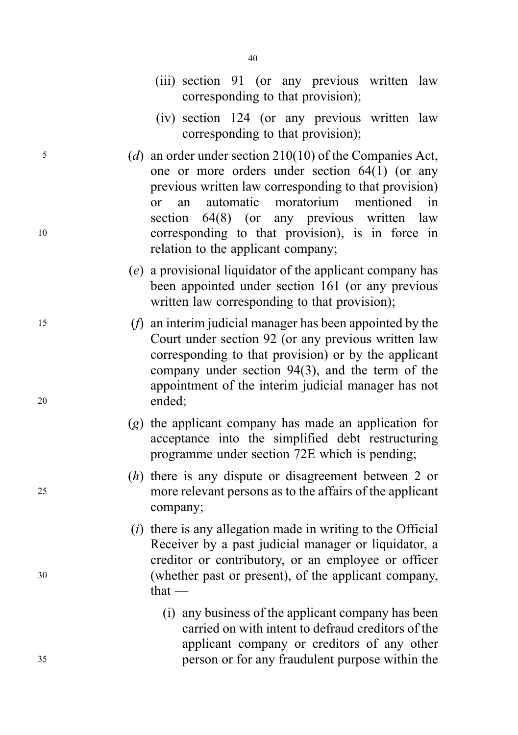(iii) section 91 (or any previous written law corresponding to that provision);

(iv) section 124 (or any previous written law corresponding to that provision);

(*d*) an order under section 210(10) of the Companies Act, one or more orders under section 64(1) (or any previous written law corresponding to that provision) or an automatic moratorium mentioned in section 64(8) (or any previous written law corresponding to that provision), is in force in relation to the applicant company;

(*e*) a provisional liquidator of the applicant company has been appointed under section 161 (or any previous written law corresponding to that provision);

(*f*) an interim judicial manager has been appointed by the Court under section 92 (or any previous written law corresponding to that provision) or by the applicant company under section 94(3), and the term of the appointment of the interim judicial manager has not ended;

(*g*) the applicant company has made an application for acceptance into the simplified debt restructuring programme under section 72E which is pending;

(*h*) there is any dispute or disagreement between 2 or more relevant persons as to the affairs of the applicant company;

(*i*) there is any allegation made in writing to the Official Receiver by a past judicial manager or liquidator, a creditor or contributory, or an employee or officer (whether past or present), of the applicant company, that —

(i) any business of the applicant company has been carried on with intent to defraud creditors of the applicant company or creditors of any other person or for any fraudulent purpose within the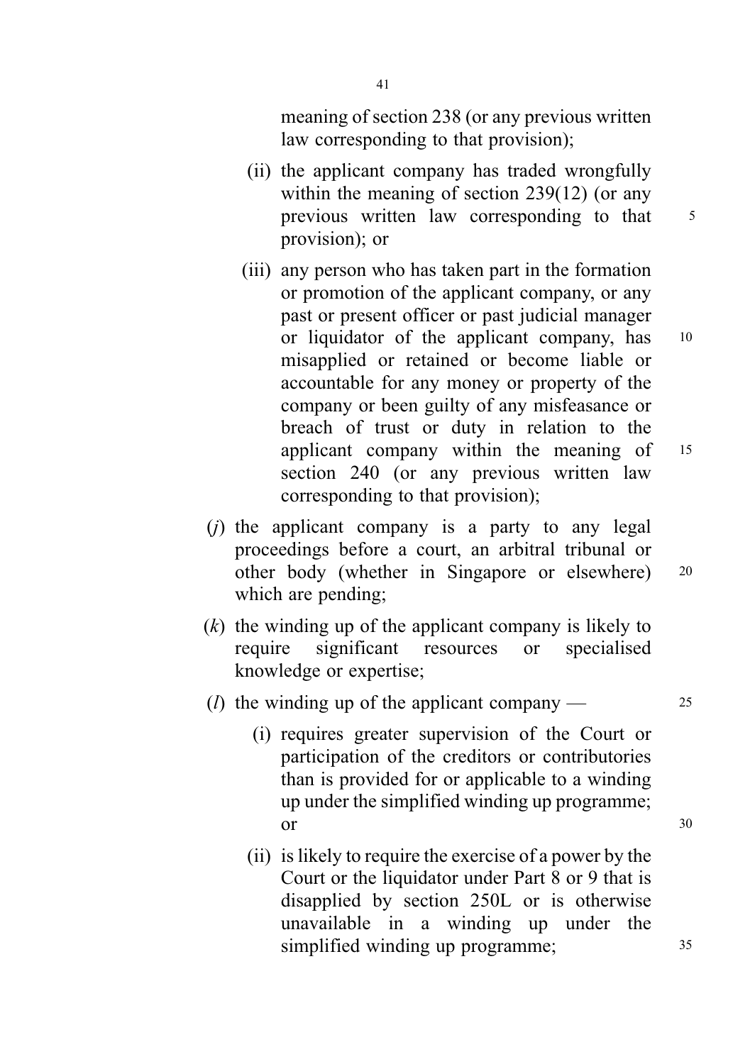meaning of section 238 (or any previous written law corresponding to that provision);

(ii) the applicant company has traded wrongfully within the meaning of section 239(12) (or any previous written law corresponding to that provision); or

(iii) any person who has taken part in the formation or promotion of the applicant company, or any past or present officer or past judicial manager or liquidator of the applicant company, has misapplied or retained or become liable or accountable for any money or property of the company or been guilty of any misfeasance or breach of trust or duty in relation to the applicant company within the meaning of section 240 (or any previous written law corresponding to that provision);

(*j*) the applicant company is a party to any legal proceedings before a court, an arbitral tribunal or other body (whether in Singapore or elsewhere) which are pending;

(*k*) the winding up of the applicant company is likely to require significant resources or specialised knowledge or expertise;

(*l*) the winding up of the applicant company —

(i) requires greater supervision of the Court or participation of the creditors or contributories than is provided for or applicable to a winding up under the simplified winding up programme; or

(ii) is likely to require the exercise of a power by the Court or the liquidator under Part 8 or 9 that is disapplied by section 250L or is otherwise unavailable in a winding up under the simplified winding up programme;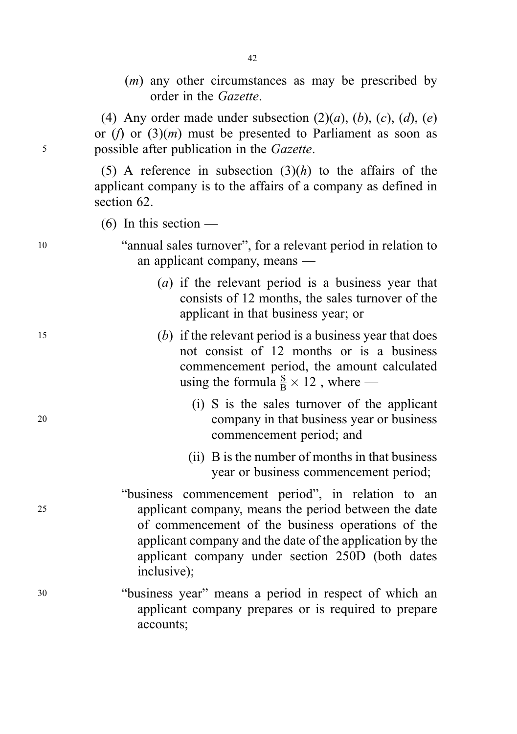(*m*) any other circumstances as may be prescribed by order in the *Gazette*.

(4) Any order made under subsection (2)(*a*), (*b*), (*c*), (*d*), (*e*) or (*f*) or (3)(*m*) must be presented to Parliament as soon as possible after publication in the *Gazette*.

(5) A reference in subsection (3)(*h*) to the affairs of the applicant company is to the affairs of a company as defined in section 62.

(6) In this section —

"annual sales turnover", for a relevant period in relation to an applicant company, means —

(*a*) if the relevant period is a business year that consists of 12 months, the sales turnover of the applicant in that business year; or

(*b*) if the relevant period is a business year that does not consist of 12 months or is a business commencement period, the amount calculated using the formula $\frac{S}{B} \times 12$, where —

(i) S is the sales turnover of the applicant company in that business year or business commencement period; and

(ii) B is the number of months in that business year or business commencement period;

"business commencement period", in relation to an applicant company, means the period between the date of commencement of the business operations of the applicant company and the date of the application by the applicant company under section 250D (both dates inclusive);

"business year" means a period in respect of which an applicant company prepares or is required to prepare accounts;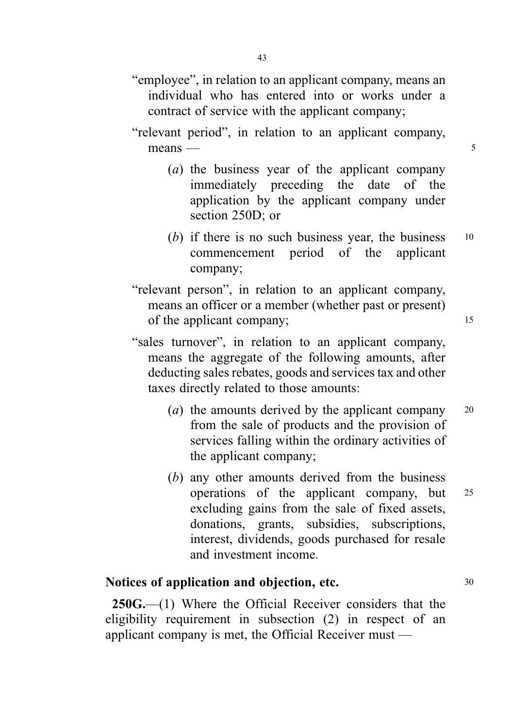"employee", in relation to an applicant company, means an individual who has entered into or works under a contract of service with the applicant company;

"relevant period", in relation to an applicant company, means —

(*a*) the business year of the applicant company immediately preceding the date of the application by the applicant company under section 250D; or

(*b*) if there is no such business year, the business commencement period of the applicant company;

"relevant person", in relation to an applicant company, means an officer or a member (whether past or present) of the applicant company;

"sales turnover", in relation to an applicant company, means the aggregate of the following amounts, after deducting sales rebates, goods and services tax and other taxes directly related to those amounts:

(*a*) the amounts derived by the applicant company from the sale of products and the provision of services falling within the ordinary activities of the applicant company;

(*b*) any other amounts derived from the business operations of the applicant company, but excluding gains from the sale of fixed assets, donations, grants, subsidies, subscriptions, interest, dividends, goods purchased for resale and investment income.

**Notices of application and objection, etc.**

**250G.**—(1) Where the Official Receiver considers that the eligibility requirement in subsection (2) in respect of an applicant company is met, the Official Receiver must —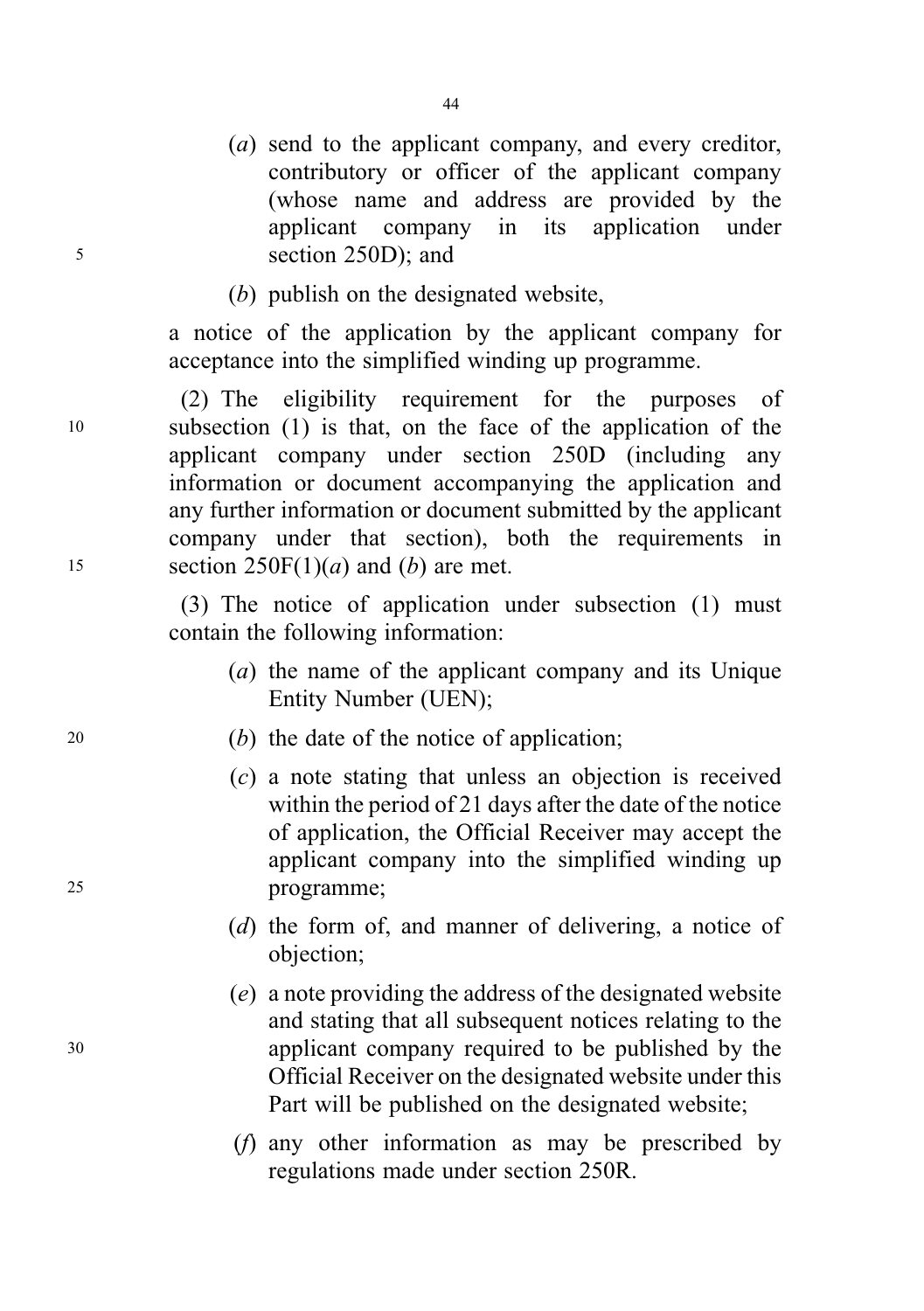(*a*) send to the applicant company, and every creditor, contributory or officer of the applicant company (whose name and address are provided by the applicant company in its application under section 250D); and

(*b*) publish on the designated website,

a notice of the application by the applicant company for acceptance into the simplified winding up programme.

(2) The eligibility requirement for the purposes of subsection (1) is that, on the face of the application of the applicant company under section 250D (including any information or document accompanying the application and any further information or document submitted by the applicant company under that section), both the requirements in section 250F(1)(*a*) and (*b*) are met.

(3) The notice of application under subsection (1) must contain the following information:

(*a*) the name of the applicant company and its Unique Entity Number (UEN);

(*b*) the date of the notice of application;

(*c*) a note stating that unless an objection is received within the period of 21 days after the date of the notice of application, the Official Receiver may accept the applicant company into the simplified winding up programme;

(*d*) the form of, and manner of delivering, a notice of objection;

(*e*) a note providing the address of the designated website and stating that all subsequent notices relating to the applicant company required to be published by the Official Receiver on the designated website under this Part will be published on the designated website;

(*f*) any other information as may be prescribed by regulations made under section 250R.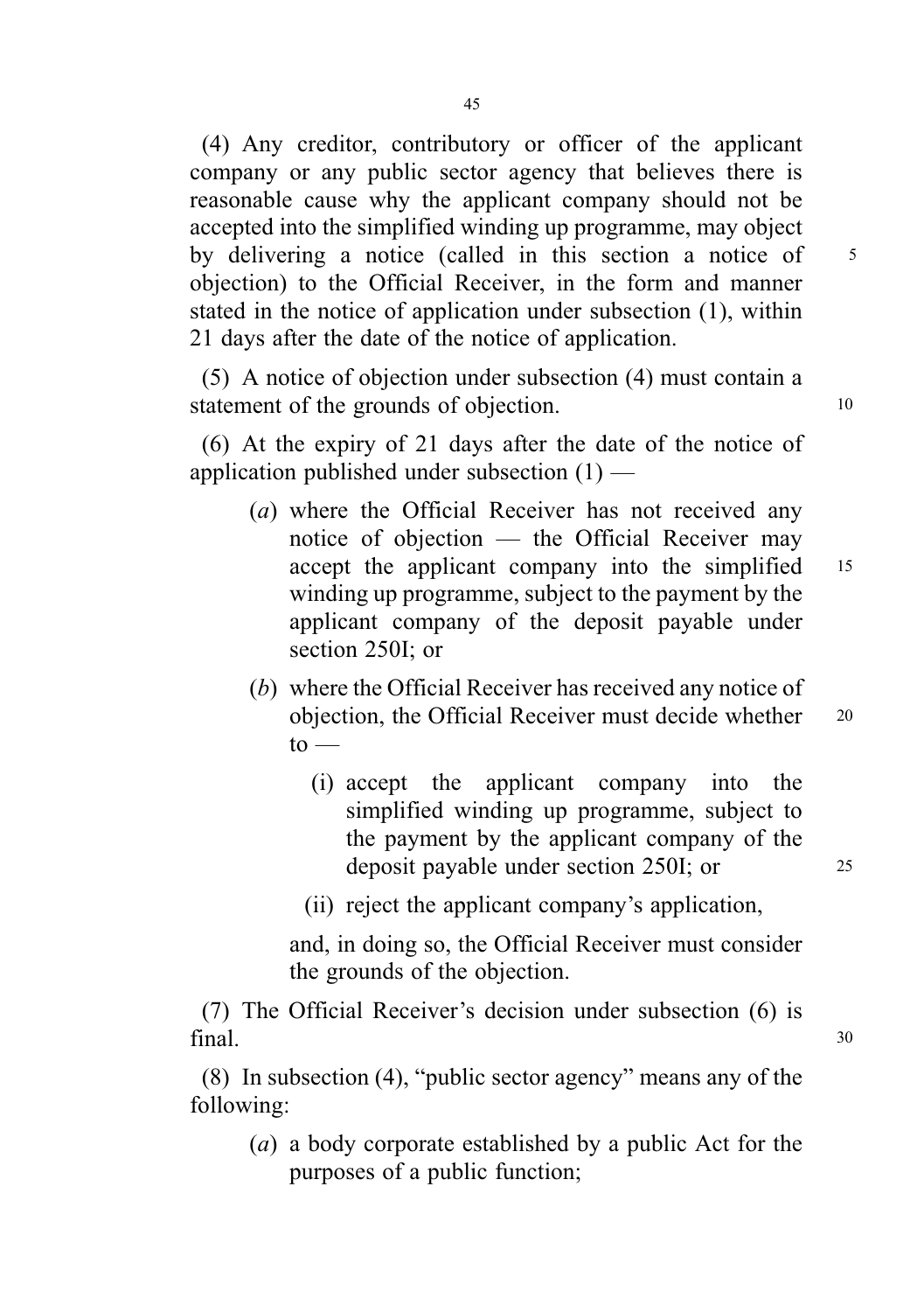(4) Any creditor, contributory or officer of the applicant company or any public sector agency that believes there is reasonable cause why the applicant company should not be accepted into the simplified winding up programme, may object by delivering a notice (called in this section a notice of objection) to the Official Receiver, in the form and manner stated in the notice of application under subsection (1), within 21 days after the date of the notice of application.

(5) A notice of objection under subsection (4) must contain a statement of the grounds of objection.

(6) At the expiry of 21 days after the date of the notice of application published under subsection (1) —

- (*a*) where the Official Receiver has not received any notice of objection — the Official Receiver may accept the applicant company into the simplified winding up programme, subject to the payment by the applicant company of the deposit payable under section 250I; or
- (*b*) where the Official Receiver has received any notice of objection, the Official Receiver must decide whether to —
  - (i) accept the applicant company into the simplified winding up programme, subject to the payment by the applicant company of the deposit payable under section 250I; or
  - (ii) reject the applicant company's application,

  and, in doing so, the Official Receiver must consider the grounds of the objection.

(7) The Official Receiver's decision under subsection (6) is final.

(8) In subsection (4), "public sector agency" means any of the following:

- (*a*) a body corporate established by a public Act for the purposes of a public function;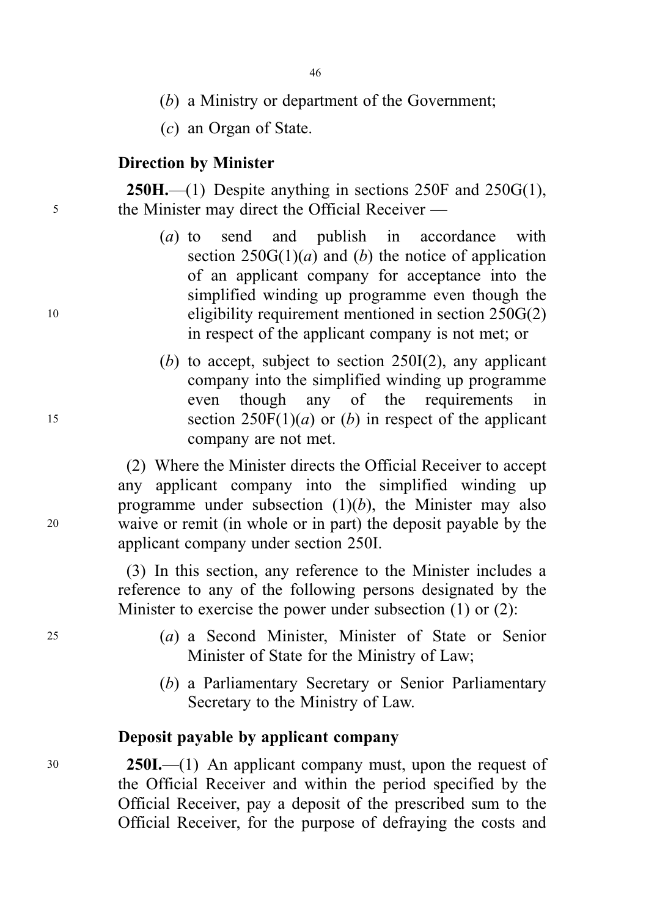(*b*) a Ministry or department of the Government;

(*c*) an Organ of State.

**Direction by Minister**

**250H.**—(1) Despite anything in sections 250F and 250G(1), the Minister may direct the Official Receiver —

(*a*) to send and publish in accordance with section 250G(1)(*a*) and (*b*) the notice of application of an applicant company for acceptance into the simplified winding up programme even though the eligibility requirement mentioned in section 250G(2) in respect of the applicant company is not met; or

(*b*) to accept, subject to section 250I(2), any applicant company into the simplified winding up programme even though any of the requirements in section 250F(1)(*a*) or (*b*) in respect of the applicant company are not met.

(2) Where the Minister directs the Official Receiver to accept any applicant company into the simplified winding up programme under subsection (1)(*b*), the Minister may also waive or remit (in whole or in part) the deposit payable by the applicant company under section 250I.

(3) In this section, any reference to the Minister includes a reference to any of the following persons designated by the Minister to exercise the power under subsection (1) or (2):

(*a*) a Second Minister, Minister of State or Senior Minister of State for the Ministry of Law;

(*b*) a Parliamentary Secretary or Senior Parliamentary Secretary to the Ministry of Law.

**Deposit payable by applicant company**

**250I.**—(1) An applicant company must, upon the request of the Official Receiver and within the period specified by the Official Receiver, pay a deposit of the prescribed sum to the Official Receiver, for the purpose of defraying the costs and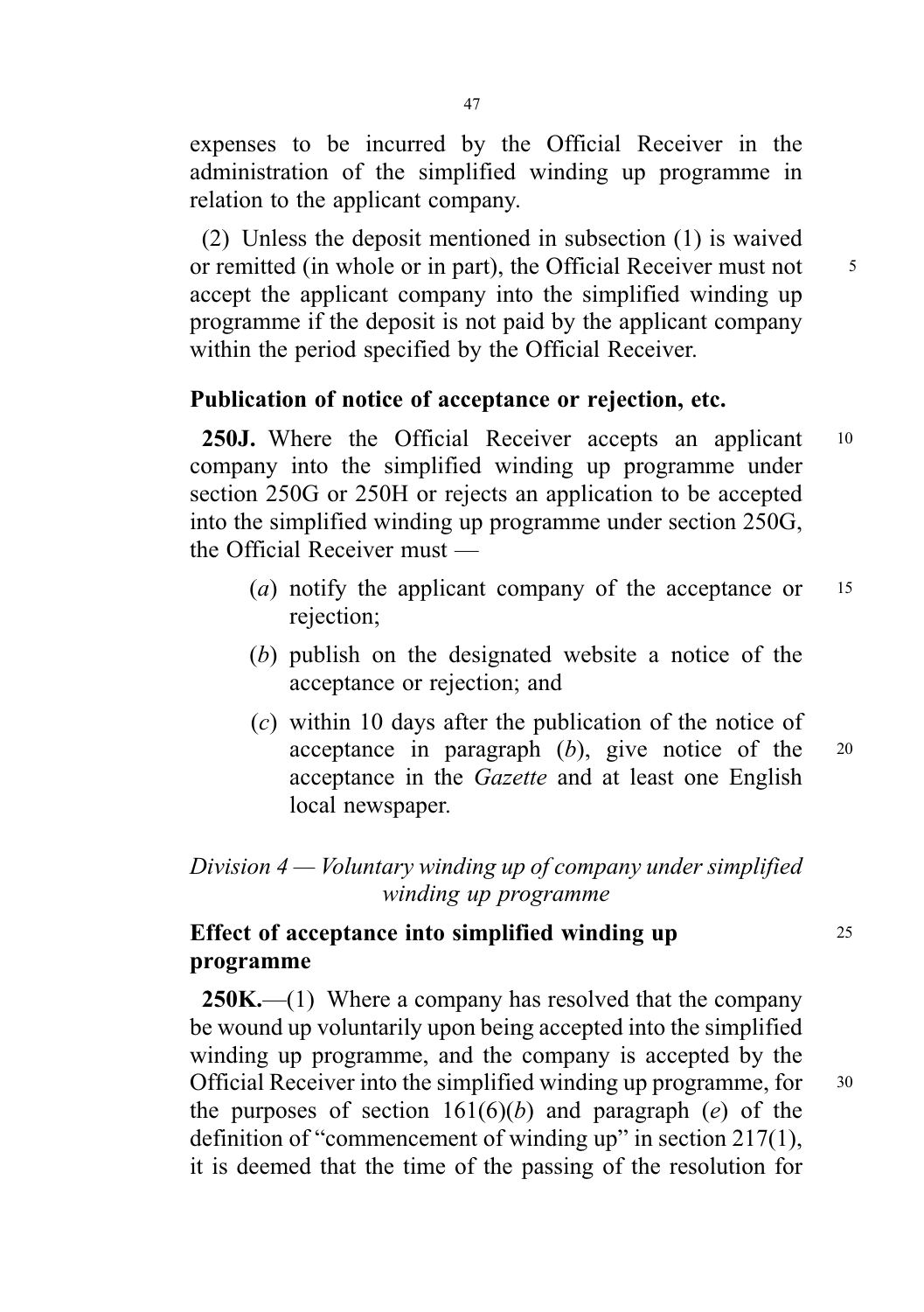expenses to be incurred by the Official Receiver in the administration of the simplified winding up programme in relation to the applicant company.

(2) Unless the deposit mentioned in subsection (1) is waived or remitted (in whole or in part), the Official Receiver must not accept the applicant company into the simplified winding up programme if the deposit is not paid by the applicant company within the period specified by the Official Receiver.

### Publication of notice of acceptance or rejection, etc.

**250J.** Where the Official Receiver accepts an applicant company into the simplified winding up programme under section 250G or 250H or rejects an application to be accepted into the simplified winding up programme under section 250G, the Official Receiver must —

(*a*) notify the applicant company of the acceptance or rejection;

(*b*) publish on the designated website a notice of the acceptance or rejection; and

(*c*) within 10 days after the publication of the notice of acceptance in paragraph (*b*), give notice of the acceptance in the *Gazette* and at least one English local newspaper.

## *Division 4 — Voluntary winding up of company under simplified winding up programme*

### Effect of acceptance into simplified winding up programme

**250K.**—(1) Where a company has resolved that the company be wound up voluntarily upon being accepted into the simplified winding up programme, and the company is accepted by the Official Receiver into the simplified winding up programme, for the purposes of section 161(6)(*b*) and paragraph (*e*) of the definition of "commencement of winding up" in section 217(1), it is deemed that the time of the passing of the resolution for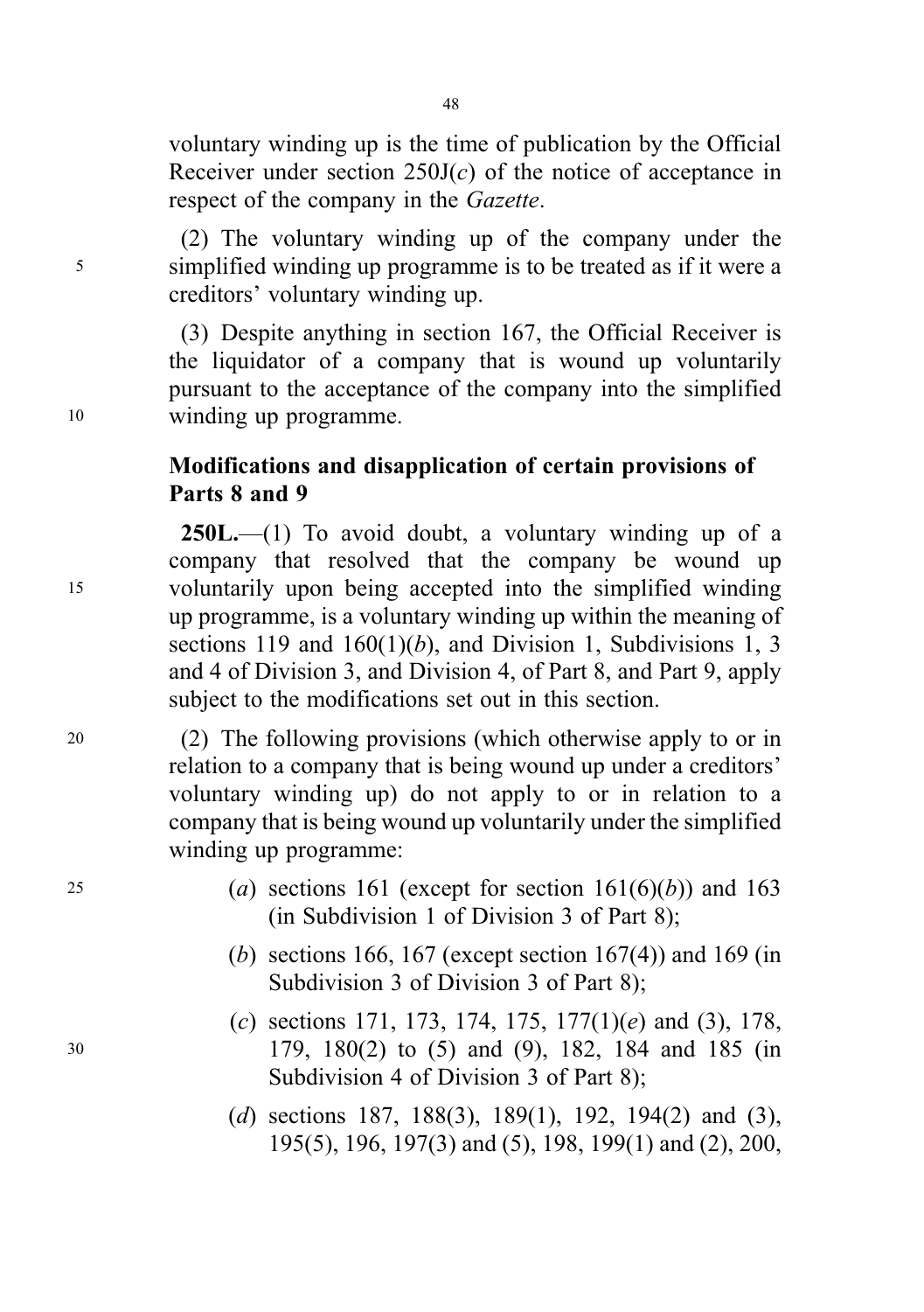voluntary winding up is the time of publication by the Official Receiver under section 250J(*c*) of the notice of acceptance in respect of the company in the *Gazette*.

(2) The voluntary winding up of the company under the simplified winding up programme is to be treated as if it were a creditors' voluntary winding up.

(3) Despite anything in section 167, the Official Receiver is the liquidator of a company that is wound up voluntarily pursuant to the acceptance of the company into the simplified winding up programme.

### Modifications and disapplication of certain provisions of Parts 8 and 9

**250L.**—(1) To avoid doubt, a voluntary winding up of a company that resolved that the company be wound up voluntarily upon being accepted into the simplified winding up programme, is a voluntary winding up within the meaning of sections 119 and 160(1)(*b*), and Division 1, Subdivisions 1, 3 and 4 of Division 3, and Division 4, of Part 8, and Part 9, apply subject to the modifications set out in this section.

(2) The following provisions (which otherwise apply to or in relation to a company that is being wound up under a creditors' voluntary winding up) do not apply to or in relation to a company that is being wound up voluntarily under the simplified winding up programme:

(*a*) sections 161 (except for section 161(6)(*b*)) and 163 (in Subdivision 1 of Division 3 of Part 8);

(*b*) sections 166, 167 (except section 167(4)) and 169 (in Subdivision 3 of Division 3 of Part 8);

(*c*) sections 171, 173, 174, 175, 177(1)(*e*) and (3), 178, 179, 180(2) to (5) and (9), 182, 184 and 185 (in Subdivision 4 of Division 3 of Part 8);

(*d*) sections 187, 188(3), 189(1), 192, 194(2) and (3), 195(5), 196, 197(3) and (5), 198, 199(1) and (2), 200,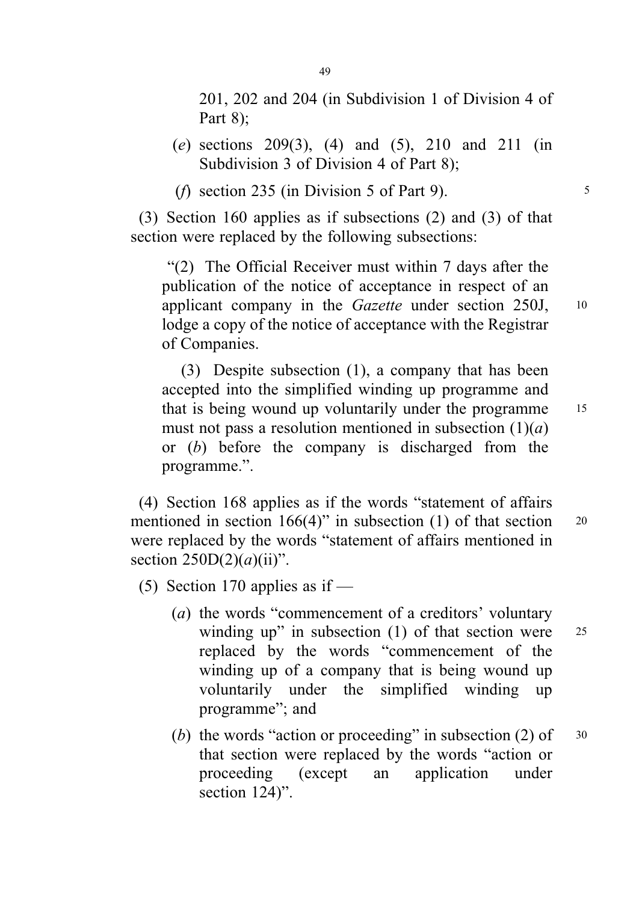201, 202 and 204 (in Subdivision 1 of Division 4 of Part 8);

(*e*) sections 209(3), (4) and (5), 210 and 211 (in Subdivision 3 of Division 4 of Part 8);

(*f*) section 235 (in Division 5 of Part 9).

(3) Section 160 applies as if subsections (2) and (3) of that section were replaced by the following subsections:

"(2) The Official Receiver must within 7 days after the publication of the notice of acceptance in respect of an applicant company in the *Gazette* under section 250J, lodge a copy of the notice of acceptance with the Registrar of Companies.

(3) Despite subsection (1), a company that has been accepted into the simplified winding up programme and that is being wound up voluntarily under the programme must not pass a resolution mentioned in subsection (1)(*a*) or (*b*) before the company is discharged from the programme.".

(4) Section 168 applies as if the words "statement of affairs mentioned in section 166(4)" in subsection (1) of that section were replaced by the words "statement of affairs mentioned in section 250D(2)(*a*)(ii)".

(5) Section 170 applies as if —

(*a*) the words "commencement of a creditors' voluntary winding up" in subsection (1) of that section were replaced by the words "commencement of the winding up of a company that is being wound up voluntarily under the simplified winding up programme"; and

(*b*) the words "action or proceeding" in subsection (2) of that section were replaced by the words "action or proceeding (except an application under section 124)".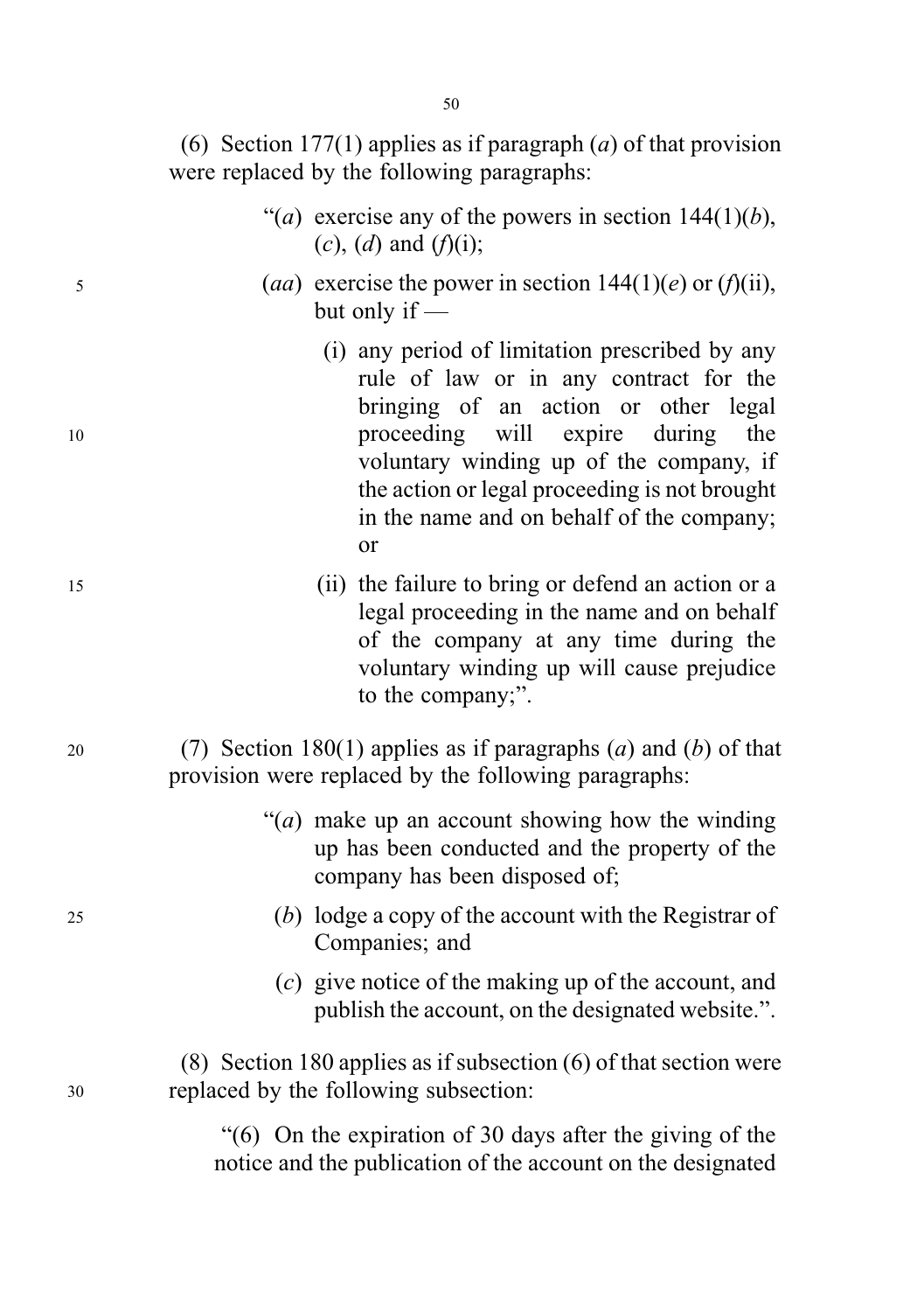(6) Section 177(1) applies as if paragraph (*a*) of that provision were replaced by the following paragraphs:

> "(*a*) exercise any of the powers in section 144(1)(*b*), (*c*), (*d*) and (*f*)(i);
>
> (*aa*) exercise the power in section 144(1)(*e*) or (*f*)(ii), but only if —
>
> > (i) any period of limitation prescribed by any rule of law or in any contract for the bringing of an action or other legal proceeding will expire during the voluntary winding up of the company, if the action or legal proceeding is not brought in the name and on behalf of the company; or
> >
> > (ii) the failure to bring or defend an action or a legal proceeding in the name and on behalf of the company at any time during the voluntary winding up will cause prejudice to the company;".

(7) Section 180(1) applies as if paragraphs (*a*) and (*b*) of that provision were replaced by the following paragraphs:

> "(*a*) make up an account showing how the winding up has been conducted and the property of the company has been disposed of;
>
> (*b*) lodge a copy of the account with the Registrar of Companies; and
>
> (*c*) give notice of the making up of the account, and publish the account, on the designated website.".

(8) Section 180 applies as if subsection (6) of that section were replaced by the following subsection:

> "(6) On the expiration of 30 days after the giving of the notice and the publication of the account on the designated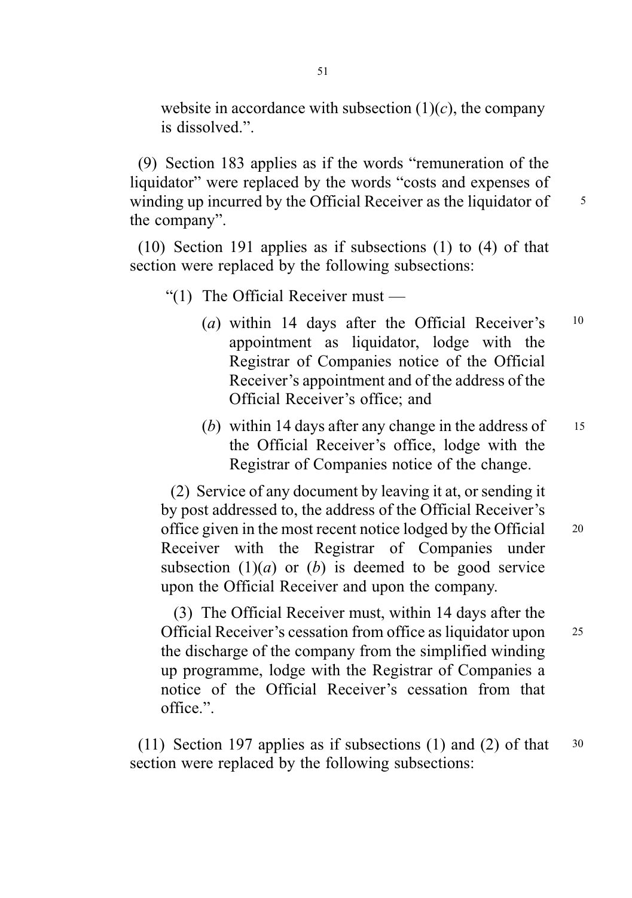website in accordance with subsection (1)(*c*), the company is dissolved.".

(9) Section 183 applies as if the words "remuneration of the liquidator" were replaced by the words "costs and expenses of winding up incurred by the Official Receiver as the liquidator of the company".

(10) Section 191 applies as if subsections (1) to (4) of that section were replaced by the following subsections:

"(1) The Official Receiver must —

(*a*) within 14 days after the Official Receiver's appointment as liquidator, lodge with the Registrar of Companies notice of the Official Receiver's appointment and of the address of the Official Receiver's office; and

(*b*) within 14 days after any change in the address of the Official Receiver's office, lodge with the Registrar of Companies notice of the change.

(2) Service of any document by leaving it at, or sending it by post addressed to, the address of the Official Receiver's office given in the most recent notice lodged by the Official Receiver with the Registrar of Companies under subsection (1)(*a*) or (*b*) is deemed to be good service upon the Official Receiver and upon the company.

(3) The Official Receiver must, within 14 days after the Official Receiver's cessation from office as liquidator upon the discharge of the company from the simplified winding up programme, lodge with the Registrar of Companies a notice of the Official Receiver's cessation from that office.".

(11) Section 197 applies as if subsections (1) and (2) of that section were replaced by the following subsections: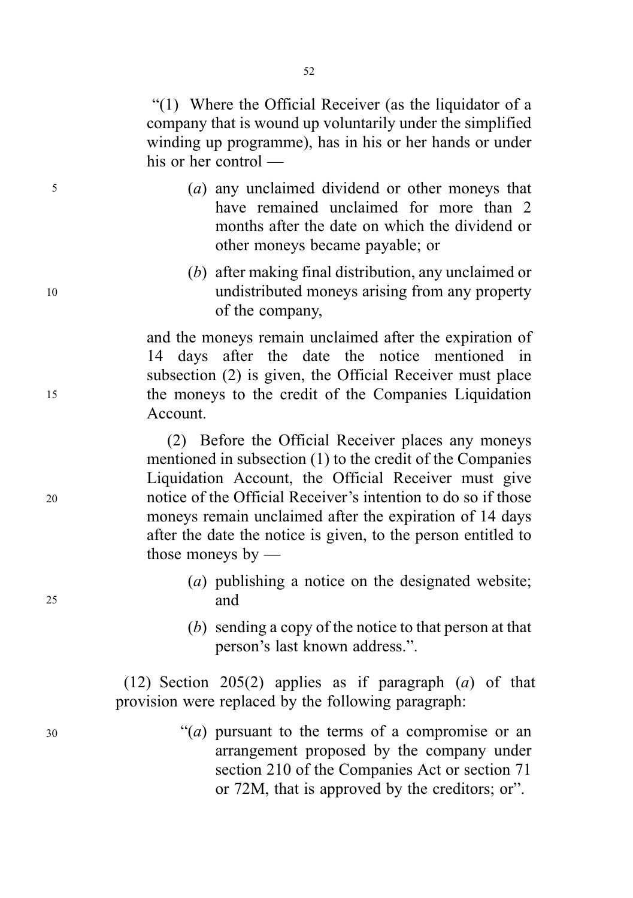"(1) Where the Official Receiver (as the liquidator of a company that is wound up voluntarily under the simplified winding up programme), has in his or her hands or under his or her control —

(*a*) any unclaimed dividend or other moneys that have remained unclaimed for more than 2 months after the date on which the dividend or other moneys became payable; or

(*b*) after making final distribution, any unclaimed or undistributed moneys arising from any property of the company,

and the moneys remain unclaimed after the expiration of 14 days after the date the notice mentioned in subsection (2) is given, the Official Receiver must place the moneys to the credit of the Companies Liquidation Account.

(2) Before the Official Receiver places any moneys mentioned in subsection (1) to the credit of the Companies Liquidation Account, the Official Receiver must give notice of the Official Receiver's intention to do so if those moneys remain unclaimed after the expiration of 14 days after the date the notice is given, to the person entitled to those moneys by —

(*a*) publishing a notice on the designated website; and

(*b*) sending a copy of the notice to that person at that person's last known address.".

(12) Section 205(2) applies as if paragraph (*a*) of that provision were replaced by the following paragraph:

"(*a*) pursuant to the terms of a compromise or an arrangement proposed by the company under section 210 of the Companies Act or section 71 or 72M, that is approved by the creditors; or".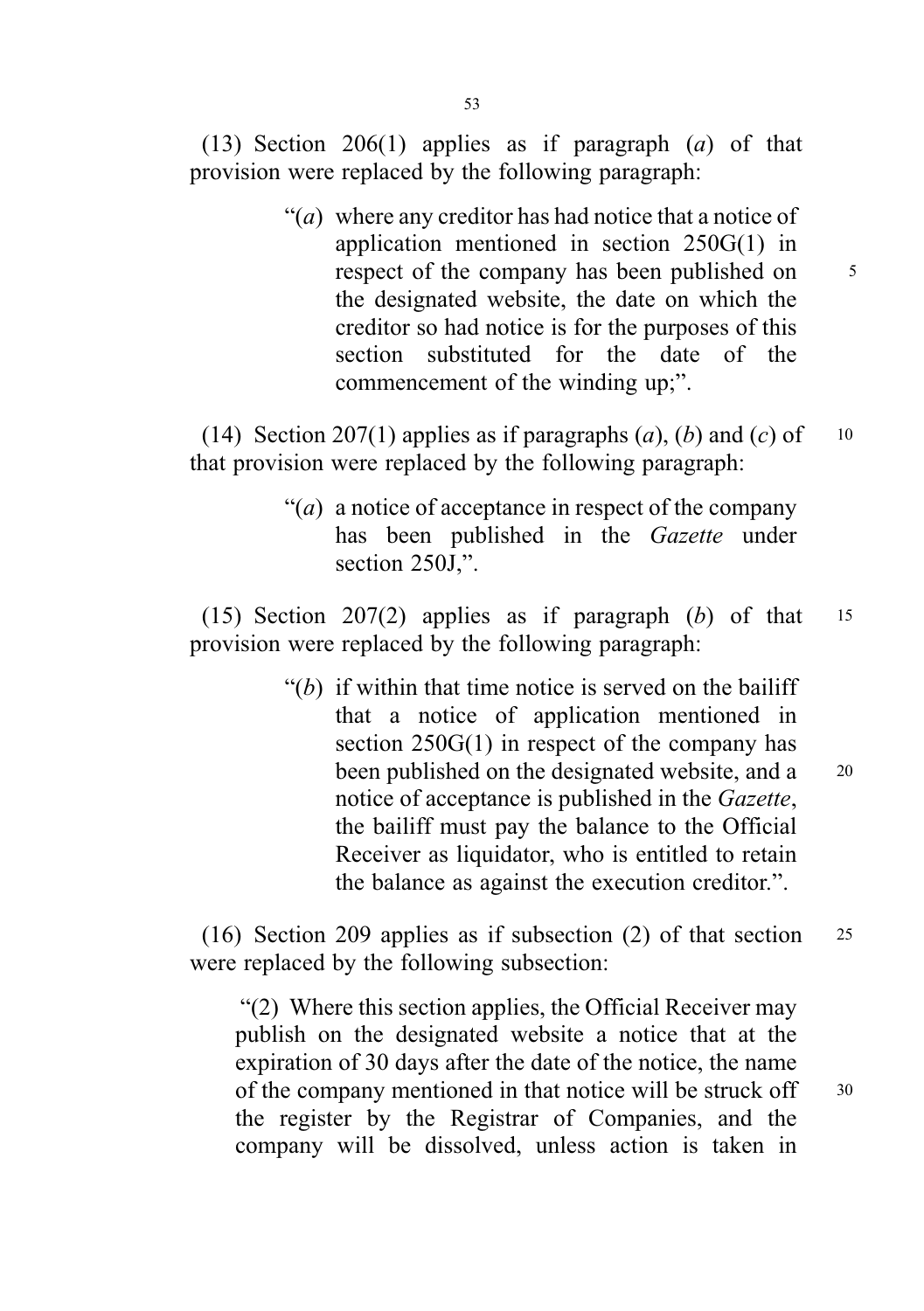(13) Section 206(1) applies as if paragraph (*a*) of that provision were replaced by the following paragraph:

> "(*a*) where any creditor has had notice that a notice of application mentioned in section 250G(1) in respect of the company has been published on the designated website, the date on which the creditor so had notice is for the purposes of this section substituted for the date of the commencement of the winding up;".

(14) Section 207(1) applies as if paragraphs (*a*), (*b*) and (*c*) of that provision were replaced by the following paragraph:

> "(*a*) a notice of acceptance in respect of the company has been published in the *Gazette* under section 250J,".

(15) Section 207(2) applies as if paragraph (*b*) of that provision were replaced by the following paragraph:

> "(*b*) if within that time notice is served on the bailiff that a notice of application mentioned in section 250G(1) in respect of the company has been published on the designated website, and a notice of acceptance is published in the *Gazette*, the bailiff must pay the balance to the Official Receiver as liquidator, who is entitled to retain the balance as against the execution creditor.".

(16) Section 209 applies as if subsection (2) of that section were replaced by the following subsection:

> "(2) Where this section applies, the Official Receiver may publish on the designated website a notice that at the expiration of 30 days after the date of the notice, the name of the company mentioned in that notice will be struck off the register by the Registrar of Companies, and the company will be dissolved, unless action is taken in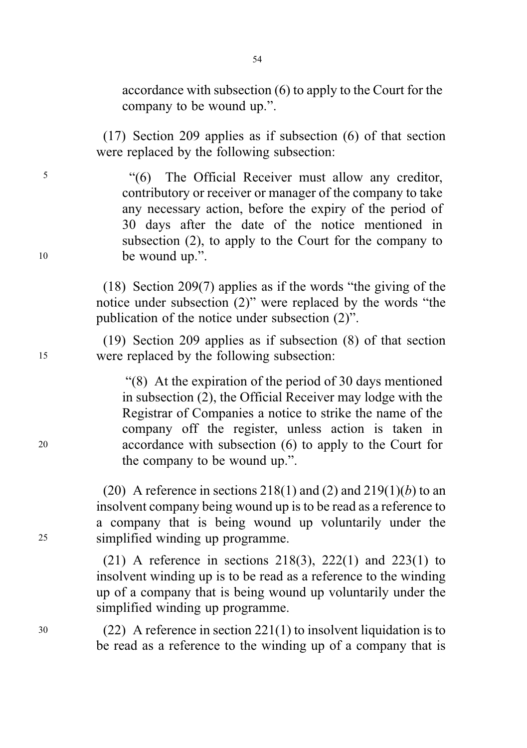accordance with subsection (6) to apply to the Court for the company to be wound up.”.

(17) Section 209 applies as if subsection (6) of that section were replaced by the following subsection:

> “(6) The Official Receiver must allow any creditor, contributory or receiver or manager of the company to take any necessary action, before the expiry of the period of 30 days after the date of the notice mentioned in subsection (2), to apply to the Court for the company to be wound up.”.

(18) Section 209(7) applies as if the words “the giving of the notice under subsection (2)” were replaced by the words “the publication of the notice under subsection (2)”.

(19) Section 209 applies as if subsection (8) of that section were replaced by the following subsection:

> “(8) At the expiration of the period of 30 days mentioned in subsection (2), the Official Receiver may lodge with the Registrar of Companies a notice to strike the name of the company off the register, unless action is taken in accordance with subsection (6) to apply to the Court for the company to be wound up.”.

(20) A reference in sections 218(1) and (2) and 219(1)(*b*) to an insolvent company being wound up is to be read as a reference to a company that is being wound up voluntarily under the simplified winding up programme.

(21) A reference in sections 218(3), 222(1) and 223(1) to insolvent winding up is to be read as a reference to the winding up of a company that is being wound up voluntarily under the simplified winding up programme.

(22) A reference in section 221(1) to insolvent liquidation is to be read as a reference to the winding up of a company that is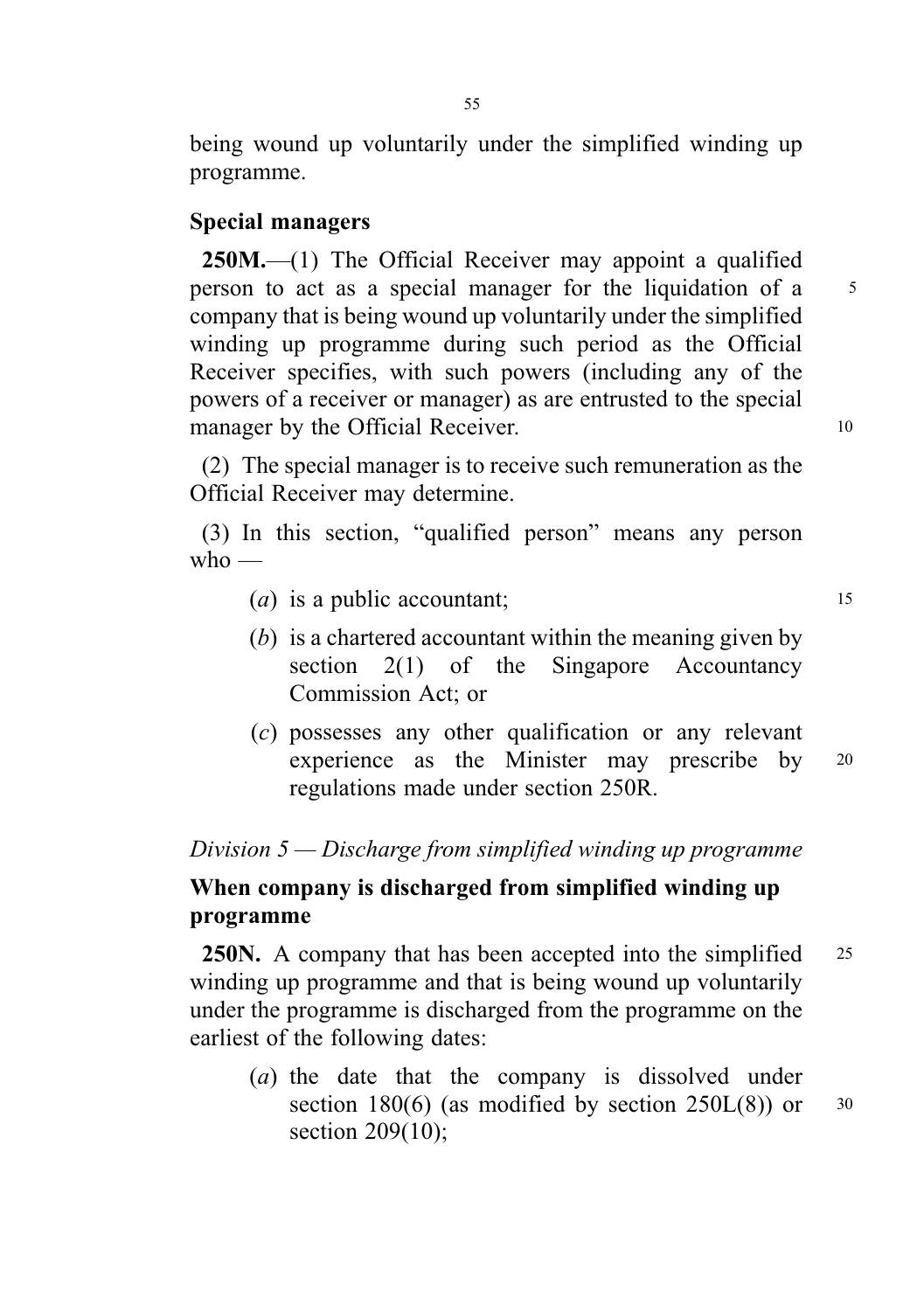being wound up voluntarily under the simplified winding up programme.

### Special managers

**250M.**—(1) The Official Receiver may appoint a qualified person to act as a special manager for the liquidation of a company that is being wound up voluntarily under the simplified winding up programme during such period as the Official Receiver specifies, with such powers (including any of the powers of a receiver or manager) as are entrusted to the special manager by the Official Receiver.

(2) The special manager is to receive such remuneration as the Official Receiver may determine.

(3) In this section, "qualified person" means any person who —

(*a*) is a public accountant;

(*b*) is a chartered accountant within the meaning given by section 2(1) of the Singapore Accountancy Commission Act; or

(*c*) possesses any other qualification or any relevant experience as the Minister may prescribe by regulations made under section 250R.

## *Division 5 — Discharge from simplified winding up programme*

### When company is discharged from simplified winding up programme

**250N.** A company that has been accepted into the simplified winding up programme and that is being wound up voluntarily under the programme is discharged from the programme on the earliest of the following dates:

(*a*) the date that the company is dissolved under section 180(6) (as modified by section 250L(8)) or section 209(10);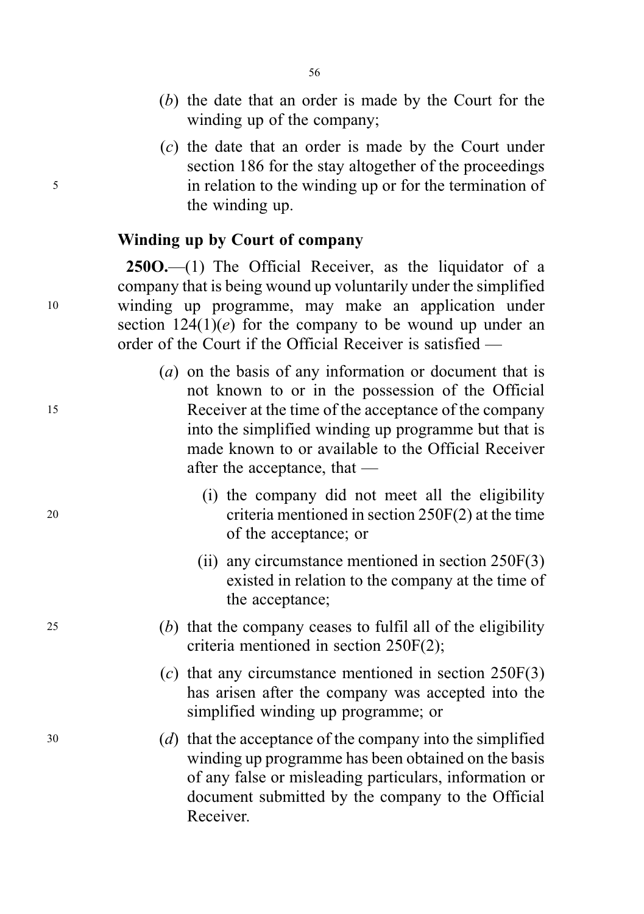(*b*) the date that an order is made by the Court for the winding up of the company;

(*c*) the date that an order is made by the Court under section 186 for the stay altogether of the proceedings in relation to the winding up or for the termination of the winding up.

**Winding up by Court of company**

**250O.**—(1) The Official Receiver, as the liquidator of a company that is being wound up voluntarily under the simplified winding up programme, may make an application under section 124(1)(*e*) for the company to be wound up under an order of the Court if the Official Receiver is satisfied —

(*a*) on the basis of any information or document that is not known to or in the possession of the Official Receiver at the time of the acceptance of the company into the simplified winding up programme but that is made known to or available to the Official Receiver after the acceptance, that —

(i) the company did not meet all the eligibility criteria mentioned in section 250F(2) at the time of the acceptance; or

(ii) any circumstance mentioned in section 250F(3) existed in relation to the company at the time of the acceptance;

(*b*) that the company ceases to fulfil all of the eligibility criteria mentioned in section 250F(2);

(*c*) that any circumstance mentioned in section 250F(3) has arisen after the company was accepted into the simplified winding up programme; or

(*d*) that the acceptance of the company into the simplified winding up programme has been obtained on the basis of any false or misleading particulars, information or document submitted by the company to the Official Receiver.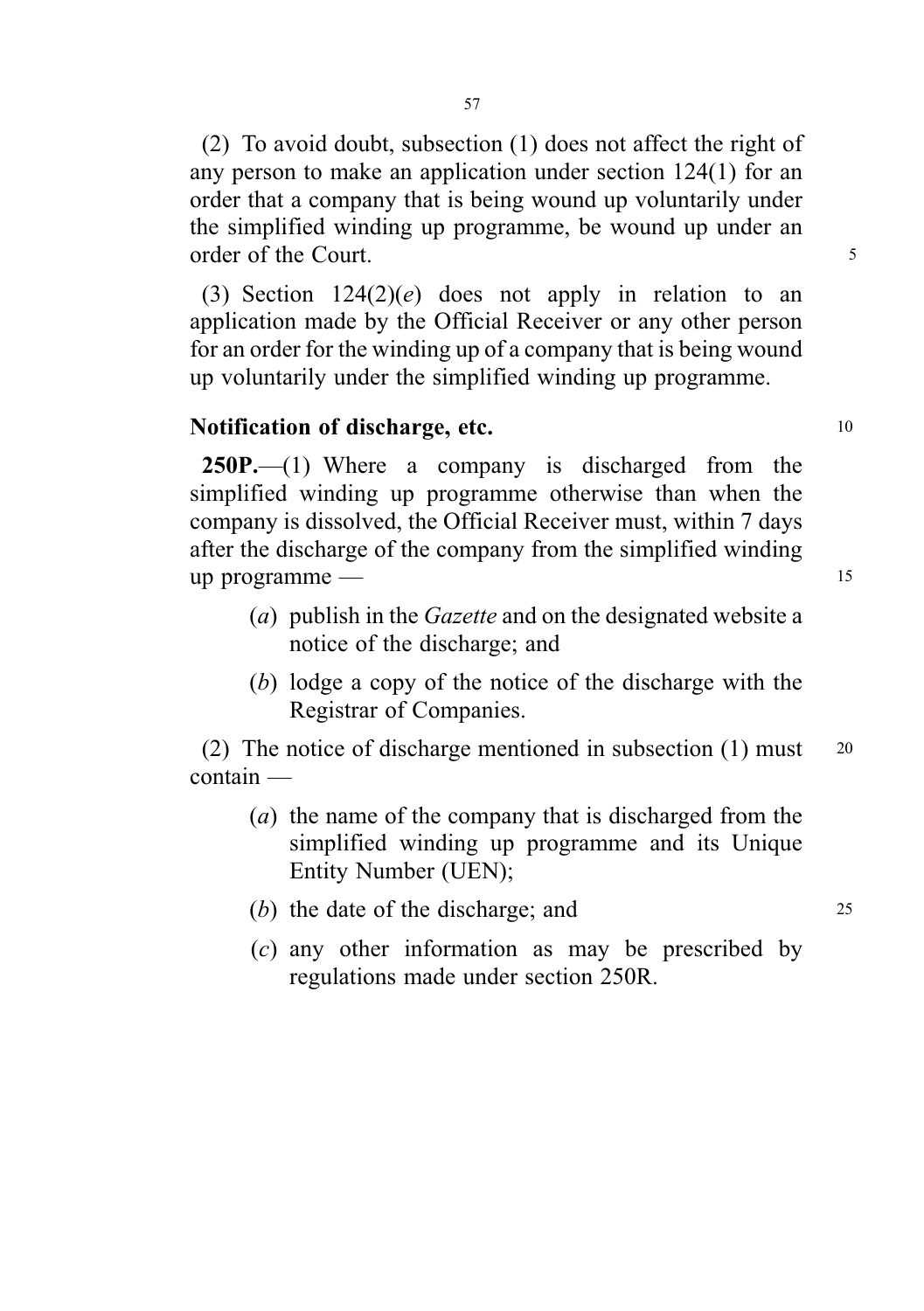(2) To avoid doubt, subsection (1) does not affect the right of any person to make an application under section 124(1) for an order that a company that is being wound up voluntarily under the simplified winding up programme, be wound up under an order of the Court.

(3) Section 124(2)(*e*) does not apply in relation to an application made by the Official Receiver or any other person for an order for the winding up of a company that is being wound up voluntarily under the simplified winding up programme.

**Notification of discharge, etc.**

**250P.**—(1) Where a company is discharged from the simplified winding up programme otherwise than when the company is dissolved, the Official Receiver must, within 7 days after the discharge of the company from the simplified winding up programme —

(*a*) publish in the *Gazette* and on the designated website a notice of the discharge; and

(*b*) lodge a copy of the notice of the discharge with the Registrar of Companies.

(2) The notice of discharge mentioned in subsection (1) must contain —

(*a*) the name of the company that is discharged from the simplified winding up programme and its Unique Entity Number (UEN);

(*b*) the date of the discharge; and

(*c*) any other information as may be prescribed by regulations made under section 250R.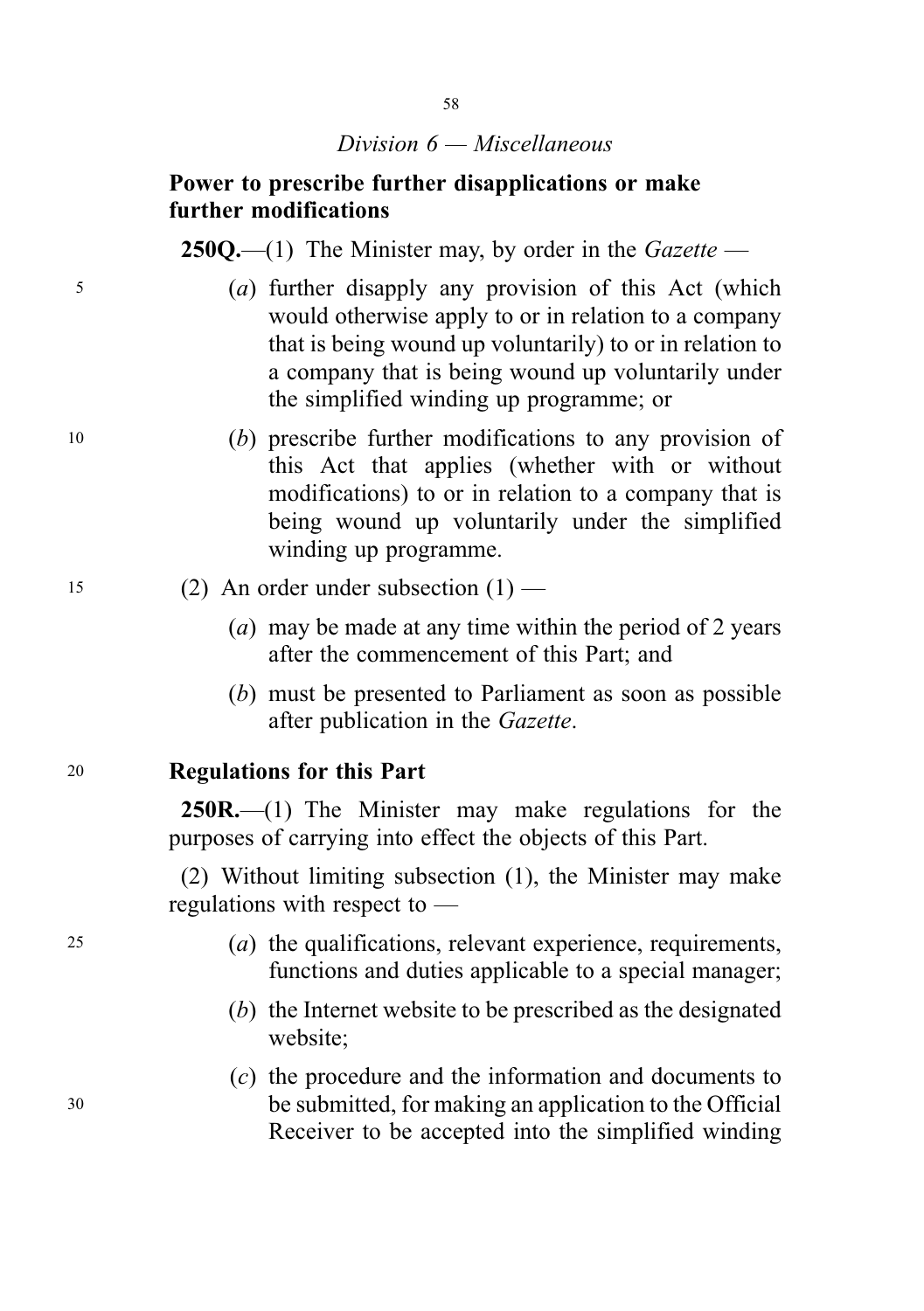*Division 6 — Miscellaneous*

**Power to prescribe further disapplications or make further modifications**

**250Q.**—(1) The Minister may, by order in the *Gazette* —

(*a*) further disapply any provision of this Act (which would otherwise apply to or in relation to a company that is being wound up voluntarily) to or in relation to a company that is being wound up voluntarily under the simplified winding up programme; or

(*b*) prescribe further modifications to any provision of this Act that applies (whether with or without modifications) to or in relation to a company that is being wound up voluntarily under the simplified winding up programme.

(2) An order under subsection (1) —

(*a*) may be made at any time within the period of 2 years after the commencement of this Part; and

(*b*) must be presented to Parliament as soon as possible after publication in the *Gazette*.

**Regulations for this Part**

**250R.**—(1) The Minister may make regulations for the purposes of carrying into effect the objects of this Part.

(2) Without limiting subsection (1), the Minister may make regulations with respect to —

(*a*) the qualifications, relevant experience, requirements, functions and duties applicable to a special manager;

(*b*) the Internet website to be prescribed as the designated website;

(*c*) the procedure and the information and documents to be submitted, for making an application to the Official Receiver to be accepted into the simplified winding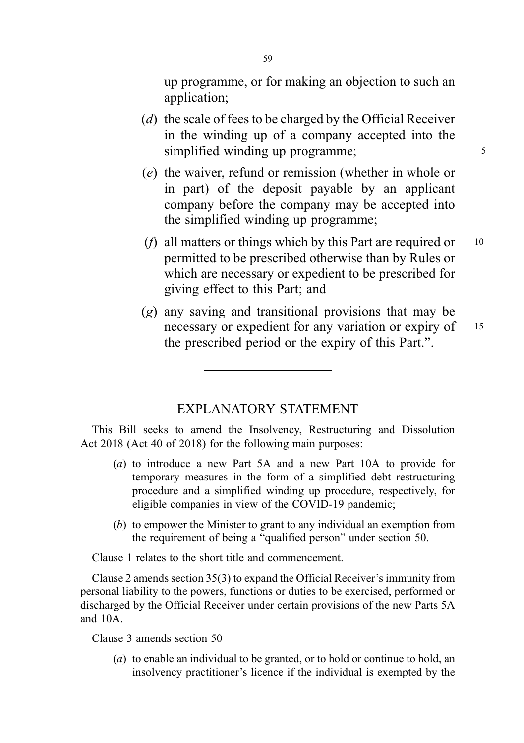up programme, or for making an objection to such an application;

(*d*) the scale of fees to be charged by the Official Receiver in the winding up of a company accepted into the simplified winding up programme;

(*e*) the waiver, refund or remission (whether in whole or in part) of the deposit payable by an applicant company before the company may be accepted into the simplified winding up programme;

(*f*) all matters or things which by this Part are required or permitted to be prescribed otherwise than by Rules or which are necessary or expedient to be prescribed for giving effect to this Part; and

(*g*) any saving and transitional provisions that may be necessary or expedient for any variation or expiry of the prescribed period or the expiry of this Part.".

---

## EXPLANATORY STATEMENT

This Bill seeks to amend the Insolvency, Restructuring and Dissolution Act 2018 (Act 40 of 2018) for the following main purposes:

(*a*) to introduce a new Part 5A and a new Part 10A to provide for temporary measures in the form of a simplified debt restructuring procedure and a simplified winding up procedure, respectively, for eligible companies in view of the COVID-19 pandemic;

(*b*) to empower the Minister to grant to any individual an exemption from the requirement of being a "qualified person" under section 50.

Clause 1 relates to the short title and commencement.

Clause 2 amends section 35(3) to expand the Official Receiver's immunity from personal liability to the powers, functions or duties to be exercised, performed or discharged by the Official Receiver under certain provisions of the new Parts 5A and 10A.

Clause 3 amends section 50 —

(*a*) to enable an individual to be granted, or to hold or continue to hold, an insolvency practitioner's licence if the individual is exempted by the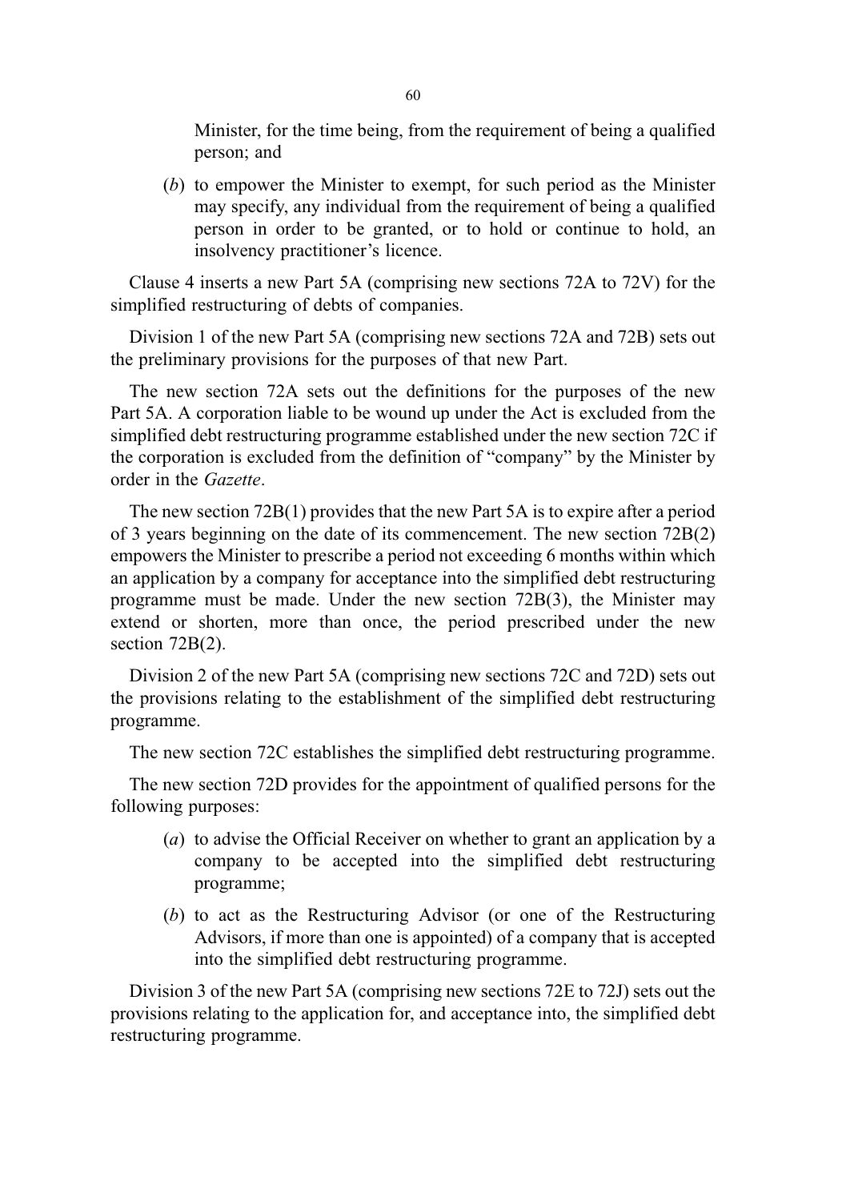Minister, for the time being, from the requirement of being a qualified person; and

(*b*) to empower the Minister to exempt, for such period as the Minister may specify, any individual from the requirement of being a qualified person in order to be granted, or to hold or continue to hold, an insolvency practitioner's licence.

Clause 4 inserts a new Part 5A (comprising new sections 72A to 72V) for the simplified restructuring of debts of companies.

Division 1 of the new Part 5A (comprising new sections 72A and 72B) sets out the preliminary provisions for the purposes of that new Part.

The new section 72A sets out the definitions for the purposes of the new Part 5A. A corporation liable to be wound up under the Act is excluded from the simplified debt restructuring programme established under the new section 72C if the corporation is excluded from the definition of "company" by the Minister by order in the *Gazette*.

The new section 72B(1) provides that the new Part 5A is to expire after a period of 3 years beginning on the date of its commencement. The new section 72B(2) empowers the Minister to prescribe a period not exceeding 6 months within which an application by a company for acceptance into the simplified debt restructuring programme must be made. Under the new section 72B(3), the Minister may extend or shorten, more than once, the period prescribed under the new section 72B(2).

Division 2 of the new Part 5A (comprising new sections 72C and 72D) sets out the provisions relating to the establishment of the simplified debt restructuring programme.

The new section 72C establishes the simplified debt restructuring programme.

The new section 72D provides for the appointment of qualified persons for the following purposes:

(*a*) to advise the Official Receiver on whether to grant an application by a company to be accepted into the simplified debt restructuring programme;

(*b*) to act as the Restructuring Advisor (or one of the Restructuring Advisors, if more than one is appointed) of a company that is accepted into the simplified debt restructuring programme.

Division 3 of the new Part 5A (comprising new sections 72E to 72J) sets out the provisions relating to the application for, and acceptance into, the simplified debt restructuring programme.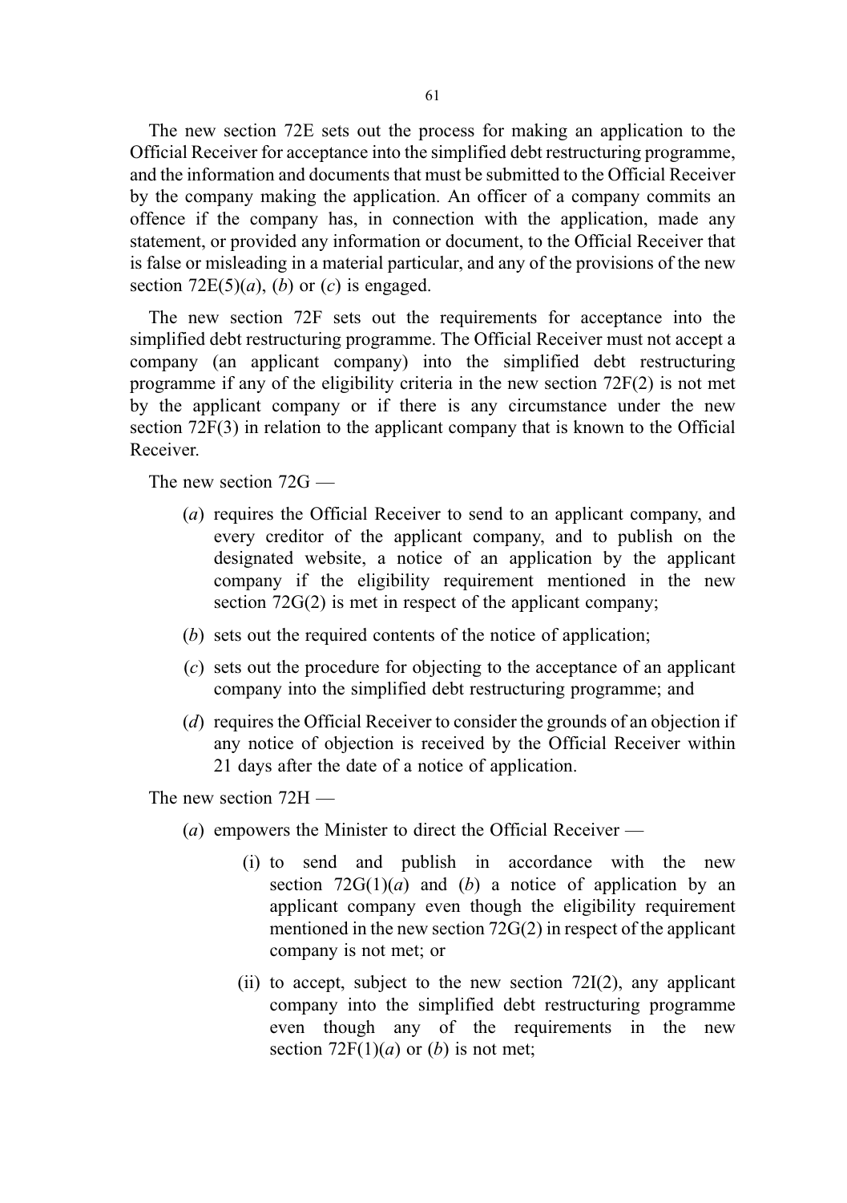The new section 72E sets out the process for making an application to the Official Receiver for acceptance into the simplified debt restructuring programme, and the information and documents that must be submitted to the Official Receiver by the company making the application. An officer of a company commits an offence if the company has, in connection with the application, made any statement, or provided any information or document, to the Official Receiver that is false or misleading in a material particular, and any of the provisions of the new section 72E(5)(*a*), (*b*) or (*c*) is engaged.

The new section 72F sets out the requirements for acceptance into the simplified debt restructuring programme. The Official Receiver must not accept a company (an applicant company) into the simplified debt restructuring programme if any of the eligibility criteria in the new section 72F(2) is not met by the applicant company or if there is any circumstance under the new section 72F(3) in relation to the applicant company that is known to the Official Receiver.

The new section 72G —

(*a*) requires the Official Receiver to send to an applicant company, and every creditor of the applicant company, and to publish on the designated website, a notice of an application by the applicant company if the eligibility requirement mentioned in the new section 72G(2) is met in respect of the applicant company;

(*b*) sets out the required contents of the notice of application;

(*c*) sets out the procedure for objecting to the acceptance of an applicant company into the simplified debt restructuring programme; and

(*d*) requires the Official Receiver to consider the grounds of an objection if any notice of objection is received by the Official Receiver within 21 days after the date of a notice of application.

The new section 72H —

(*a*) empowers the Minister to direct the Official Receiver —

(i) to send and publish in accordance with the new section 72G(1)(*a*) and (*b*) a notice of application by an applicant company even though the eligibility requirement mentioned in the new section 72G(2) in respect of the applicant company is not met; or

(ii) to accept, subject to the new section 72I(2), any applicant company into the simplified debt restructuring programme even though any of the requirements in the new section 72F(1)(*a*) or (*b*) is not met;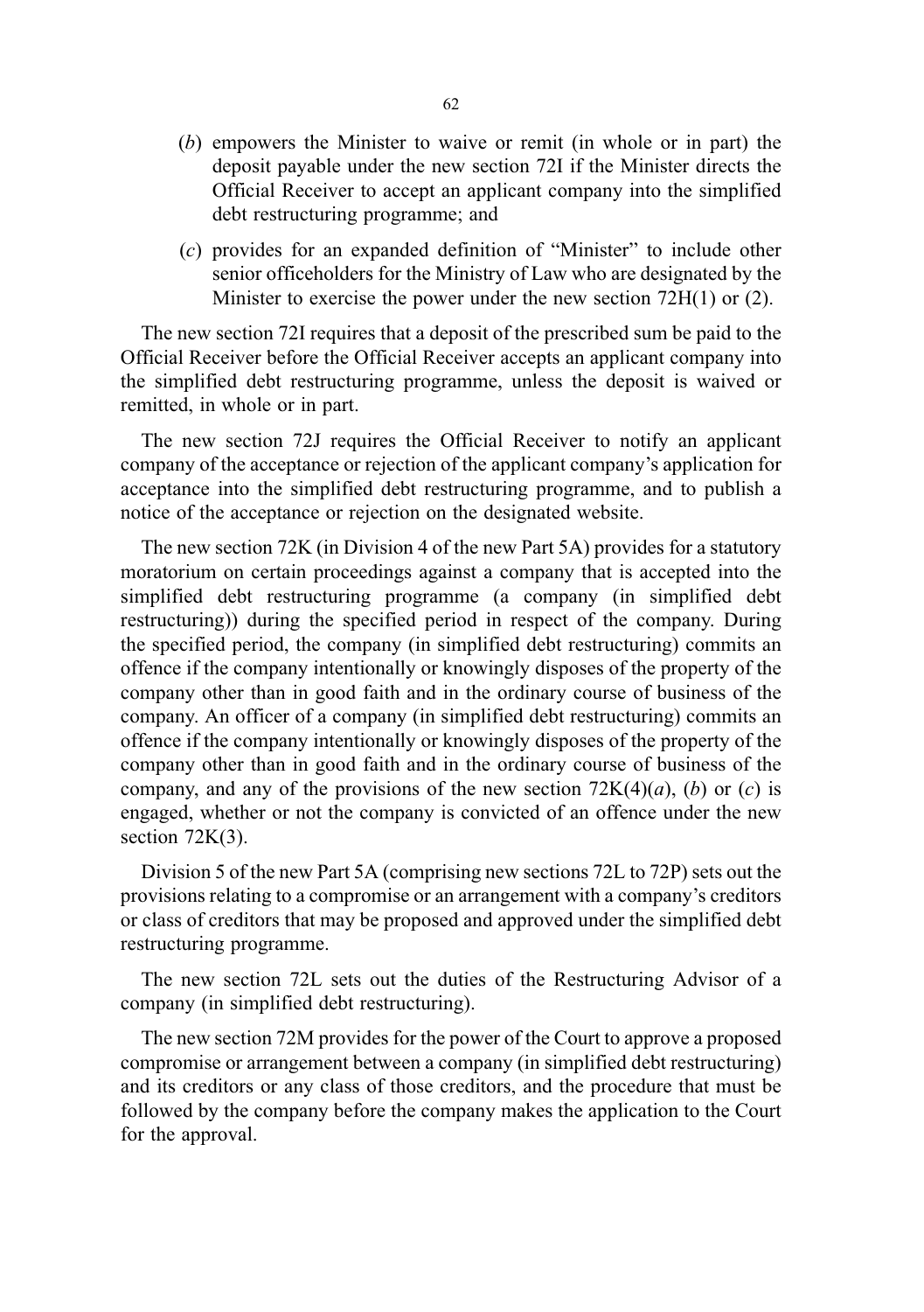(*b*) empowers the Minister to waive or remit (in whole or in part) the deposit payable under the new section 72I if the Minister directs the Official Receiver to accept an applicant company into the simplified debt restructuring programme; and

(*c*) provides for an expanded definition of "Minister" to include other senior officeholders for the Ministry of Law who are designated by the Minister to exercise the power under the new section 72H(1) or (2).

The new section 72I requires that a deposit of the prescribed sum be paid to the Official Receiver before the Official Receiver accepts an applicant company into the simplified debt restructuring programme, unless the deposit is waived or remitted, in whole or in part.

The new section 72J requires the Official Receiver to notify an applicant company of the acceptance or rejection of the applicant company's application for acceptance into the simplified debt restructuring programme, and to publish a notice of the acceptance or rejection on the designated website.

The new section 72K (in Division 4 of the new Part 5A) provides for a statutory moratorium on certain proceedings against a company that is accepted into the simplified debt restructuring programme (a company (in simplified debt restructuring)) during the specified period in respect of the company. During the specified period, the company (in simplified debt restructuring) commits an offence if the company intentionally or knowingly disposes of the property of the company other than in good faith and in the ordinary course of business of the company. An officer of a company (in simplified debt restructuring) commits an offence if the company intentionally or knowingly disposes of the property of the company other than in good faith and in the ordinary course of business of the company, and any of the provisions of the new section 72K(4)(*a*), (*b*) or (*c*) is engaged, whether or not the company is convicted of an offence under the new section 72K(3).

Division 5 of the new Part 5A (comprising new sections 72L to 72P) sets out the provisions relating to a compromise or an arrangement with a company's creditors or class of creditors that may be proposed and approved under the simplified debt restructuring programme.

The new section 72L sets out the duties of the Restructuring Advisor of a company (in simplified debt restructuring).

The new section 72M provides for the power of the Court to approve a proposed compromise or arrangement between a company (in simplified debt restructuring) and its creditors or any class of those creditors, and the procedure that must be followed by the company before the company makes the application to the Court for the approval.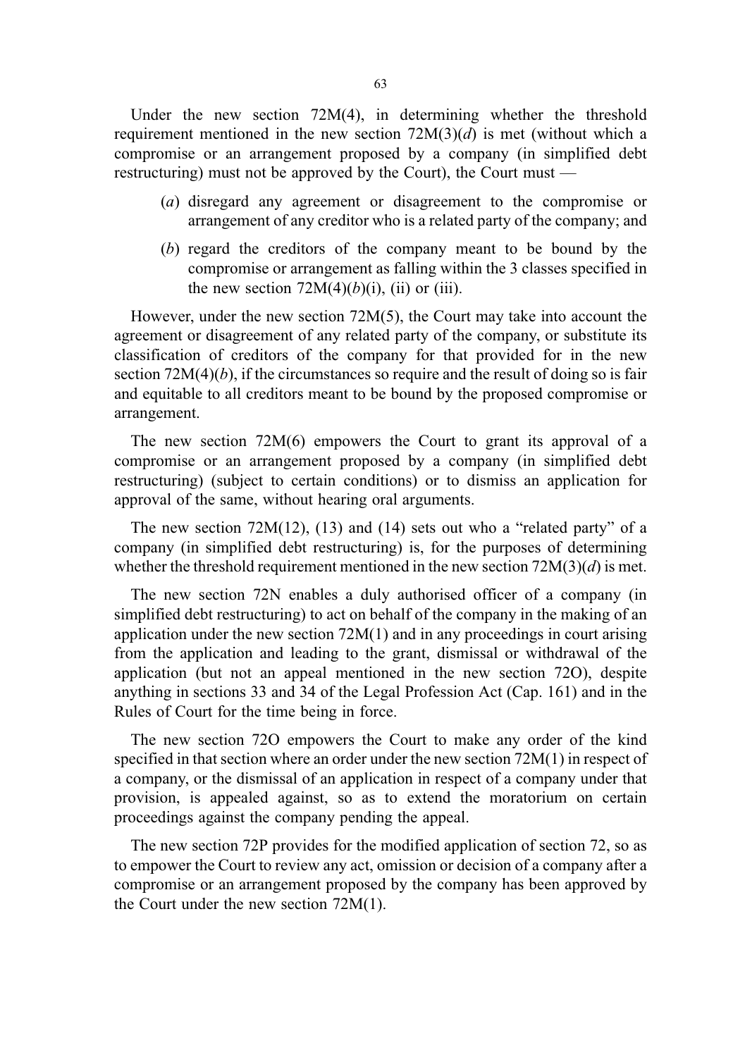Under the new section 72M(4), in determining whether the threshold requirement mentioned in the new section 72M(3)(*d*) is met (without which a compromise or an arrangement proposed by a company (in simplified debt restructuring) must not be approved by the Court), the Court must —

(*a*) disregard any agreement or disagreement to the compromise or arrangement of any creditor who is a related party of the company; and

(*b*) regard the creditors of the company meant to be bound by the compromise or arrangement as falling within the 3 classes specified in the new section 72M(4)(*b*)(i), (ii) or (iii).

However, under the new section 72M(5), the Court may take into account the agreement or disagreement of any related party of the company, or substitute its classification of creditors of the company for that provided for in the new section 72M(4)(*b*), if the circumstances so require and the result of doing so is fair and equitable to all creditors meant to be bound by the proposed compromise or arrangement.

The new section 72M(6) empowers the Court to grant its approval of a compromise or an arrangement proposed by a company (in simplified debt restructuring) (subject to certain conditions) or to dismiss an application for approval of the same, without hearing oral arguments.

The new section 72M(12), (13) and (14) sets out who a "related party" of a company (in simplified debt restructuring) is, for the purposes of determining whether the threshold requirement mentioned in the new section 72M(3)(*d*) is met.

The new section 72N enables a duly authorised officer of a company (in simplified debt restructuring) to act on behalf of the company in the making of an application under the new section 72M(1) and in any proceedings in court arising from the application and leading to the grant, dismissal or withdrawal of the application (but not an appeal mentioned in the new section 72O), despite anything in sections 33 and 34 of the Legal Profession Act (Cap. 161) and in the Rules of Court for the time being in force.

The new section 72O empowers the Court to make any order of the kind specified in that section where an order under the new section 72M(1) in respect of a company, or the dismissal of an application in respect of a company under that provision, is appealed against, so as to extend the moratorium on certain proceedings against the company pending the appeal.

The new section 72P provides for the modified application of section 72, so as to empower the Court to review any act, omission or decision of a company after a compromise or an arrangement proposed by the company has been approved by the Court under the new section 72M(1).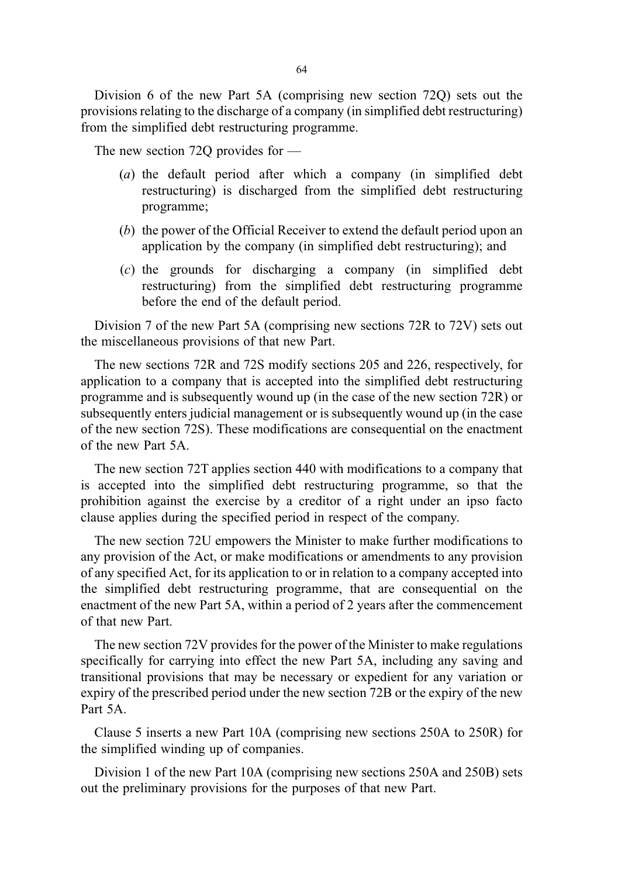Division 6 of the new Part 5A (comprising new section 72Q) sets out the provisions relating to the discharge of a company (in simplified debt restructuring) from the simplified debt restructuring programme.

The new section 72Q provides for —

(*a*) the default period after which a company (in simplified debt restructuring) is discharged from the simplified debt restructuring programme;

(*b*) the power of the Official Receiver to extend the default period upon an application by the company (in simplified debt restructuring); and

(*c*) the grounds for discharging a company (in simplified debt restructuring) from the simplified debt restructuring programme before the end of the default period.

Division 7 of the new Part 5A (comprising new sections 72R to 72V) sets out the miscellaneous provisions of that new Part.

The new sections 72R and 72S modify sections 205 and 226, respectively, for application to a company that is accepted into the simplified debt restructuring programme and is subsequently wound up (in the case of the new section 72R) or subsequently enters judicial management or is subsequently wound up (in the case of the new section 72S). These modifications are consequential on the enactment of the new Part 5A.

The new section 72T applies section 440 with modifications to a company that is accepted into the simplified debt restructuring programme, so that the prohibition against the exercise by a creditor of a right under an ipso facto clause applies during the specified period in respect of the company.

The new section 72U empowers the Minister to make further modifications to any provision of the Act, or make modifications or amendments to any provision of any specified Act, for its application to or in relation to a company accepted into the simplified debt restructuring programme, that are consequential on the enactment of the new Part 5A, within a period of 2 years after the commencement of that new Part.

The new section 72V provides for the power of the Minister to make regulations specifically for carrying into effect the new Part 5A, including any saving and transitional provisions that may be necessary or expedient for any variation or expiry of the prescribed period under the new section 72B or the expiry of the new Part 5A.

Clause 5 inserts a new Part 10A (comprising new sections 250A to 250R) for the simplified winding up of companies.

Division 1 of the new Part 10A (comprising new sections 250A and 250B) sets out the preliminary provisions for the purposes of that new Part.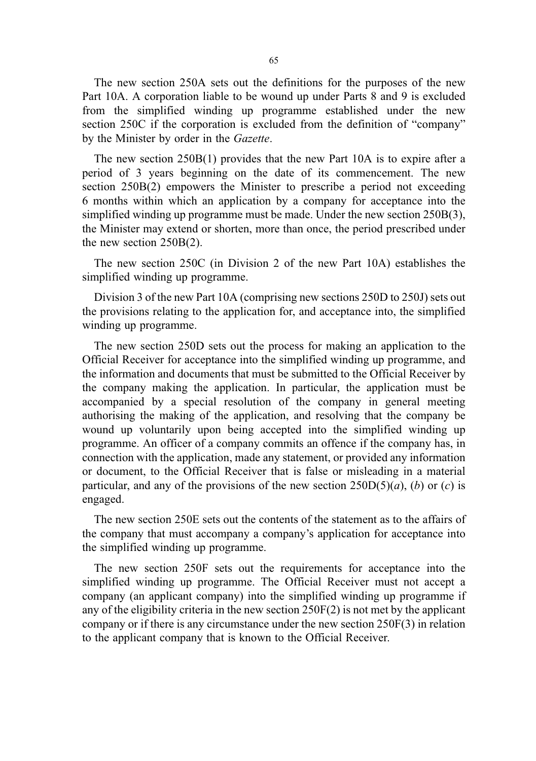The new section 250A sets out the definitions for the purposes of the new Part 10A. A corporation liable to be wound up under Parts 8 and 9 is excluded from the simplified winding up programme established under the new section 250C if the corporation is excluded from the definition of "company" by the Minister by order in the *Gazette*.

The new section 250B(1) provides that the new Part 10A is to expire after a period of 3 years beginning on the date of its commencement. The new section 250B(2) empowers the Minister to prescribe a period not exceeding 6 months within which an application by a company for acceptance into the simplified winding up programme must be made. Under the new section 250B(3), the Minister may extend or shorten, more than once, the period prescribed under the new section 250B(2).

The new section 250C (in Division 2 of the new Part 10A) establishes the simplified winding up programme.

Division 3 of the new Part 10A (comprising new sections 250D to 250J) sets out the provisions relating to the application for, and acceptance into, the simplified winding up programme.

The new section 250D sets out the process for making an application to the Official Receiver for acceptance into the simplified winding up programme, and the information and documents that must be submitted to the Official Receiver by the company making the application. In particular, the application must be accompanied by a special resolution of the company in general meeting authorising the making of the application, and resolving that the company be wound up voluntarily upon being accepted into the simplified winding up programme. An officer of a company commits an offence if the company has, in connection with the application, made any statement, or provided any information or document, to the Official Receiver that is false or misleading in a material particular, and any of the provisions of the new section 250D(5)(*a*), (*b*) or (*c*) is engaged.

The new section 250E sets out the contents of the statement as to the affairs of the company that must accompany a company's application for acceptance into the simplified winding up programme.

The new section 250F sets out the requirements for acceptance into the simplified winding up programme. The Official Receiver must not accept a company (an applicant company) into the simplified winding up programme if any of the eligibility criteria in the new section 250F(2) is not met by the applicant company or if there is any circumstance under the new section 250F(3) in relation to the applicant company that is known to the Official Receiver.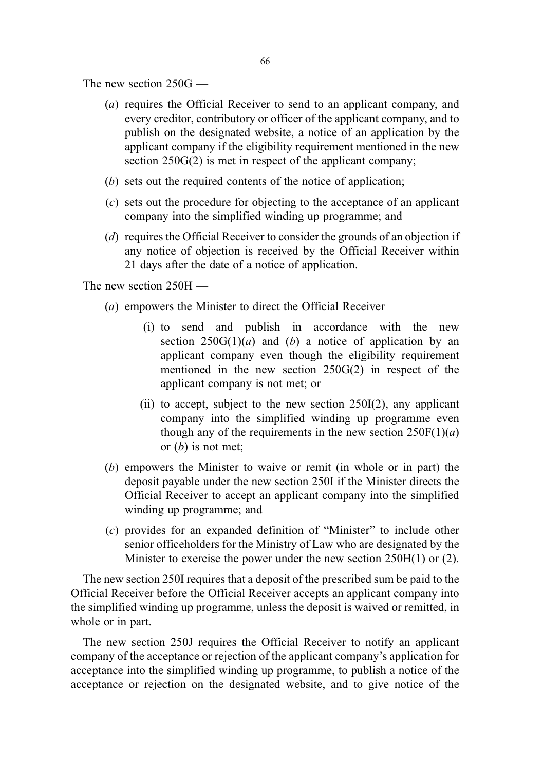The new section 250G —

(*a*) requires the Official Receiver to send to an applicant company, and every creditor, contributory or officer of the applicant company, and to publish on the designated website, a notice of an application by the applicant company if the eligibility requirement mentioned in the new section 250G(2) is met in respect of the applicant company;

(*b*) sets out the required contents of the notice of application;

(*c*) sets out the procedure for objecting to the acceptance of an applicant company into the simplified winding up programme; and

(*d*) requires the Official Receiver to consider the grounds of an objection if any notice of objection is received by the Official Receiver within 21 days after the date of a notice of application.

The new section 250H —

(*a*) empowers the Minister to direct the Official Receiver —

  (i) to send and publish in accordance with the new section 250G(1)(*a*) and (*b*) a notice of application by an applicant company even though the eligibility requirement mentioned in the new section 250G(2) in respect of the applicant company is not met; or

  (ii) to accept, subject to the new section 250I(2), any applicant company into the simplified winding up programme even though any of the requirements in the new section 250F(1)(*a*) or (*b*) is not met;

(*b*) empowers the Minister to waive or remit (in whole or in part) the deposit payable under the new section 250I if the Minister directs the Official Receiver to accept an applicant company into the simplified winding up programme; and

(*c*) provides for an expanded definition of "Minister" to include other senior officeholders for the Ministry of Law who are designated by the Minister to exercise the power under the new section 250H(1) or (2).

The new section 250I requires that a deposit of the prescribed sum be paid to the Official Receiver before the Official Receiver accepts an applicant company into the simplified winding up programme, unless the deposit is waived or remitted, in whole or in part.

The new section 250J requires the Official Receiver to notify an applicant company of the acceptance or rejection of the applicant company's application for acceptance into the simplified winding up programme, to publish a notice of the acceptance or rejection on the designated website, and to give notice of the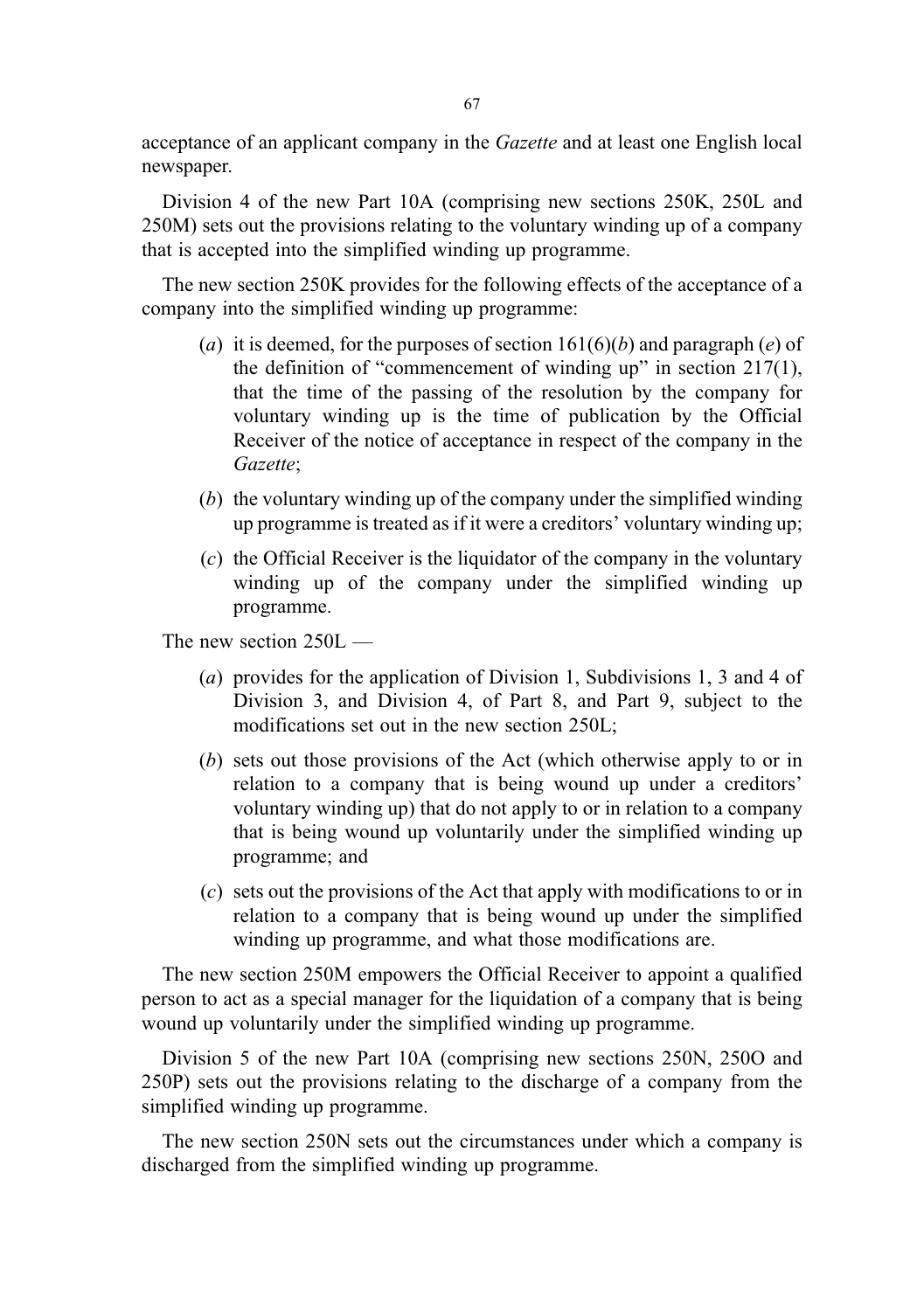acceptance of an applicant company in the *Gazette* and at least one English local newspaper.

Division 4 of the new Part 10A (comprising new sections 250K, 250L and 250M) sets out the provisions relating to the voluntary winding up of a company that is accepted into the simplified winding up programme.

The new section 250K provides for the following effects of the acceptance of a company into the simplified winding up programme:

(*a*) it is deemed, for the purposes of section 161(6)(*b*) and paragraph (*e*) of the definition of "commencement of winding up" in section 217(1), that the time of the passing of the resolution by the company for voluntary winding up is the time of publication by the Official Receiver of the notice of acceptance in respect of the company in the *Gazette*;

(*b*) the voluntary winding up of the company under the simplified winding up programme is treated as if it were a creditors' voluntary winding up;

(*c*) the Official Receiver is the liquidator of the company in the voluntary winding up of the company under the simplified winding up programme.

The new section 250L —

(*a*) provides for the application of Division 1, Subdivisions 1, 3 and 4 of Division 3, and Division 4, of Part 8, and Part 9, subject to the modifications set out in the new section 250L;

(*b*) sets out those provisions of the Act (which otherwise apply to or in relation to a company that is being wound up under a creditors' voluntary winding up) that do not apply to or in relation to a company that is being wound up voluntarily under the simplified winding up programme; and

(*c*) sets out the provisions of the Act that apply with modifications to or in relation to a company that is being wound up under the simplified winding up programme, and what those modifications are.

The new section 250M empowers the Official Receiver to appoint a qualified person to act as a special manager for the liquidation of a company that is being wound up voluntarily under the simplified winding up programme.

Division 5 of the new Part 10A (comprising new sections 250N, 250O and 250P) sets out the provisions relating to the discharge of a company from the simplified winding up programme.

The new section 250N sets out the circumstances under which a company is discharged from the simplified winding up programme.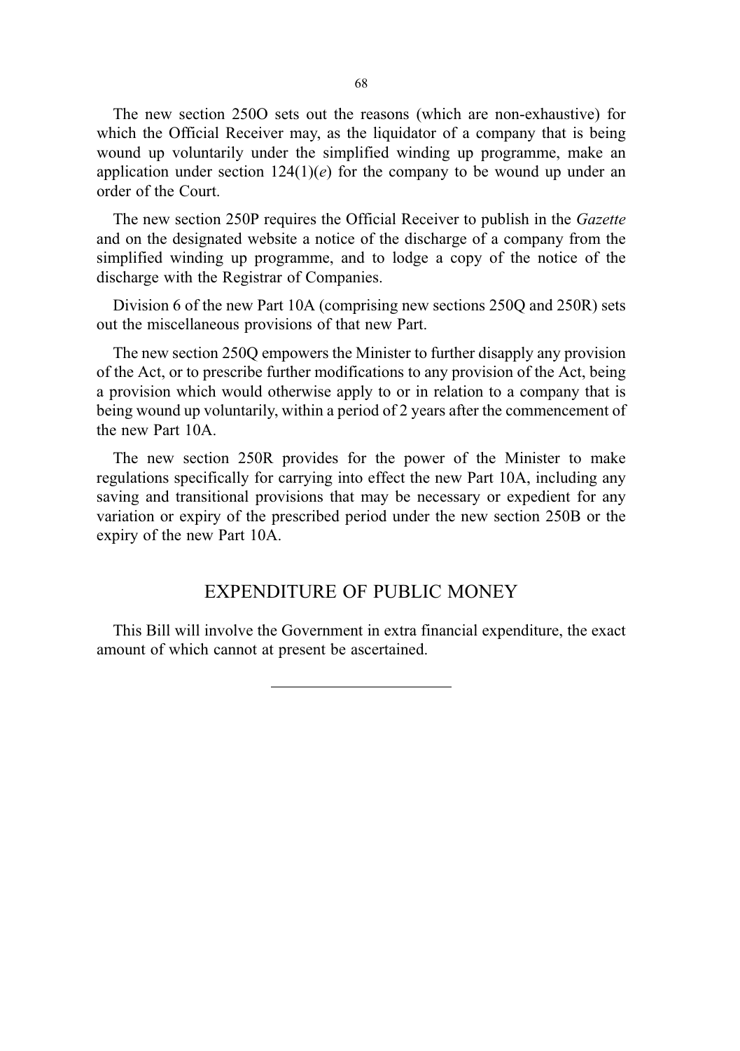The new section 250O sets out the reasons (which are non-exhaustive) for which the Official Receiver may, as the liquidator of a company that is being wound up voluntarily under the simplified winding up programme, make an application under section 124(1)(*e*) for the company to be wound up under an order of the Court.

The new section 250P requires the Official Receiver to publish in the *Gazette* and on the designated website a notice of the discharge of a company from the simplified winding up programme, and to lodge a copy of the notice of the discharge with the Registrar of Companies.

Division 6 of the new Part 10A (comprising new sections 250Q and 250R) sets out the miscellaneous provisions of that new Part.

The new section 250Q empowers the Minister to further disapply any provision of the Act, or to prescribe further modifications to any provision of the Act, being a provision which would otherwise apply to or in relation to a company that is being wound up voluntarily, within a period of 2 years after the commencement of the new Part 10A.

The new section 250R provides for the power of the Minister to make regulations specifically for carrying into effect the new Part 10A, including any saving and transitional provisions that may be necessary or expedient for any variation or expiry of the prescribed period under the new section 250B or the expiry of the new Part 10A.

## EXPENDITURE OF PUBLIC MONEY

This Bill will involve the Government in extra financial expenditure, the exact amount of which cannot at present be ascertained.